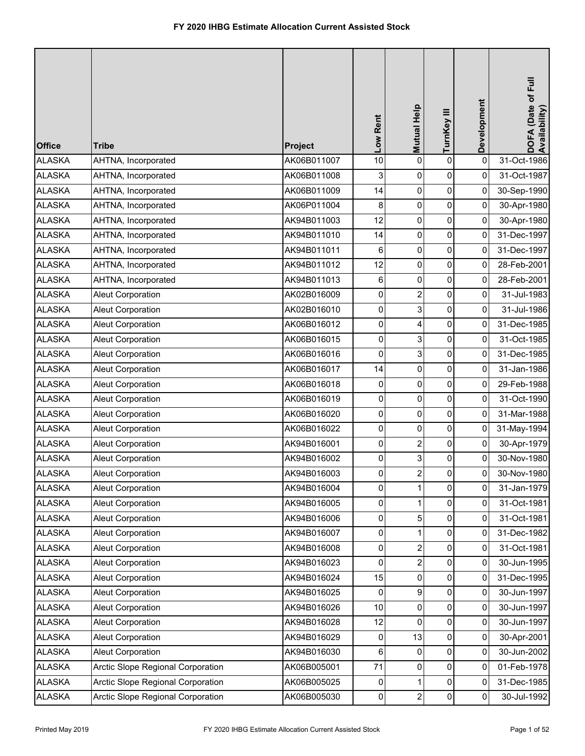# FY 2020 IHBG Estimate Allocation Current Assisted Stock

| Office | Tribe | Project | Low Rent | Mutual Help | TurnKey III | Development | DOFA (Date of Full Availability) |
|---|---|---|---|---|---|---|---|
| ALASKA | AHTNA, Incorporated | AK06B011007 | 10 | 0 | 0 | 0 | 31-Oct-1986 |
| ALASKA | AHTNA, Incorporated | AK06B011008 | 3 | 0 | 0 | 0 | 31-Oct-1987 |
| ALASKA | AHTNA, Incorporated | AK06B011009 | 14 | 0 | 0 | 0 | 30-Sep-1990 |
| ALASKA | AHTNA, Incorporated | AK06P011004 | 8 | 0 | 0 | 0 | 30-Apr-1980 |
| ALASKA | AHTNA, Incorporated | AK94B011003 | 12 | 0 | 0 | 0 | 30-Apr-1980 |
| ALASKA | AHTNA, Incorporated | AK94B011010 | 14 | 0 | 0 | 0 | 31-Dec-1997 |
| ALASKA | AHTNA, Incorporated | AK94B011011 | 6 | 0 | 0 | 0 | 31-Dec-1997 |
| ALASKA | AHTNA, Incorporated | AK94B011012 | 12 | 0 | 0 | 0 | 28-Feb-2001 |
| ALASKA | AHTNA, Incorporated | AK94B011013 | 6 | 0 | 0 | 0 | 28-Feb-2001 |
| ALASKA | Aleut Corporation | AK02B016009 | 0 | 2 | 0 | 0 | 31-Jul-1983 |
| ALASKA | Aleut Corporation | AK02B016010 | 0 | 3 | 0 | 0 | 31-Jul-1986 |
| ALASKA | Aleut Corporation | AK06B016012 | 0 | 4 | 0 | 0 | 31-Dec-1985 |
| ALASKA | Aleut Corporation | AK06B016015 | 0 | 3 | 0 | 0 | 31-Oct-1985 |
| ALASKA | Aleut Corporation | AK06B016016 | 0 | 3 | 0 | 0 | 31-Dec-1985 |
| ALASKA | Aleut Corporation | AK06B016017 | 14 | 0 | 0 | 0 | 31-Jan-1986 |
| ALASKA | Aleut Corporation | AK06B016018 | 0 | 0 | 0 | 0 | 29-Feb-1988 |
| ALASKA | Aleut Corporation | AK06B016019 | 0 | 0 | 0 | 0 | 31-Oct-1990 |
| ALASKA | Aleut Corporation | AK06B016020 | 0 | 0 | 0 | 0 | 31-Mar-1988 |
| ALASKA | Aleut Corporation | AK06B016022 | 0 | 0 | 0 | 0 | 31-May-1994 |
| ALASKA | Aleut Corporation | AK94B016001 | 0 | 2 | 0 | 0 | 30-Apr-1979 |
| ALASKA | Aleut Corporation | AK94B016002 | 0 | 3 | 0 | 0 | 30-Nov-1980 |
| ALASKA | Aleut Corporation | AK94B016003 | 0 | 2 | 0 | 0 | 30-Nov-1980 |
| ALASKA | Aleut Corporation | AK94B016004 | 0 | 1 | 0 | 0 | 31-Jan-1979 |
| ALASKA | Aleut Corporation | AK94B016005 | 0 | 1 | 0 | 0 | 31-Oct-1981 |
| ALASKA | Aleut Corporation | AK94B016006 | 0 | 5 | 0 | 0 | 31-Oct-1981 |
| ALASKA | Aleut Corporation | AK94B016007 | 0 | 1 | 0 | 0 | 31-Dec-1982 |
| ALASKA | Aleut Corporation | AK94B016008 | 0 | 2 | 0 | 0 | 31-Oct-1981 |
| ALASKA | Aleut Corporation | AK94B016023 | 0 | 2 | 0 | 0 | 30-Jun-1995 |
| ALASKA | Aleut Corporation | AK94B016024 | 15 | 0 | 0 | 0 | 31-Dec-1995 |
| ALASKA | Aleut Corporation | AK94B016025 | 0 | 9 | 0 | 0 | 30-Jun-1997 |
| ALASKA | Aleut Corporation | AK94B016026 | 10 | 0 | 0 | 0 | 30-Jun-1997 |
| ALASKA | Aleut Corporation | AK94B016028 | 12 | 0 | 0 | 0 | 30-Jun-1997 |
| ALASKA | Aleut Corporation | AK94B016029 | 0 | 13 | 0 | 0 | 30-Apr-2001 |
| ALASKA | Aleut Corporation | AK94B016030 | 6 | 0 | 0 | 0 | 30-Jun-2002 |
| ALASKA | Arctic Slope Regional Corporation | AK06B005001 | 71 | 0 | 0 | 0 | 01-Feb-1978 |
| ALASKA | Arctic Slope Regional Corporation | AK06B005025 | 0 | 1 | 0 | 0 | 31-Dec-1985 |
| ALASKA | Arctic Slope Regional Corporation | AK06B005030 | 0 | 2 | 0 | 0 | 30-Jul-1992 |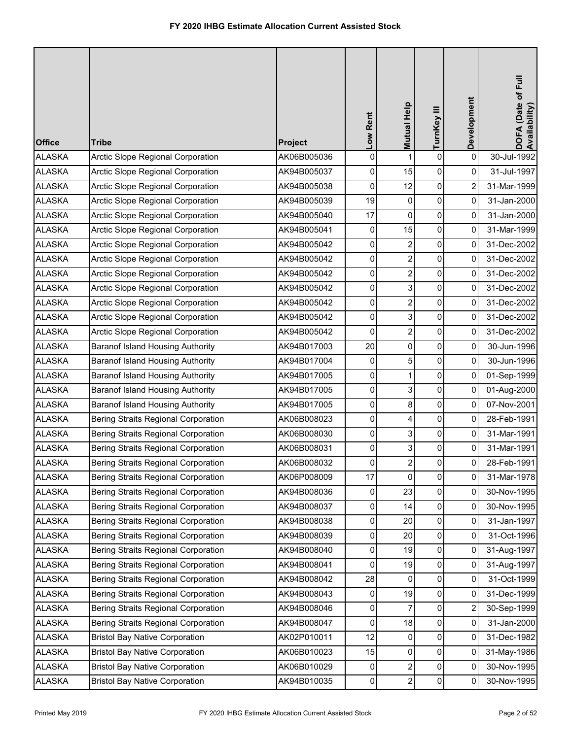# FY 2020 IHBG Estimate Allocation Current Assisted Stock

| Office | Tribe | Project | Low Rent | Mutual Help | TurnKey III | Development | DOFA (Date of Full Availability) |
|---|---|---|---|---|---|---|---|
| ALASKA | Arctic Slope Regional Corporation | AK06B005036 | 0 | 1 | 0 | 0 | 30-Jul-1992 |
| ALASKA | Arctic Slope Regional Corporation | AK94B005037 | 0 | 15 | 0 | 0 | 31-Jul-1997 |
| ALASKA | Arctic Slope Regional Corporation | AK94B005038 | 0 | 12 | 0 | 2 | 31-Mar-1999 |
| ALASKA | Arctic Slope Regional Corporation | AK94B005039 | 19 | 0 | 0 | 0 | 31-Jan-2000 |
| ALASKA | Arctic Slope Regional Corporation | AK94B005040 | 17 | 0 | 0 | 0 | 31-Jan-2000 |
| ALASKA | Arctic Slope Regional Corporation | AK94B005041 | 0 | 15 | 0 | 0 | 31-Mar-1999 |
| ALASKA | Arctic Slope Regional Corporation | AK94B005042 | 0 | 2 | 0 | 0 | 31-Dec-2002 |
| ALASKA | Arctic Slope Regional Corporation | AK94B005042 | 0 | 2 | 0 | 0 | 31-Dec-2002 |
| ALASKA | Arctic Slope Regional Corporation | AK94B005042 | 0 | 2 | 0 | 0 | 31-Dec-2002 |
| ALASKA | Arctic Slope Regional Corporation | AK94B005042 | 0 | 3 | 0 | 0 | 31-Dec-2002 |
| ALASKA | Arctic Slope Regional Corporation | AK94B005042 | 0 | 2 | 0 | 0 | 31-Dec-2002 |
| ALASKA | Arctic Slope Regional Corporation | AK94B005042 | 0 | 3 | 0 | 0 | 31-Dec-2002 |
| ALASKA | Arctic Slope Regional Corporation | AK94B005042 | 0 | 2 | 0 | 0 | 31-Dec-2002 |
| ALASKA | Baranof Island Housing Authority | AK94B017003 | 20 | 0 | 0 | 0 | 30-Jun-1996 |
| ALASKA | Baranof Island Housing Authority | AK94B017004 | 0 | 5 | 0 | 0 | 30-Jun-1996 |
| ALASKA | Baranof Island Housing Authority | AK94B017005 | 0 | 1 | 0 | 0 | 01-Sep-1999 |
| ALASKA | Baranof Island Housing Authority | AK94B017005 | 0 | 3 | 0 | 0 | 01-Aug-2000 |
| ALASKA | Baranof Island Housing Authority | AK94B017005 | 0 | 8 | 0 | 0 | 07-Nov-2001 |
| ALASKA | Bering Straits Regional Corporation | AK06B008023 | 0 | 4 | 0 | 0 | 28-Feb-1991 |
| ALASKA | Bering Straits Regional Corporation | AK06B008030 | 0 | 3 | 0 | 0 | 31-Mar-1991 |
| ALASKA | Bering Straits Regional Corporation | AK06B008031 | 0 | 3 | 0 | 0 | 31-Mar-1991 |
| ALASKA | Bering Straits Regional Corporation | AK06B008032 | 0 | 2 | 0 | 0 | 28-Feb-1991 |
| ALASKA | Bering Straits Regional Corporation | AK06P008009 | 17 | 0 | 0 | 0 | 31-Mar-1978 |
| ALASKA | Bering Straits Regional Corporation | AK94B008036 | 0 | 23 | 0 | 0 | 30-Nov-1995 |
| ALASKA | Bering Straits Regional Corporation | AK94B008037 | 0 | 14 | 0 | 0 | 30-Nov-1995 |
| ALASKA | Bering Straits Regional Corporation | AK94B008038 | 0 | 20 | 0 | 0 | 31-Jan-1997 |
| ALASKA | Bering Straits Regional Corporation | AK94B008039 | 0 | 20 | 0 | 0 | 31-Oct-1996 |
| ALASKA | Bering Straits Regional Corporation | AK94B008040 | 0 | 19 | 0 | 0 | 31-Aug-1997 |
| ALASKA | Bering Straits Regional Corporation | AK94B008041 | 0 | 19 | 0 | 0 | 31-Aug-1997 |
| ALASKA | Bering Straits Regional Corporation | AK94B008042 | 28 | 0 | 0 | 0 | 31-Oct-1999 |
| ALASKA | Bering Straits Regional Corporation | AK94B008043 | 0 | 19 | 0 | 0 | 31-Dec-1999 |
| ALASKA | Bering Straits Regional Corporation | AK94B008046 | 0 | 7 | 0 | 2 | 30-Sep-1999 |
| ALASKA | Bering Straits Regional Corporation | AK94B008047 | 0 | 18 | 0 | 0 | 31-Jan-2000 |
| ALASKA | Bristol Bay Native Corporation | AK02P010011 | 12 | 0 | 0 | 0 | 31-Dec-1982 |
| ALASKA | Bristol Bay Native Corporation | AK06B010023 | 15 | 0 | 0 | 0 | 31-May-1986 |
| ALASKA | Bristol Bay Native Corporation | AK06B010029 | 0 | 2 | 0 | 0 | 30-Nov-1995 |
| ALASKA | Bristol Bay Native Corporation | AK94B010035 | 0 | 2 | 0 | 0 | 30-Nov-1995 |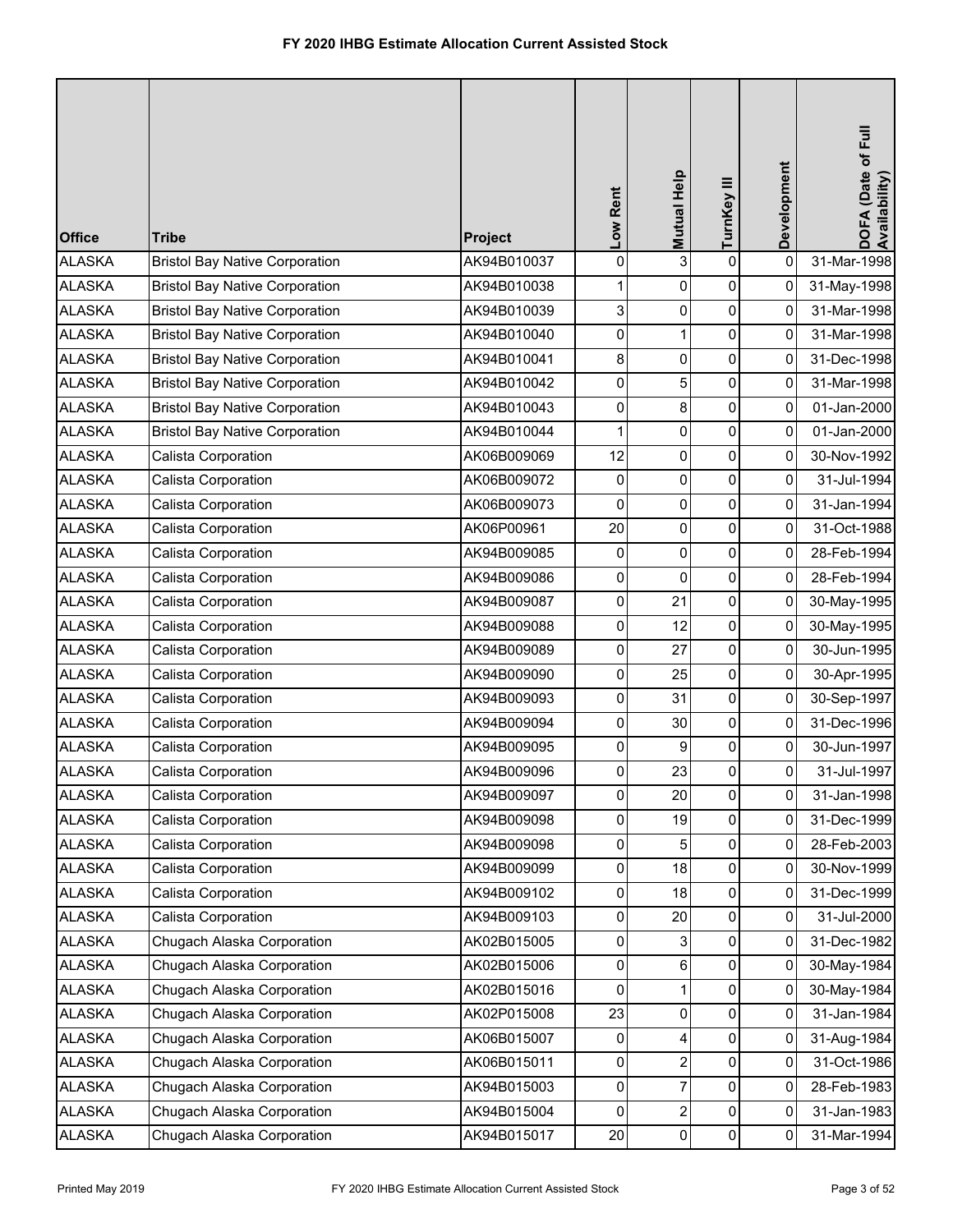# FY 2020 IHBG Estimate Allocation Current Assisted Stock

| Office | Tribe | Project | Low Rent | Mutual Help | TurnKey III | Development | DOFA (Date of Full Availability) |
|---|---|---|---|---|---|---|---|
| ALASKA | Bristol Bay Native Corporation | AK94B010037 | 0 | 3 | 0 | 0 | 31-Mar-1998 |
| ALASKA | Bristol Bay Native Corporation | AK94B010038 | 1 | 0 | 0 | 0 | 31-May-1998 |
| ALASKA | Bristol Bay Native Corporation | AK94B010039 | 3 | 0 | 0 | 0 | 31-Mar-1998 |
| ALASKA | Bristol Bay Native Corporation | AK94B010040 | 0 | 1 | 0 | 0 | 31-Mar-1998 |
| ALASKA | Bristol Bay Native Corporation | AK94B010041 | 8 | 0 | 0 | 0 | 31-Dec-1998 |
| ALASKA | Bristol Bay Native Corporation | AK94B010042 | 0 | 5 | 0 | 0 | 31-Mar-1998 |
| ALASKA | Bristol Bay Native Corporation | AK94B010043 | 0 | 8 | 0 | 0 | 01-Jan-2000 |
| ALASKA | Bristol Bay Native Corporation | AK94B010044 | 1 | 0 | 0 | 0 | 01-Jan-2000 |
| ALASKA | Calista Corporation | AK06B009069 | 12 | 0 | 0 | 0 | 30-Nov-1992 |
| ALASKA | Calista Corporation | AK06B009072 | 0 | 0 | 0 | 0 | 31-Jul-1994 |
| ALASKA | Calista Corporation | AK06B009073 | 0 | 0 | 0 | 0 | 31-Jan-1994 |
| ALASKA | Calista Corporation | AK06P00961 | 20 | 0 | 0 | 0 | 31-Oct-1988 |
| ALASKA | Calista Corporation | AK94B009085 | 0 | 0 | 0 | 0 | 28-Feb-1994 |
| ALASKA | Calista Corporation | AK94B009086 | 0 | 0 | 0 | 0 | 28-Feb-1994 |
| ALASKA | Calista Corporation | AK94B009087 | 0 | 21 | 0 | 0 | 30-May-1995 |
| ALASKA | Calista Corporation | AK94B009088 | 0 | 12 | 0 | 0 | 30-May-1995 |
| ALASKA | Calista Corporation | AK94B009089 | 0 | 27 | 0 | 0 | 30-Jun-1995 |
| ALASKA | Calista Corporation | AK94B009090 | 0 | 25 | 0 | 0 | 30-Apr-1995 |
| ALASKA | Calista Corporation | AK94B009093 | 0 | 31 | 0 | 0 | 30-Sep-1997 |
| ALASKA | Calista Corporation | AK94B009094 | 0 | 30 | 0 | 0 | 31-Dec-1996 |
| ALASKA | Calista Corporation | AK94B009095 | 0 | 9 | 0 | 0 | 30-Jun-1997 |
| ALASKA | Calista Corporation | AK94B009096 | 0 | 23 | 0 | 0 | 31-Jul-1997 |
| ALASKA | Calista Corporation | AK94B009097 | 0 | 20 | 0 | 0 | 31-Jan-1998 |
| ALASKA | Calista Corporation | AK94B009098 | 0 | 19 | 0 | 0 | 31-Dec-1999 |
| ALASKA | Calista Corporation | AK94B009098 | 0 | 5 | 0 | 0 | 28-Feb-2003 |
| ALASKA | Calista Corporation | AK94B009099 | 0 | 18 | 0 | 0 | 30-Nov-1999 |
| ALASKA | Calista Corporation | AK94B009102 | 0 | 18 | 0 | 0 | 31-Dec-1999 |
| ALASKA | Calista Corporation | AK94B009103 | 0 | 20 | 0 | 0 | 31-Jul-2000 |
| ALASKA | Chugach Alaska Corporation | AK02B015005 | 0 | 3 | 0 | 0 | 31-Dec-1982 |
| ALASKA | Chugach Alaska Corporation | AK02B015006 | 0 | 6 | 0 | 0 | 30-May-1984 |
| ALASKA | Chugach Alaska Corporation | AK02B015016 | 0 | 1 | 0 | 0 | 30-May-1984 |
| ALASKA | Chugach Alaska Corporation | AK02P015008 | 23 | 0 | 0 | 0 | 31-Jan-1984 |
| ALASKA | Chugach Alaska Corporation | AK06B015007 | 0 | 4 | 0 | 0 | 31-Aug-1984 |
| ALASKA | Chugach Alaska Corporation | AK06B015011 | 0 | 2 | 0 | 0 | 31-Oct-1986 |
| ALASKA | Chugach Alaska Corporation | AK94B015003 | 0 | 7 | 0 | 0 | 28-Feb-1983 |
| ALASKA | Chugach Alaska Corporation | AK94B015004 | 0 | 2 | 0 | 0 | 31-Jan-1983 |
| ALASKA | Chugach Alaska Corporation | AK94B015017 | 20 | 0 | 0 | 0 | 31-Mar-1994 |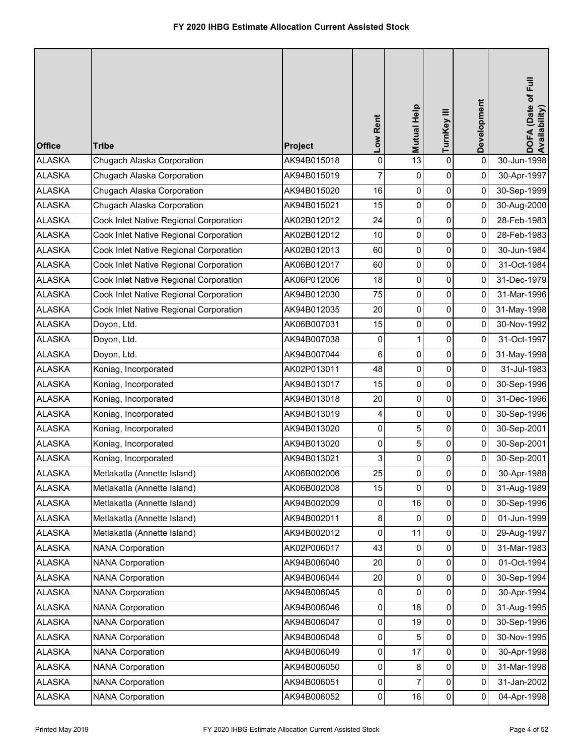# FY 2020 IHBG Estimate Allocation Current Assisted Stock

| Office | Tribe | Project | Low Rent | Mutual Help | TurnKey III | Development | DOFA (Date of Full Availability) |
|---|---|---|---|---|---|---|---|
| ALASKA | Chugach Alaska Corporation | AK94B015018 | 0 | 13 | 0 | 0 | 30-Jun-1998 |
| ALASKA | Chugach Alaska Corporation | AK94B015019 | 7 | 0 | 0 | 0 | 30-Apr-1997 |
| ALASKA | Chugach Alaska Corporation | AK94B015020 | 16 | 0 | 0 | 0 | 30-Sep-1999 |
| ALASKA | Chugach Alaska Corporation | AK94B015021 | 15 | 0 | 0 | 0 | 30-Aug-2000 |
| ALASKA | Cook Inlet Native Regional Corporation | AK02B012012 | 24 | 0 | 0 | 0 | 28-Feb-1983 |
| ALASKA | Cook Inlet Native Regional Corporation | AK02B012012 | 10 | 0 | 0 | 0 | 28-Feb-1983 |
| ALASKA | Cook Inlet Native Regional Corporation | AK02B012013 | 60 | 0 | 0 | 0 | 30-Jun-1984 |
| ALASKA | Cook Inlet Native Regional Corporation | AK06B012017 | 60 | 0 | 0 | 0 | 31-Oct-1984 |
| ALASKA | Cook Inlet Native Regional Corporation | AK06P012006 | 18 | 0 | 0 | 0 | 31-Dec-1979 |
| ALASKA | Cook Inlet Native Regional Corporation | AK94B012030 | 75 | 0 | 0 | 0 | 31-Mar-1996 |
| ALASKA | Cook Inlet Native Regional Corporation | AK94B012035 | 20 | 0 | 0 | 0 | 31-May-1998 |
| ALASKA | Doyon, Ltd. | AK06B007031 | 15 | 0 | 0 | 0 | 30-Nov-1992 |
| ALASKA | Doyon, Ltd. | AK94B007038 | 0 | 1 | 0 | 0 | 31-Oct-1997 |
| ALASKA | Doyon, Ltd. | AK94B007044 | 6 | 0 | 0 | 0 | 31-May-1998 |
| ALASKA | Koniag, Incorporated | AK02P013011 | 48 | 0 | 0 | 0 | 31-Jul-1983 |
| ALASKA | Koniag, Incorporated | AK94B013017 | 15 | 0 | 0 | 0 | 30-Sep-1996 |
| ALASKA | Koniag, Incorporated | AK94B013018 | 20 | 0 | 0 | 0 | 31-Dec-1996 |
| ALASKA | Koniag, Incorporated | AK94B013019 | 4 | 0 | 0 | 0 | 30-Sep-1996 |
| ALASKA | Koniag, Incorporated | AK94B013020 | 0 | 5 | 0 | 0 | 30-Sep-2001 |
| ALASKA | Koniag, Incorporated | AK94B013020 | 0 | 5 | 0 | 0 | 30-Sep-2001 |
| ALASKA | Koniag, Incorporated | AK94B013021 | 3 | 0 | 0 | 0 | 30-Sep-2001 |
| ALASKA | Metlakatla (Annette Island) | AK06B002006 | 25 | 0 | 0 | 0 | 30-Apr-1988 |
| ALASKA | Metlakatla (Annette Island) | AK06B002008 | 15 | 0 | 0 | 0 | 31-Aug-1989 |
| ALASKA | Metlakatla (Annette Island) | AK94B002009 | 0 | 16 | 0 | 0 | 30-Sep-1996 |
| ALASKA | Metlakatla (Annette Island) | AK94B002011 | 8 | 0 | 0 | 0 | 01-Jun-1999 |
| ALASKA | Metlakatla (Annette Island) | AK94B002012 | 0 | 11 | 0 | 0 | 29-Aug-1997 |
| ALASKA | NANA Corporation | AK02P006017 | 43 | 0 | 0 | 0 | 31-Mar-1983 |
| ALASKA | NANA Corporation | AK94B006040 | 20 | 0 | 0 | 0 | 01-Oct-1994 |
| ALASKA | NANA Corporation | AK94B006044 | 20 | 0 | 0 | 0 | 30-Sep-1994 |
| ALASKA | NANA Corporation | AK94B006045 | 0 | 0 | 0 | 0 | 30-Apr-1994 |
| ALASKA | NANA Corporation | AK94B006046 | 0 | 18 | 0 | 0 | 31-Aug-1995 |
| ALASKA | NANA Corporation | AK94B006047 | 0 | 19 | 0 | 0 | 30-Sep-1996 |
| ALASKA | NANA Corporation | AK94B006048 | 0 | 5 | 0 | 0 | 30-Nov-1995 |
| ALASKA | NANA Corporation | AK94B006049 | 0 | 17 | 0 | 0 | 30-Apr-1998 |
| ALASKA | NANA Corporation | AK94B006050 | 0 | 8 | 0 | 0 | 31-Mar-1998 |
| ALASKA | NANA Corporation | AK94B006051 | 0 | 7 | 0 | 0 | 31-Jan-2002 |
| ALASKA | NANA Corporation | AK94B006052 | 0 | 16 | 0 | 0 | 04-Apr-1998 |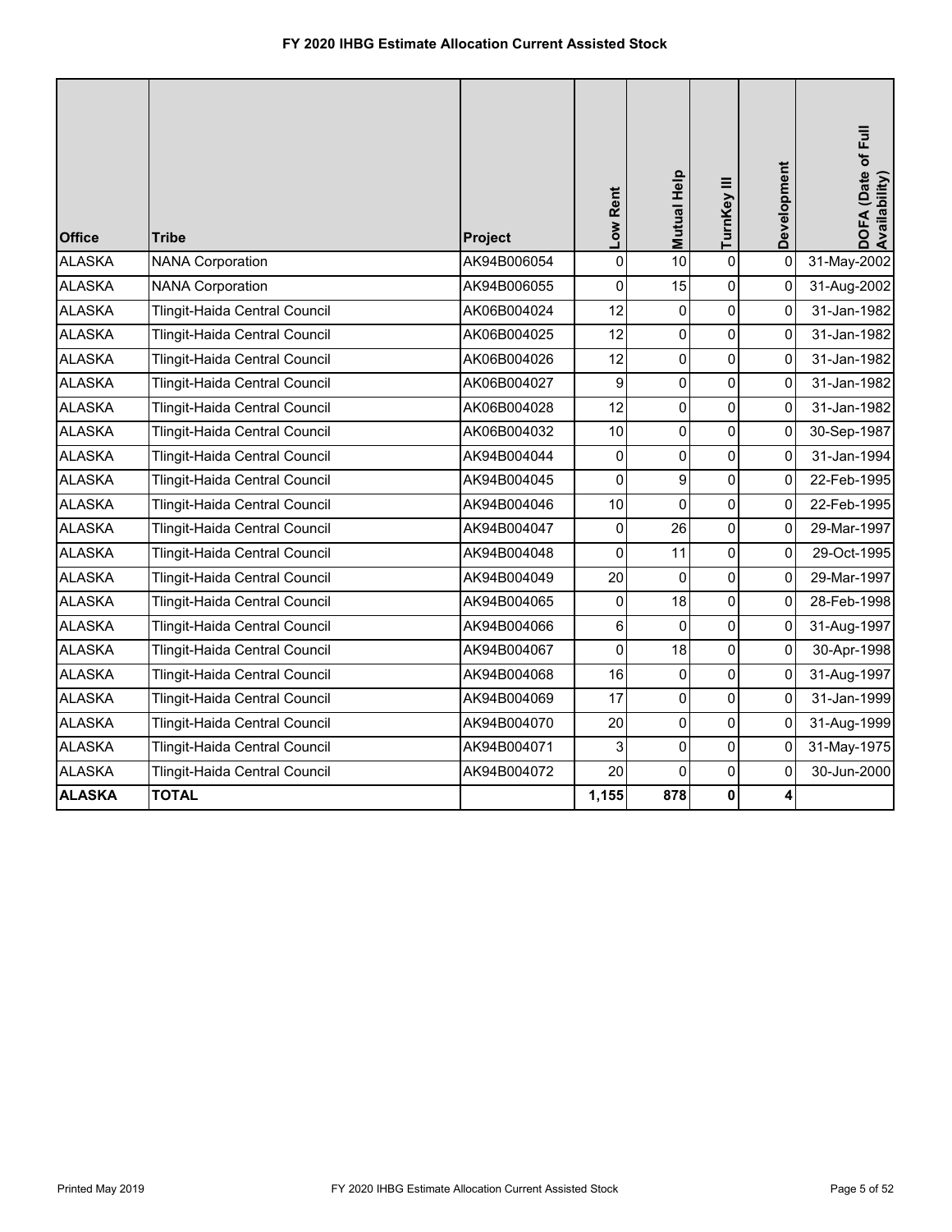# FY 2020 IHBG Estimate Allocation Current Assisted Stock

| Office | Tribe | Project | Low Rent | Mutual Help | TurnKey III | Development | DOFA (Date of Full Availability) |
|---|---|---|---|---|---|---|---|
| ALASKA | NANA Corporation | AK94B006054 | 0 | 10 | 0 | 0 | 31-May-2002 |
| ALASKA | NANA Corporation | AK94B006055 | 0 | 15 | 0 | 0 | 31-Aug-2002 |
| ALASKA | Tlingit-Haida Central Council | AK06B004024 | 12 | 0 | 0 | 0 | 31-Jan-1982 |
| ALASKA | Tlingit-Haida Central Council | AK06B004025 | 12 | 0 | 0 | 0 | 31-Jan-1982 |
| ALASKA | Tlingit-Haida Central Council | AK06B004026 | 12 | 0 | 0 | 0 | 31-Jan-1982 |
| ALASKA | Tlingit-Haida Central Council | AK06B004027 | 9 | 0 | 0 | 0 | 31-Jan-1982 |
| ALASKA | Tlingit-Haida Central Council | AK06B004028 | 12 | 0 | 0 | 0 | 31-Jan-1982 |
| ALASKA | Tlingit-Haida Central Council | AK06B004032 | 10 | 0 | 0 | 0 | 30-Sep-1987 |
| ALASKA | Tlingit-Haida Central Council | AK94B004044 | 0 | 0 | 0 | 0 | 31-Jan-1994 |
| ALASKA | Tlingit-Haida Central Council | AK94B004045 | 0 | 9 | 0 | 0 | 22-Feb-1995 |
| ALASKA | Tlingit-Haida Central Council | AK94B004046 | 10 | 0 | 0 | 0 | 22-Feb-1995 |
| ALASKA | Tlingit-Haida Central Council | AK94B004047 | 0 | 26 | 0 | 0 | 29-Mar-1997 |
| ALASKA | Tlingit-Haida Central Council | AK94B004048 | 0 | 11 | 0 | 0 | 29-Oct-1995 |
| ALASKA | Tlingit-Haida Central Council | AK94B004049 | 20 | 0 | 0 | 0 | 29-Mar-1997 |
| ALASKA | Tlingit-Haida Central Council | AK94B004065 | 0 | 18 | 0 | 0 | 28-Feb-1998 |
| ALASKA | Tlingit-Haida Central Council | AK94B004066 | 6 | 0 | 0 | 0 | 31-Aug-1997 |
| ALASKA | Tlingit-Haida Central Council | AK94B004067 | 0 | 18 | 0 | 0 | 30-Apr-1998 |
| ALASKA | Tlingit-Haida Central Council | AK94B004068 | 16 | 0 | 0 | 0 | 31-Aug-1997 |
| ALASKA | Tlingit-Haida Central Council | AK94B004069 | 17 | 0 | 0 | 0 | 31-Jan-1999 |
| ALASKA | Tlingit-Haida Central Council | AK94B004070 | 20 | 0 | 0 | 0 | 31-Aug-1999 |
| ALASKA | Tlingit-Haida Central Council | AK94B004071 | 3 | 0 | 0 | 0 | 31-May-1975 |
| ALASKA | Tlingit-Haida Central Council | AK94B004072 | 20 | 0 | 0 | 0 | 30-Jun-2000 |
| **ALASKA** | **TOTAL** | | **1,155** | **878** | **0** | **4** | |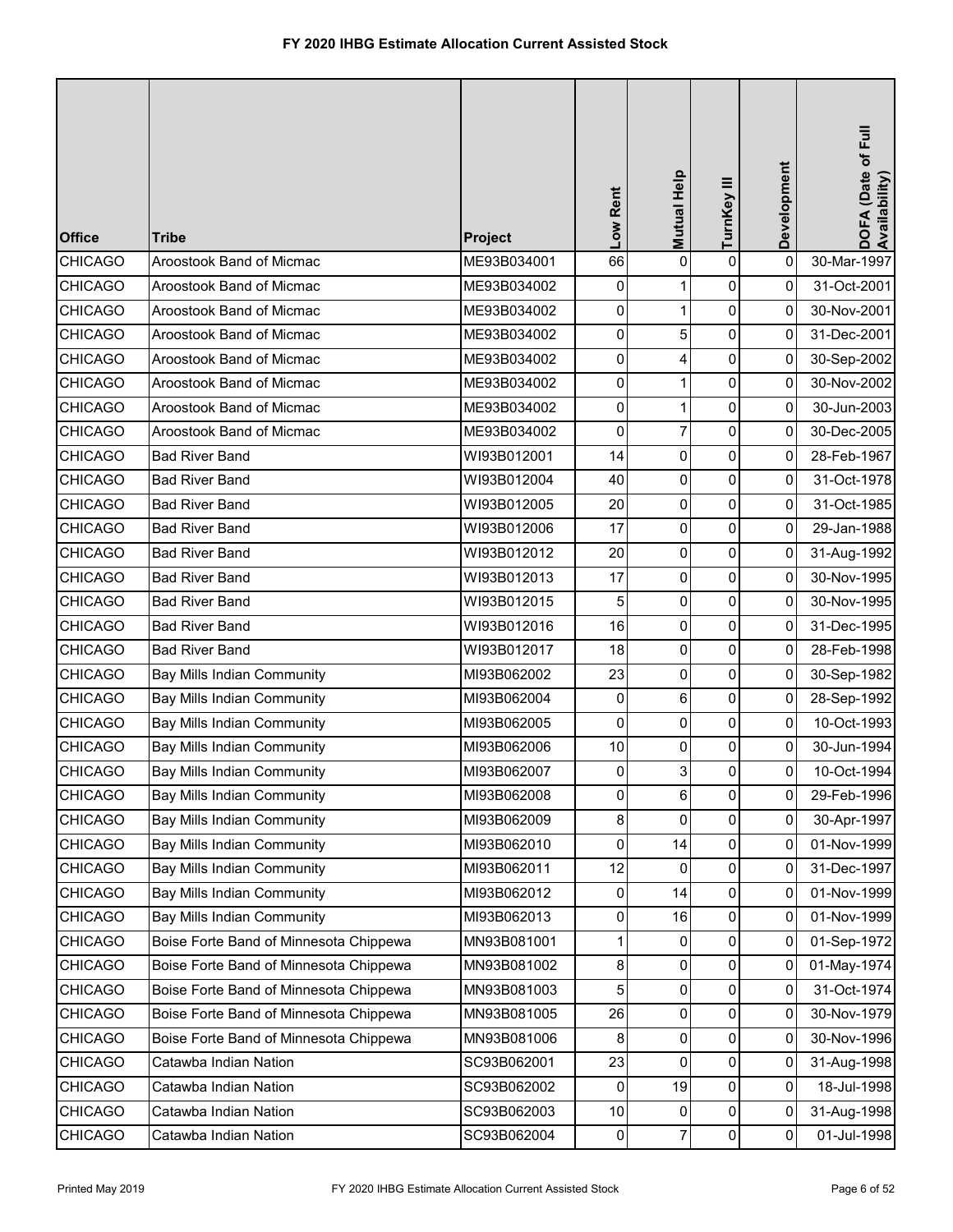# FY 2020 IHBG Estimate Allocation Current Assisted Stock

| Office | Tribe | Project | Low Rent | Mutual Help | TurnKey III | Development | DOFA (Date of Full Availability) |
|---|---|---|---|---|---|---|---|
| CHICAGO | Aroostook Band of Micmac | ME93B034001 | 66 | 0 | 0 | 0 | 30-Mar-1997 |
| CHICAGO | Aroostook Band of Micmac | ME93B034002 | 0 | 1 | 0 | 0 | 31-Oct-2001 |
| CHICAGO | Aroostook Band of Micmac | ME93B034002 | 0 | 1 | 0 | 0 | 30-Nov-2001 |
| CHICAGO | Aroostook Band of Micmac | ME93B034002 | 0 | 5 | 0 | 0 | 31-Dec-2001 |
| CHICAGO | Aroostook Band of Micmac | ME93B034002 | 0 | 4 | 0 | 0 | 30-Sep-2002 |
| CHICAGO | Aroostook Band of Micmac | ME93B034002 | 0 | 1 | 0 | 0 | 30-Nov-2002 |
| CHICAGO | Aroostook Band of Micmac | ME93B034002 | 0 | 1 | 0 | 0 | 30-Jun-2003 |
| CHICAGO | Aroostook Band of Micmac | ME93B034002 | 0 | 7 | 0 | 0 | 30-Dec-2005 |
| CHICAGO | Bad River Band | WI93B012001 | 14 | 0 | 0 | 0 | 28-Feb-1967 |
| CHICAGO | Bad River Band | WI93B012004 | 40 | 0 | 0 | 0 | 31-Oct-1978 |
| CHICAGO | Bad River Band | WI93B012005 | 20 | 0 | 0 | 0 | 31-Oct-1985 |
| CHICAGO | Bad River Band | WI93B012006 | 17 | 0 | 0 | 0 | 29-Jan-1988 |
| CHICAGO | Bad River Band | WI93B012012 | 20 | 0 | 0 | 0 | 31-Aug-1992 |
| CHICAGO | Bad River Band | WI93B012013 | 17 | 0 | 0 | 0 | 30-Nov-1995 |
| CHICAGO | Bad River Band | WI93B012015 | 5 | 0 | 0 | 0 | 30-Nov-1995 |
| CHICAGO | Bad River Band | WI93B012016 | 16 | 0 | 0 | 0 | 31-Dec-1995 |
| CHICAGO | Bad River Band | WI93B012017 | 18 | 0 | 0 | 0 | 28-Feb-1998 |
| CHICAGO | Bay Mills Indian Community | MI93B062002 | 23 | 0 | 0 | 0 | 30-Sep-1982 |
| CHICAGO | Bay Mills Indian Community | MI93B062004 | 0 | 6 | 0 | 0 | 28-Sep-1992 |
| CHICAGO | Bay Mills Indian Community | MI93B062005 | 0 | 0 | 0 | 0 | 10-Oct-1993 |
| CHICAGO | Bay Mills Indian Community | MI93B062006 | 10 | 0 | 0 | 0 | 30-Jun-1994 |
| CHICAGO | Bay Mills Indian Community | MI93B062007 | 0 | 3 | 0 | 0 | 10-Oct-1994 |
| CHICAGO | Bay Mills Indian Community | MI93B062008 | 0 | 6 | 0 | 0 | 29-Feb-1996 |
| CHICAGO | Bay Mills Indian Community | MI93B062009 | 8 | 0 | 0 | 0 | 30-Apr-1997 |
| CHICAGO | Bay Mills Indian Community | MI93B062010 | 0 | 14 | 0 | 0 | 01-Nov-1999 |
| CHICAGO | Bay Mills Indian Community | MI93B062011 | 12 | 0 | 0 | 0 | 31-Dec-1997 |
| CHICAGO | Bay Mills Indian Community | MI93B062012 | 0 | 14 | 0 | 0 | 01-Nov-1999 |
| CHICAGO | Bay Mills Indian Community | MI93B062013 | 0 | 16 | 0 | 0 | 01-Nov-1999 |
| CHICAGO | Boise Forte Band of Minnesota Chippewa | MN93B081001 | 1 | 0 | 0 | 0 | 01-Sep-1972 |
| CHICAGO | Boise Forte Band of Minnesota Chippewa | MN93B081002 | 8 | 0 | 0 | 0 | 01-May-1974 |
| CHICAGO | Boise Forte Band of Minnesota Chippewa | MN93B081003 | 5 | 0 | 0 | 0 | 31-Oct-1974 |
| CHICAGO | Boise Forte Band of Minnesota Chippewa | MN93B081005 | 26 | 0 | 0 | 0 | 30-Nov-1979 |
| CHICAGO | Boise Forte Band of Minnesota Chippewa | MN93B081006 | 8 | 0 | 0 | 0 | 30-Nov-1996 |
| CHICAGO | Catawba Indian Nation | SC93B062001 | 23 | 0 | 0 | 0 | 31-Aug-1998 |
| CHICAGO | Catawba Indian Nation | SC93B062002 | 0 | 19 | 0 | 0 | 18-Jul-1998 |
| CHICAGO | Catawba Indian Nation | SC93B062003 | 10 | 0 | 0 | 0 | 31-Aug-1998 |
| CHICAGO | Catawba Indian Nation | SC93B062004 | 0 | 7 | 0 | 0 | 01-Jul-1998 |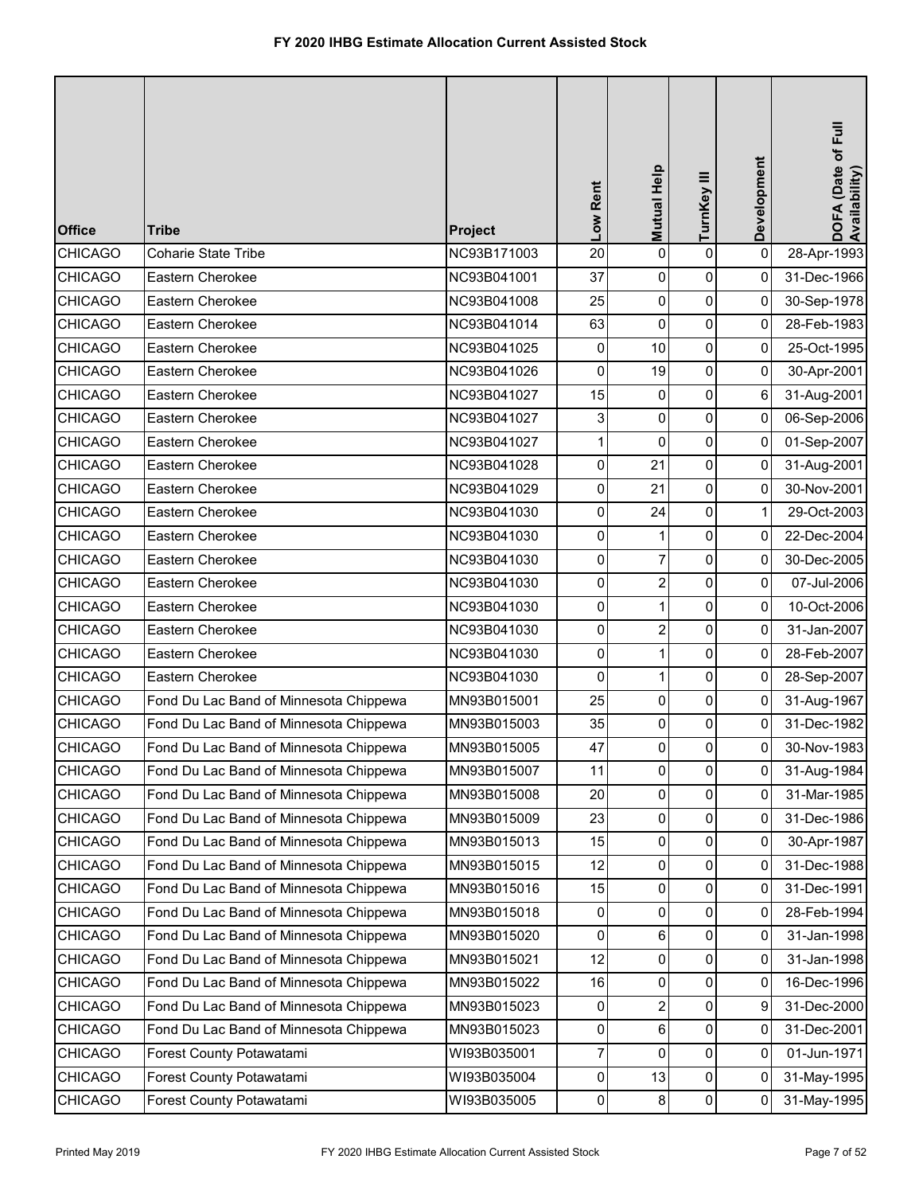# FY 2020 IHBG Estimate Allocation Current Assisted Stock

| Office | Tribe | Project | Low Rent | Mutual Help | TurnKey III | Development | DOFA (Date of Full Availability) |
|---|---|---|---|---|---|---|---|
| CHICAGO | Coharie State Tribe | NC93B171003 | 20 | 0 | 0 | 0 | 28-Apr-1993 |
| CHICAGO | Eastern Cherokee | NC93B041001 | 37 | 0 | 0 | 0 | 31-Dec-1966 |
| CHICAGO | Eastern Cherokee | NC93B041008 | 25 | 0 | 0 | 0 | 30-Sep-1978 |
| CHICAGO | Eastern Cherokee | NC93B041014 | 63 | 0 | 0 | 0 | 28-Feb-1983 |
| CHICAGO | Eastern Cherokee | NC93B041025 | 0 | 10 | 0 | 0 | 25-Oct-1995 |
| CHICAGO | Eastern Cherokee | NC93B041026 | 0 | 19 | 0 | 0 | 30-Apr-2001 |
| CHICAGO | Eastern Cherokee | NC93B041027 | 15 | 0 | 0 | 6 | 31-Aug-2001 |
| CHICAGO | Eastern Cherokee | NC93B041027 | 3 | 0 | 0 | 0 | 06-Sep-2006 |
| CHICAGO | Eastern Cherokee | NC93B041027 | 1 | 0 | 0 | 0 | 01-Sep-2007 |
| CHICAGO | Eastern Cherokee | NC93B041028 | 0 | 21 | 0 | 0 | 31-Aug-2001 |
| CHICAGO | Eastern Cherokee | NC93B041029 | 0 | 21 | 0 | 0 | 30-Nov-2001 |
| CHICAGO | Eastern Cherokee | NC93B041030 | 0 | 24 | 0 | 1 | 29-Oct-2003 |
| CHICAGO | Eastern Cherokee | NC93B041030 | 0 | 1 | 0 | 0 | 22-Dec-2004 |
| CHICAGO | Eastern Cherokee | NC93B041030 | 0 | 7 | 0 | 0 | 30-Dec-2005 |
| CHICAGO | Eastern Cherokee | NC93B041030 | 0 | 2 | 0 | 0 | 07-Jul-2006 |
| CHICAGO | Eastern Cherokee | NC93B041030 | 0 | 1 | 0 | 0 | 10-Oct-2006 |
| CHICAGO | Eastern Cherokee | NC93B041030 | 0 | 2 | 0 | 0 | 31-Jan-2007 |
| CHICAGO | Eastern Cherokee | NC93B041030 | 0 | 1 | 0 | 0 | 28-Feb-2007 |
| CHICAGO | Eastern Cherokee | NC93B041030 | 0 | 1 | 0 | 0 | 28-Sep-2007 |
| CHICAGO | Fond Du Lac Band of Minnesota Chippewa | MN93B015001 | 25 | 0 | 0 | 0 | 31-Aug-1967 |
| CHICAGO | Fond Du Lac Band of Minnesota Chippewa | MN93B015003 | 35 | 0 | 0 | 0 | 31-Dec-1982 |
| CHICAGO | Fond Du Lac Band of Minnesota Chippewa | MN93B015005 | 47 | 0 | 0 | 0 | 30-Nov-1983 |
| CHICAGO | Fond Du Lac Band of Minnesota Chippewa | MN93B015007 | 11 | 0 | 0 | 0 | 31-Aug-1984 |
| CHICAGO | Fond Du Lac Band of Minnesota Chippewa | MN93B015008 | 20 | 0 | 0 | 0 | 31-Mar-1985 |
| CHICAGO | Fond Du Lac Band of Minnesota Chippewa | MN93B015009 | 23 | 0 | 0 | 0 | 31-Dec-1986 |
| CHICAGO | Fond Du Lac Band of Minnesota Chippewa | MN93B015013 | 15 | 0 | 0 | 0 | 30-Apr-1987 |
| CHICAGO | Fond Du Lac Band of Minnesota Chippewa | MN93B015015 | 12 | 0 | 0 | 0 | 31-Dec-1988 |
| CHICAGO | Fond Du Lac Band of Minnesota Chippewa | MN93B015016 | 15 | 0 | 0 | 0 | 31-Dec-1991 |
| CHICAGO | Fond Du Lac Band of Minnesota Chippewa | MN93B015018 | 0 | 0 | 0 | 0 | 28-Feb-1994 |
| CHICAGO | Fond Du Lac Band of Minnesota Chippewa | MN93B015020 | 0 | 6 | 0 | 0 | 31-Jan-1998 |
| CHICAGO | Fond Du Lac Band of Minnesota Chippewa | MN93B015021 | 12 | 0 | 0 | 0 | 31-Jan-1998 |
| CHICAGO | Fond Du Lac Band of Minnesota Chippewa | MN93B015022 | 16 | 0 | 0 | 0 | 16-Dec-1996 |
| CHICAGO | Fond Du Lac Band of Minnesota Chippewa | MN93B015023 | 0 | 2 | 0 | 9 | 31-Dec-2000 |
| CHICAGO | Fond Du Lac Band of Minnesota Chippewa | MN93B015023 | 0 | 6 | 0 | 0 | 31-Dec-2001 |
| CHICAGO | Forest County Potawatami | WI93B035001 | 7 | 0 | 0 | 0 | 01-Jun-1971 |
| CHICAGO | Forest County Potawatami | WI93B035004 | 0 | 13 | 0 | 0 | 31-May-1995 |
| CHICAGO | Forest County Potawatami | WI93B035005 | 0 | 8 | 0 | 0 | 31-May-1995 |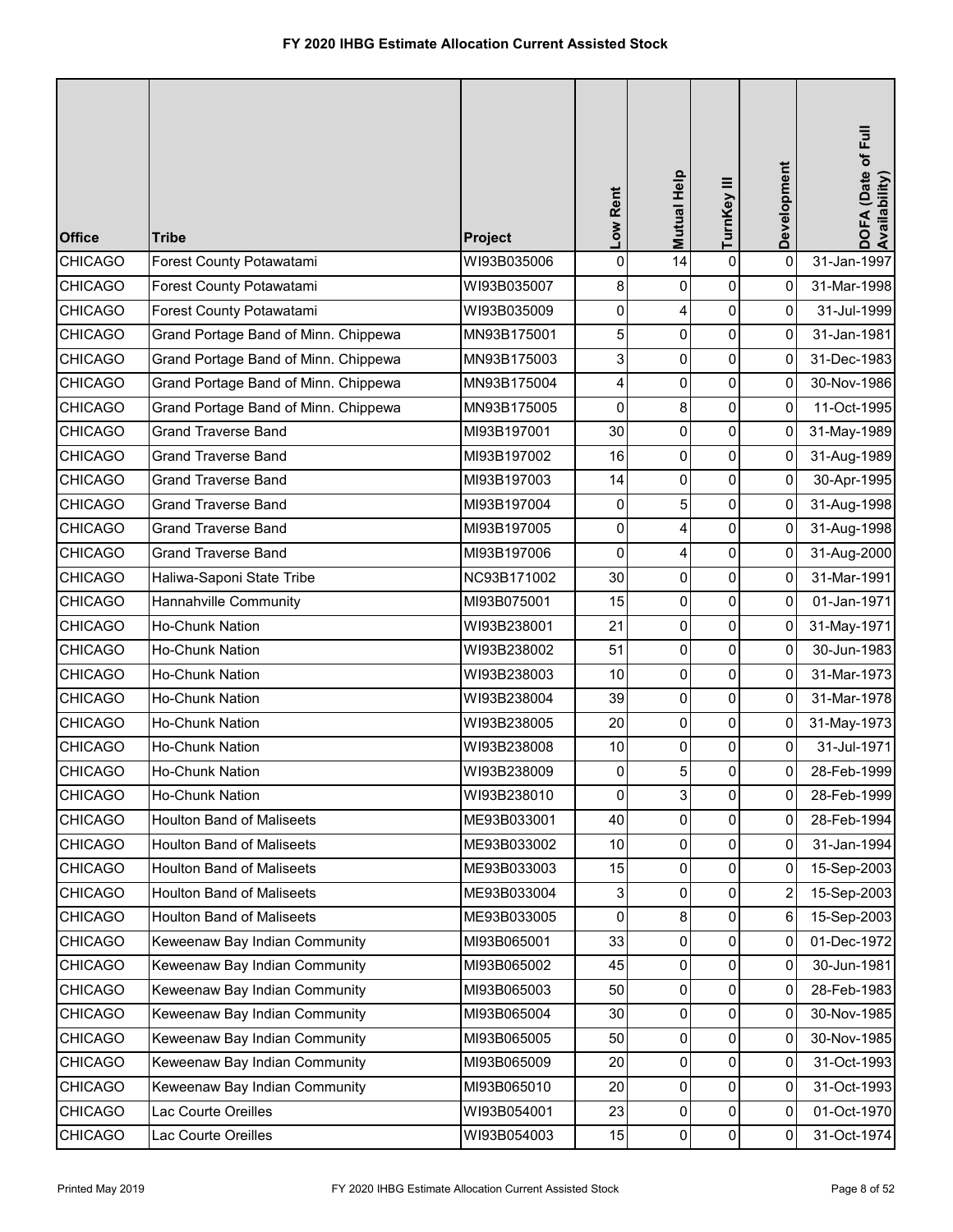# FY 2020 IHBG Estimate Allocation Current Assisted Stock

| Office | Tribe | Project | Low Rent | Mutual Help | TurnKey III | Development | DOFA (Date of Full Availability) |
|---|---|---|---|---|---|---|---|
| CHICAGO | Forest County Potawatami | WI93B035006 | 0 | 14 | 0 | 0 | 31-Jan-1997 |
| CHICAGO | Forest County Potawatami | WI93B035007 | 8 | 0 | 0 | 0 | 31-Mar-1998 |
| CHICAGO | Forest County Potawatami | WI93B035009 | 0 | 4 | 0 | 0 | 31-Jul-1999 |
| CHICAGO | Grand Portage Band of Minn. Chippewa | MN93B175001 | 5 | 0 | 0 | 0 | 31-Jan-1981 |
| CHICAGO | Grand Portage Band of Minn. Chippewa | MN93B175003 | 3 | 0 | 0 | 0 | 31-Dec-1983 |
| CHICAGO | Grand Portage Band of Minn. Chippewa | MN93B175004 | 4 | 0 | 0 | 0 | 30-Nov-1986 |
| CHICAGO | Grand Portage Band of Minn. Chippewa | MN93B175005 | 0 | 8 | 0 | 0 | 11-Oct-1995 |
| CHICAGO | Grand Traverse Band | MI93B197001 | 30 | 0 | 0 | 0 | 31-May-1989 |
| CHICAGO | Grand Traverse Band | MI93B197002 | 16 | 0 | 0 | 0 | 31-Aug-1989 |
| CHICAGO | Grand Traverse Band | MI93B197003 | 14 | 0 | 0 | 0 | 30-Apr-1995 |
| CHICAGO | Grand Traverse Band | MI93B197004 | 0 | 5 | 0 | 0 | 31-Aug-1998 |
| CHICAGO | Grand Traverse Band | MI93B197005 | 0 | 4 | 0 | 0 | 31-Aug-1998 |
| CHICAGO | Grand Traverse Band | MI93B197006 | 0 | 4 | 0 | 0 | 31-Aug-2000 |
| CHICAGO | Haliwa-Saponi State Tribe | NC93B171002 | 30 | 0 | 0 | 0 | 31-Mar-1991 |
| CHICAGO | Hannahville Community | MI93B075001 | 15 | 0 | 0 | 0 | 01-Jan-1971 |
| CHICAGO | Ho-Chunk Nation | WI93B238001 | 21 | 0 | 0 | 0 | 31-May-1971 |
| CHICAGO | Ho-Chunk Nation | WI93B238002 | 51 | 0 | 0 | 0 | 30-Jun-1983 |
| CHICAGO | Ho-Chunk Nation | WI93B238003 | 10 | 0 | 0 | 0 | 31-Mar-1973 |
| CHICAGO | Ho-Chunk Nation | WI93B238004 | 39 | 0 | 0 | 0 | 31-Mar-1978 |
| CHICAGO | Ho-Chunk Nation | WI93B238005 | 20 | 0 | 0 | 0 | 31-May-1973 |
| CHICAGO | Ho-Chunk Nation | WI93B238008 | 10 | 0 | 0 | 0 | 31-Jul-1971 |
| CHICAGO | Ho-Chunk Nation | WI93B238009 | 0 | 5 | 0 | 0 | 28-Feb-1999 |
| CHICAGO | Ho-Chunk Nation | WI93B238010 | 0 | 3 | 0 | 0 | 28-Feb-1999 |
| CHICAGO | Houlton Band of Maliseets | ME93B033001 | 40 | 0 | 0 | 0 | 28-Feb-1994 |
| CHICAGO | Houlton Band of Maliseets | ME93B033002 | 10 | 0 | 0 | 0 | 31-Jan-1994 |
| CHICAGO | Houlton Band of Maliseets | ME93B033003 | 15 | 0 | 0 | 0 | 15-Sep-2003 |
| CHICAGO | Houlton Band of Maliseets | ME93B033004 | 3 | 0 | 0 | 2 | 15-Sep-2003 |
| CHICAGO | Houlton Band of Maliseets | ME93B033005 | 0 | 8 | 0 | 6 | 15-Sep-2003 |
| CHICAGO | Keweenaw Bay Indian Community | MI93B065001 | 33 | 0 | 0 | 0 | 01-Dec-1972 |
| CHICAGO | Keweenaw Bay Indian Community | MI93B065002 | 45 | 0 | 0 | 0 | 30-Jun-1981 |
| CHICAGO | Keweenaw Bay Indian Community | MI93B065003 | 50 | 0 | 0 | 0 | 28-Feb-1983 |
| CHICAGO | Keweenaw Bay Indian Community | MI93B065004 | 30 | 0 | 0 | 0 | 30-Nov-1985 |
| CHICAGO | Keweenaw Bay Indian Community | MI93B065005 | 50 | 0 | 0 | 0 | 30-Nov-1985 |
| CHICAGO | Keweenaw Bay Indian Community | MI93B065009 | 20 | 0 | 0 | 0 | 31-Oct-1993 |
| CHICAGO | Keweenaw Bay Indian Community | MI93B065010 | 20 | 0 | 0 | 0 | 31-Oct-1993 |
| CHICAGO | Lac Courte Oreilles | WI93B054001 | 23 | 0 | 0 | 0 | 01-Oct-1970 |
| CHICAGO | Lac Courte Oreilles | WI93B054003 | 15 | 0 | 0 | 0 | 31-Oct-1974 |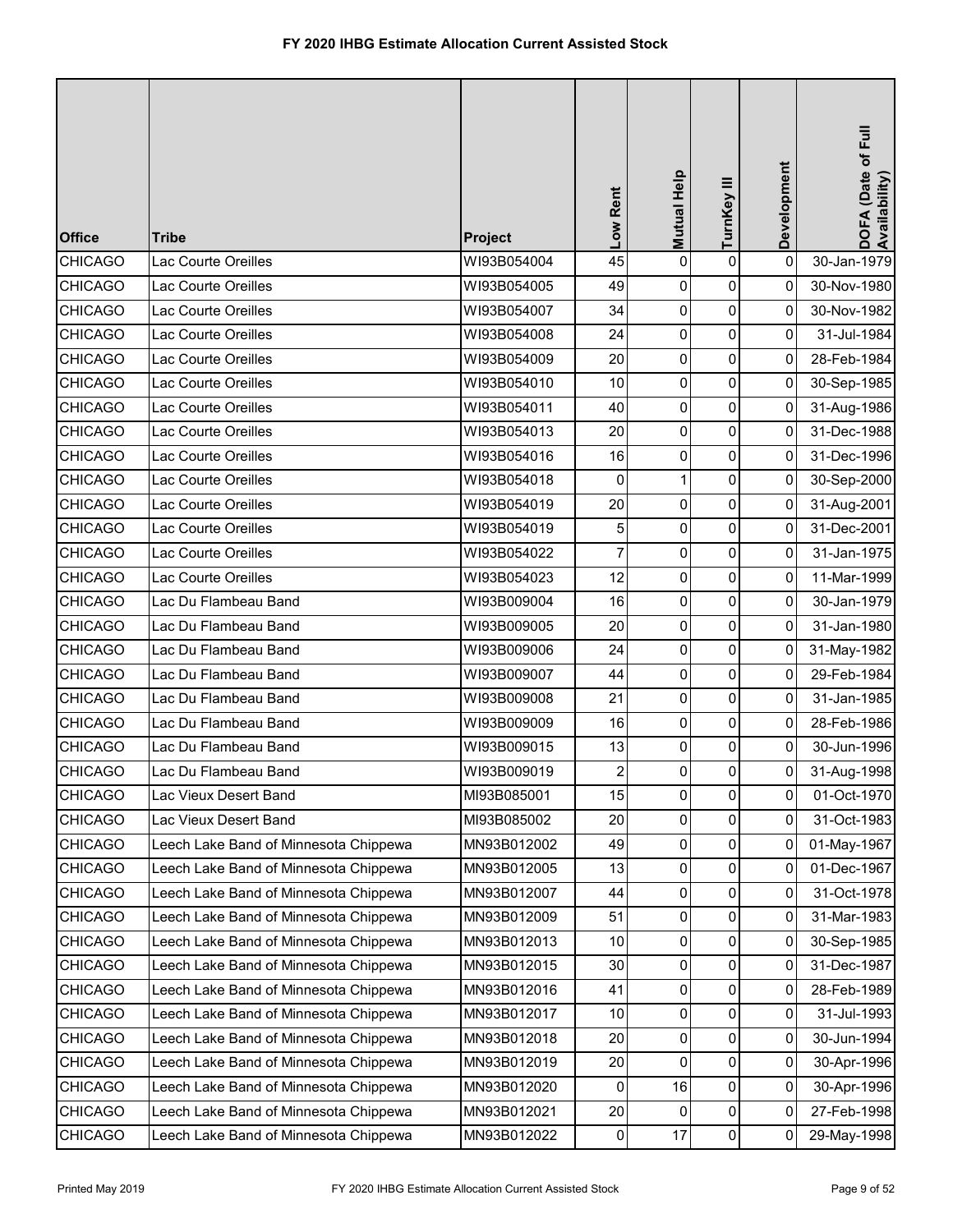# FY 2020 IHBG Estimate Allocation Current Assisted Stock

| Office | Tribe | Project | Low Rent | Mutual Help | TurnKey III | Development | DOFA (Date of Full Availability) |
|---|---|---|---|---|---|---|---|
| CHICAGO | Lac Courte Oreilles | WI93B054004 | 45 | 0 | 0 | 0 | 30-Jan-1979 |
| CHICAGO | Lac Courte Oreilles | WI93B054005 | 49 | 0 | 0 | 0 | 30-Nov-1980 |
| CHICAGO | Lac Courte Oreilles | WI93B054007 | 34 | 0 | 0 | 0 | 30-Nov-1982 |
| CHICAGO | Lac Courte Oreilles | WI93B054008 | 24 | 0 | 0 | 0 | 31-Jul-1984 |
| CHICAGO | Lac Courte Oreilles | WI93B054009 | 20 | 0 | 0 | 0 | 28-Feb-1984 |
| CHICAGO | Lac Courte Oreilles | WI93B054010 | 10 | 0 | 0 | 0 | 30-Sep-1985 |
| CHICAGO | Lac Courte Oreilles | WI93B054011 | 40 | 0 | 0 | 0 | 31-Aug-1986 |
| CHICAGO | Lac Courte Oreilles | WI93B054013 | 20 | 0 | 0 | 0 | 31-Dec-1988 |
| CHICAGO | Lac Courte Oreilles | WI93B054016 | 16 | 0 | 0 | 0 | 31-Dec-1996 |
| CHICAGO | Lac Courte Oreilles | WI93B054018 | 0 | 1 | 0 | 0 | 30-Sep-2000 |
| CHICAGO | Lac Courte Oreilles | WI93B054019 | 20 | 0 | 0 | 0 | 31-Aug-2001 |
| CHICAGO | Lac Courte Oreilles | WI93B054019 | 5 | 0 | 0 | 0 | 31-Dec-2001 |
| CHICAGO | Lac Courte Oreilles | WI93B054022 | 7 | 0 | 0 | 0 | 31-Jan-1975 |
| CHICAGO | Lac Courte Oreilles | WI93B054023 | 12 | 0 | 0 | 0 | 11-Mar-1999 |
| CHICAGO | Lac Du Flambeau Band | WI93B009004 | 16 | 0 | 0 | 0 | 30-Jan-1979 |
| CHICAGO | Lac Du Flambeau Band | WI93B009005 | 20 | 0 | 0 | 0 | 31-Jan-1980 |
| CHICAGO | Lac Du Flambeau Band | WI93B009006 | 24 | 0 | 0 | 0 | 31-May-1982 |
| CHICAGO | Lac Du Flambeau Band | WI93B009007 | 44 | 0 | 0 | 0 | 29-Feb-1984 |
| CHICAGO | Lac Du Flambeau Band | WI93B009008 | 21 | 0 | 0 | 0 | 31-Jan-1985 |
| CHICAGO | Lac Du Flambeau Band | WI93B009009 | 16 | 0 | 0 | 0 | 28-Feb-1986 |
| CHICAGO | Lac Du Flambeau Band | WI93B009015 | 13 | 0 | 0 | 0 | 30-Jun-1996 |
| CHICAGO | Lac Du Flambeau Band | WI93B009019 | 2 | 0 | 0 | 0 | 31-Aug-1998 |
| CHICAGO | Lac Vieux Desert Band | MI93B085001 | 15 | 0 | 0 | 0 | 01-Oct-1970 |
| CHICAGO | Lac Vieux Desert Band | MI93B085002 | 20 | 0 | 0 | 0 | 31-Oct-1983 |
| CHICAGO | Leech Lake Band of Minnesota Chippewa | MN93B012002 | 49 | 0 | 0 | 0 | 01-May-1967 |
| CHICAGO | Leech Lake Band of Minnesota Chippewa | MN93B012005 | 13 | 0 | 0 | 0 | 01-Dec-1967 |
| CHICAGO | Leech Lake Band of Minnesota Chippewa | MN93B012007 | 44 | 0 | 0 | 0 | 31-Oct-1978 |
| CHICAGO | Leech Lake Band of Minnesota Chippewa | MN93B012009 | 51 | 0 | 0 | 0 | 31-Mar-1983 |
| CHICAGO | Leech Lake Band of Minnesota Chippewa | MN93B012013 | 10 | 0 | 0 | 0 | 30-Sep-1985 |
| CHICAGO | Leech Lake Band of Minnesota Chippewa | MN93B012015 | 30 | 0 | 0 | 0 | 31-Dec-1987 |
| CHICAGO | Leech Lake Band of Minnesota Chippewa | MN93B012016 | 41 | 0 | 0 | 0 | 28-Feb-1989 |
| CHICAGO | Leech Lake Band of Minnesota Chippewa | MN93B012017 | 10 | 0 | 0 | 0 | 31-Jul-1993 |
| CHICAGO | Leech Lake Band of Minnesota Chippewa | MN93B012018 | 20 | 0 | 0 | 0 | 30-Jun-1994 |
| CHICAGO | Leech Lake Band of Minnesota Chippewa | MN93B012019 | 20 | 0 | 0 | 0 | 30-Apr-1996 |
| CHICAGO | Leech Lake Band of Minnesota Chippewa | MN93B012020 | 0 | 16 | 0 | 0 | 30-Apr-1996 |
| CHICAGO | Leech Lake Band of Minnesota Chippewa | MN93B012021 | 20 | 0 | 0 | 0 | 27-Feb-1998 |
| CHICAGO | Leech Lake Band of Minnesota Chippewa | MN93B012022 | 0 | 17 | 0 | 0 | 29-May-1998 |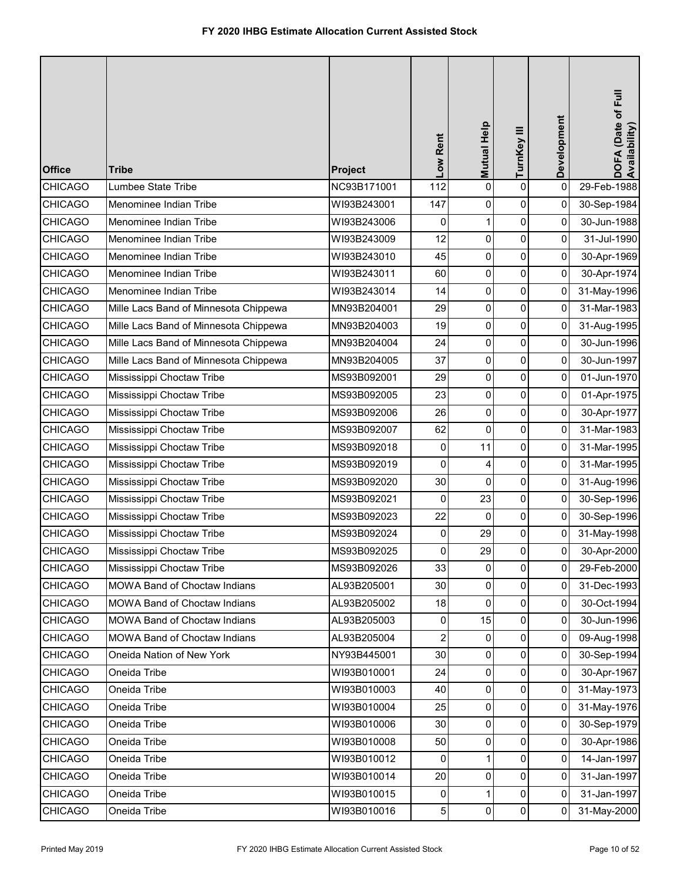# FY 2020 IHBG Estimate Allocation Current Assisted Stock

| Office | Tribe | Project | Low Rent | Mutual Help | TurnKey III | Development | DOFA (Date of Full Availability) |
|---|---|---|---|---|---|---|---|
| CHICAGO | Lumbee State Tribe | NC93B171001 | 112 | 0 | 0 | 0 | 29-Feb-1988 |
| CHICAGO | Menominee Indian Tribe | WI93B243001 | 147 | 0 | 0 | 0 | 30-Sep-1984 |
| CHICAGO | Menominee Indian Tribe | WI93B243006 | 0 | 1 | 0 | 0 | 30-Jun-1988 |
| CHICAGO | Menominee Indian Tribe | WI93B243009 | 12 | 0 | 0 | 0 | 31-Jul-1990 |
| CHICAGO | Menominee Indian Tribe | WI93B243010 | 45 | 0 | 0 | 0 | 30-Apr-1969 |
| CHICAGO | Menominee Indian Tribe | WI93B243011 | 60 | 0 | 0 | 0 | 30-Apr-1974 |
| CHICAGO | Menominee Indian Tribe | WI93B243014 | 14 | 0 | 0 | 0 | 31-May-1996 |
| CHICAGO | Mille Lacs Band of Minnesota Chippewa | MN93B204001 | 29 | 0 | 0 | 0 | 31-Mar-1983 |
| CHICAGO | Mille Lacs Band of Minnesota Chippewa | MN93B204003 | 19 | 0 | 0 | 0 | 31-Aug-1995 |
| CHICAGO | Mille Lacs Band of Minnesota Chippewa | MN93B204004 | 24 | 0 | 0 | 0 | 30-Jun-1996 |
| CHICAGO | Mille Lacs Band of Minnesota Chippewa | MN93B204005 | 37 | 0 | 0 | 0 | 30-Jun-1997 |
| CHICAGO | Mississippi Choctaw Tribe | MS93B092001 | 29 | 0 | 0 | 0 | 01-Jun-1970 |
| CHICAGO | Mississippi Choctaw Tribe | MS93B092005 | 23 | 0 | 0 | 0 | 01-Apr-1975 |
| CHICAGO | Mississippi Choctaw Tribe | MS93B092006 | 26 | 0 | 0 | 0 | 30-Apr-1977 |
| CHICAGO | Mississippi Choctaw Tribe | MS93B092007 | 62 | 0 | 0 | 0 | 31-Mar-1983 |
| CHICAGO | Mississippi Choctaw Tribe | MS93B092018 | 0 | 11 | 0 | 0 | 31-Mar-1995 |
| CHICAGO | Mississippi Choctaw Tribe | MS93B092019 | 0 | 4 | 0 | 0 | 31-Mar-1995 |
| CHICAGO | Mississippi Choctaw Tribe | MS93B092020 | 30 | 0 | 0 | 0 | 31-Aug-1996 |
| CHICAGO | Mississippi Choctaw Tribe | MS93B092021 | 0 | 23 | 0 | 0 | 30-Sep-1996 |
| CHICAGO | Mississippi Choctaw Tribe | MS93B092023 | 22 | 0 | 0 | 0 | 30-Sep-1996 |
| CHICAGO | Mississippi Choctaw Tribe | MS93B092024 | 0 | 29 | 0 | 0 | 31-May-1998 |
| CHICAGO | Mississippi Choctaw Tribe | MS93B092025 | 0 | 29 | 0 | 0 | 30-Apr-2000 |
| CHICAGO | Mississippi Choctaw Tribe | MS93B092026 | 33 | 0 | 0 | 0 | 29-Feb-2000 |
| CHICAGO | MOWA Band of Choctaw Indians | AL93B205001 | 30 | 0 | 0 | 0 | 31-Dec-1993 |
| CHICAGO | MOWA Band of Choctaw Indians | AL93B205002 | 18 | 0 | 0 | 0 | 30-Oct-1994 |
| CHICAGO | MOWA Band of Choctaw Indians | AL93B205003 | 0 | 15 | 0 | 0 | 30-Jun-1996 |
| CHICAGO | MOWA Band of Choctaw Indians | AL93B205004 | 2 | 0 | 0 | 0 | 09-Aug-1998 |
| CHICAGO | Oneida Nation of New York | NY93B445001 | 30 | 0 | 0 | 0 | 30-Sep-1994 |
| CHICAGO | Oneida Tribe | WI93B010001 | 24 | 0 | 0 | 0 | 30-Apr-1967 |
| CHICAGO | Oneida Tribe | WI93B010003 | 40 | 0 | 0 | 0 | 31-May-1973 |
| CHICAGO | Oneida Tribe | WI93B010004 | 25 | 0 | 0 | 0 | 31-May-1976 |
| CHICAGO | Oneida Tribe | WI93B010006 | 30 | 0 | 0 | 0 | 30-Sep-1979 |
| CHICAGO | Oneida Tribe | WI93B010008 | 50 | 0 | 0 | 0 | 30-Apr-1986 |
| CHICAGO | Oneida Tribe | WI93B010012 | 0 | 1 | 0 | 0 | 14-Jan-1997 |
| CHICAGO | Oneida Tribe | WI93B010014 | 20 | 0 | 0 | 0 | 31-Jan-1997 |
| CHICAGO | Oneida Tribe | WI93B010015 | 0 | 1 | 0 | 0 | 31-Jan-1997 |
| CHICAGO | Oneida Tribe | WI93B010016 | 5 | 0 | 0 | 0 | 31-May-2000 |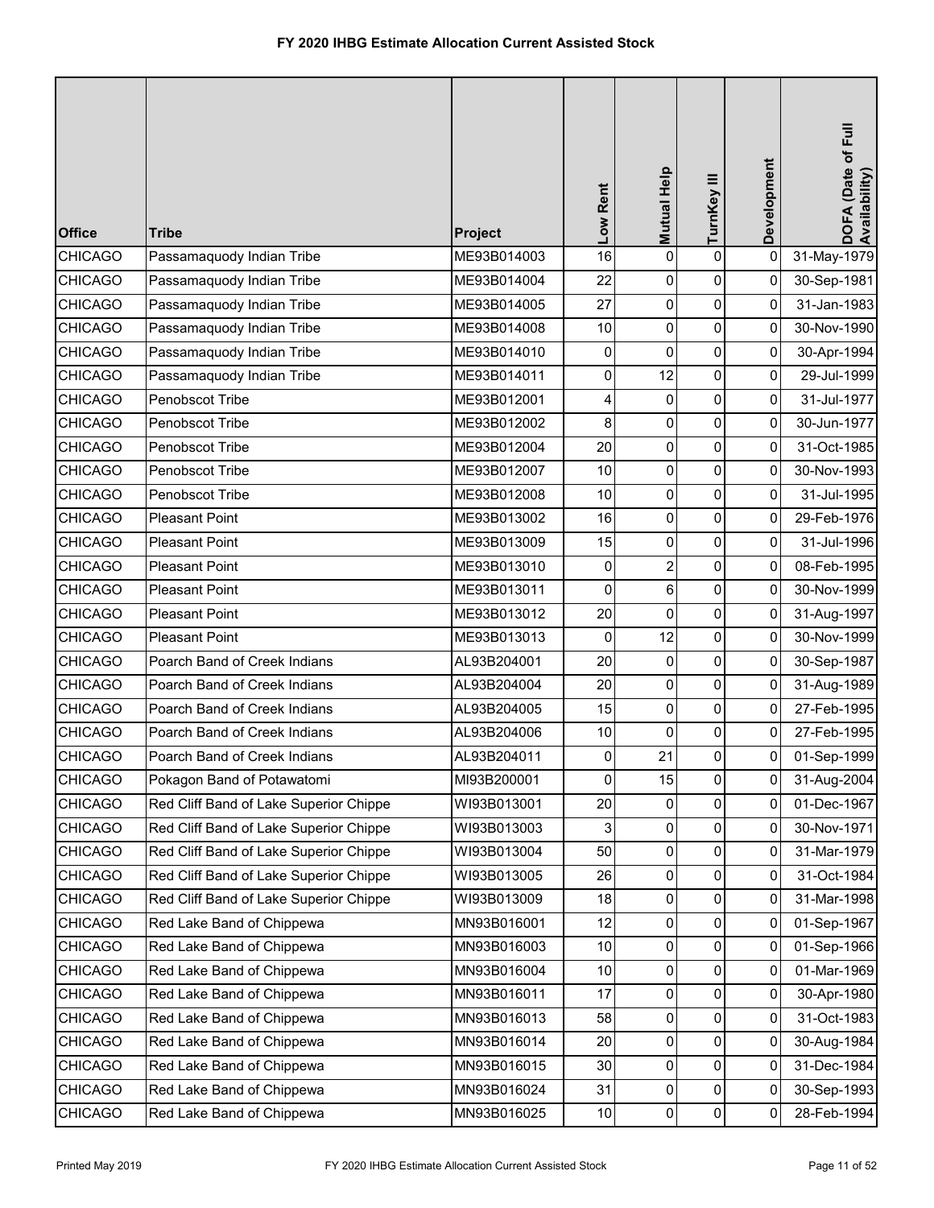# FY 2020 IHBG Estimate Allocation Current Assisted Stock

| Office | Tribe | Project | Low Rent | Mutual Help | TurnKey III | Development | DOFA (Date of Full Availability) |
|---|---|---|---|---|---|---|---|
| CHICAGO | Passamaquody Indian Tribe | ME93B014003 | 16 | 0 | 0 | 0 | 31-May-1979 |
| CHICAGO | Passamaquody Indian Tribe | ME93B014004 | 22 | 0 | 0 | 0 | 30-Sep-1981 |
| CHICAGO | Passamaquody Indian Tribe | ME93B014005 | 27 | 0 | 0 | 0 | 31-Jan-1983 |
| CHICAGO | Passamaquody Indian Tribe | ME93B014008 | 10 | 0 | 0 | 0 | 30-Nov-1990 |
| CHICAGO | Passamaquody Indian Tribe | ME93B014010 | 0 | 0 | 0 | 0 | 30-Apr-1994 |
| CHICAGO | Passamaquody Indian Tribe | ME93B014011 | 0 | 12 | 0 | 0 | 29-Jul-1999 |
| CHICAGO | Penobscot Tribe | ME93B012001 | 4 | 0 | 0 | 0 | 31-Jul-1977 |
| CHICAGO | Penobscot Tribe | ME93B012002 | 8 | 0 | 0 | 0 | 30-Jun-1977 |
| CHICAGO | Penobscot Tribe | ME93B012004 | 20 | 0 | 0 | 0 | 31-Oct-1985 |
| CHICAGO | Penobscot Tribe | ME93B012007 | 10 | 0 | 0 | 0 | 30-Nov-1993 |
| CHICAGO | Penobscot Tribe | ME93B012008 | 10 | 0 | 0 | 0 | 31-Jul-1995 |
| CHICAGO | Pleasant Point | ME93B013002 | 16 | 0 | 0 | 0 | 29-Feb-1976 |
| CHICAGO | Pleasant Point | ME93B013009 | 15 | 0 | 0 | 0 | 31-Jul-1996 |
| CHICAGO | Pleasant Point | ME93B013010 | 0 | 2 | 0 | 0 | 08-Feb-1995 |
| CHICAGO | Pleasant Point | ME93B013011 | 0 | 6 | 0 | 0 | 30-Nov-1999 |
| CHICAGO | Pleasant Point | ME93B013012 | 20 | 0 | 0 | 0 | 31-Aug-1997 |
| CHICAGO | Pleasant Point | ME93B013013 | 0 | 12 | 0 | 0 | 30-Nov-1999 |
| CHICAGO | Poarch Band of Creek Indians | AL93B204001 | 20 | 0 | 0 | 0 | 30-Sep-1987 |
| CHICAGO | Poarch Band of Creek Indians | AL93B204004 | 20 | 0 | 0 | 0 | 31-Aug-1989 |
| CHICAGO | Poarch Band of Creek Indians | AL93B204005 | 15 | 0 | 0 | 0 | 27-Feb-1995 |
| CHICAGO | Poarch Band of Creek Indians | AL93B204006 | 10 | 0 | 0 | 0 | 27-Feb-1995 |
| CHICAGO | Poarch Band of Creek Indians | AL93B204011 | 0 | 21 | 0 | 0 | 01-Sep-1999 |
| CHICAGO | Pokagon Band of Potawatomi | MI93B200001 | 0 | 15 | 0 | 0 | 31-Aug-2004 |
| CHICAGO | Red Cliff Band of Lake Superior Chippe | WI93B013001 | 20 | 0 | 0 | 0 | 01-Dec-1967 |
| CHICAGO | Red Cliff Band of Lake Superior Chippe | WI93B013003 | 3 | 0 | 0 | 0 | 30-Nov-1971 |
| CHICAGO | Red Cliff Band of Lake Superior Chippe | WI93B013004 | 50 | 0 | 0 | 0 | 31-Mar-1979 |
| CHICAGO | Red Cliff Band of Lake Superior Chippe | WI93B013005 | 26 | 0 | 0 | 0 | 31-Oct-1984 |
| CHICAGO | Red Cliff Band of Lake Superior Chippe | WI93B013009 | 18 | 0 | 0 | 0 | 31-Mar-1998 |
| CHICAGO | Red Lake Band of Chippewa | MN93B016001 | 12 | 0 | 0 | 0 | 01-Sep-1967 |
| CHICAGO | Red Lake Band of Chippewa | MN93B016003 | 10 | 0 | 0 | 0 | 01-Sep-1966 |
| CHICAGO | Red Lake Band of Chippewa | MN93B016004 | 10 | 0 | 0 | 0 | 01-Mar-1969 |
| CHICAGO | Red Lake Band of Chippewa | MN93B016011 | 17 | 0 | 0 | 0 | 30-Apr-1980 |
| CHICAGO | Red Lake Band of Chippewa | MN93B016013 | 58 | 0 | 0 | 0 | 31-Oct-1983 |
| CHICAGO | Red Lake Band of Chippewa | MN93B016014 | 20 | 0 | 0 | 0 | 30-Aug-1984 |
| CHICAGO | Red Lake Band of Chippewa | MN93B016015 | 30 | 0 | 0 | 0 | 31-Dec-1984 |
| CHICAGO | Red Lake Band of Chippewa | MN93B016024 | 31 | 0 | 0 | 0 | 30-Sep-1993 |
| CHICAGO | Red Lake Band of Chippewa | MN93B016025 | 10 | 0 | 0 | 0 | 28-Feb-1994 |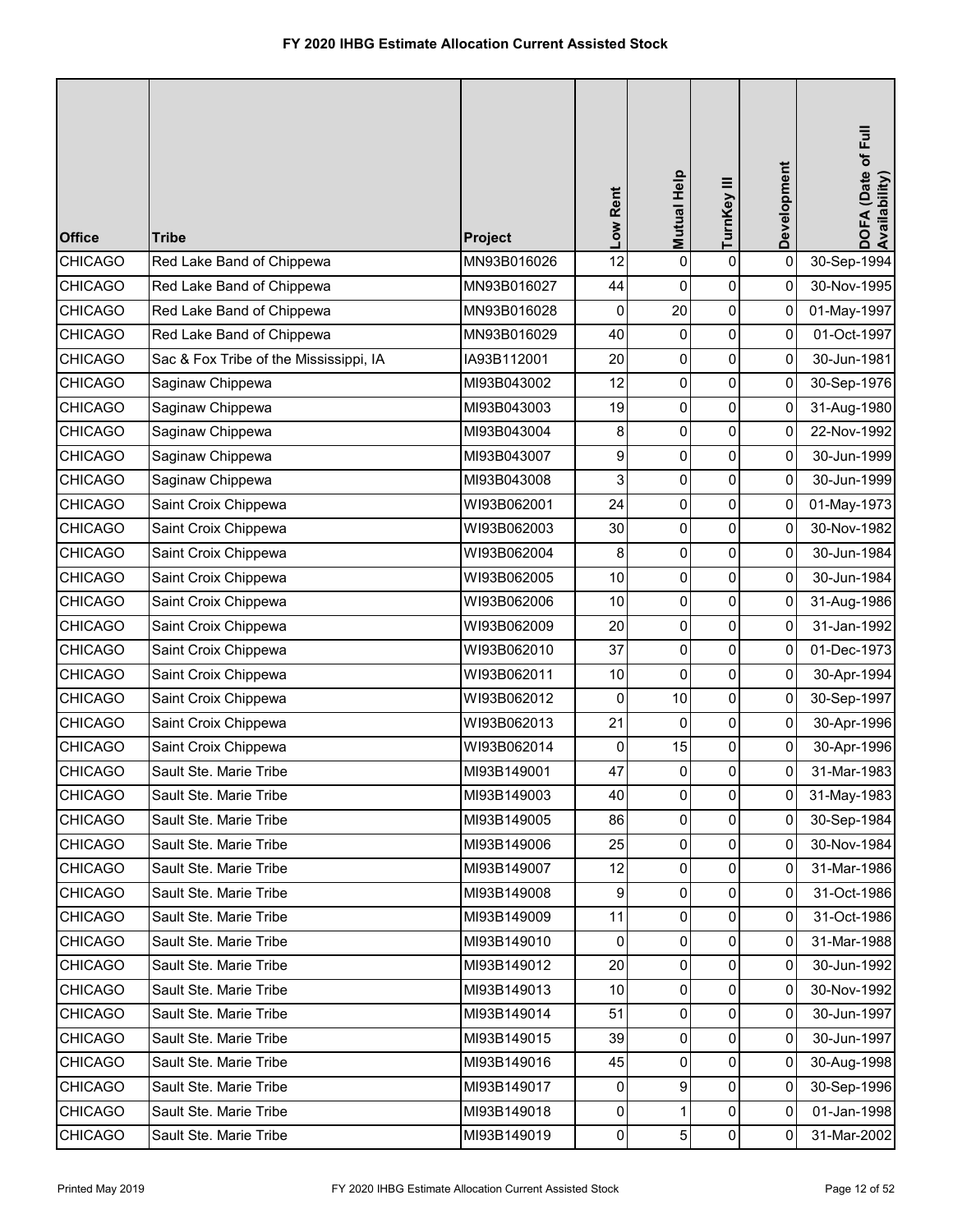# FY 2020 IHBG Estimate Allocation Current Assisted Stock

| Office | Tribe | Project | Low Rent | Mutual Help | TurnKey III | Development | DOFA (Date of Full Availability) |
|---|---|---|---|---|---|---|---|
| CHICAGO | Red Lake Band of Chippewa | MN93B016026 | 12 | 0 | 0 | 0 | 30-Sep-1994 |
| CHICAGO | Red Lake Band of Chippewa | MN93B016027 | 44 | 0 | 0 | 0 | 30-Nov-1995 |
| CHICAGO | Red Lake Band of Chippewa | MN93B016028 | 0 | 20 | 0 | 0 | 01-May-1997 |
| CHICAGO | Red Lake Band of Chippewa | MN93B016029 | 40 | 0 | 0 | 0 | 01-Oct-1997 |
| CHICAGO | Sac & Fox Tribe of the Mississippi, IA | IA93B112001 | 20 | 0 | 0 | 0 | 30-Jun-1981 |
| CHICAGO | Saginaw Chippewa | MI93B043002 | 12 | 0 | 0 | 0 | 30-Sep-1976 |
| CHICAGO | Saginaw Chippewa | MI93B043003 | 19 | 0 | 0 | 0 | 31-Aug-1980 |
| CHICAGO | Saginaw Chippewa | MI93B043004 | 8 | 0 | 0 | 0 | 22-Nov-1992 |
| CHICAGO | Saginaw Chippewa | MI93B043007 | 9 | 0 | 0 | 0 | 30-Jun-1999 |
| CHICAGO | Saginaw Chippewa | MI93B043008 | 3 | 0 | 0 | 0 | 30-Jun-1999 |
| CHICAGO | Saint Croix Chippewa | WI93B062001 | 24 | 0 | 0 | 0 | 01-May-1973 |
| CHICAGO | Saint Croix Chippewa | WI93B062003 | 30 | 0 | 0 | 0 | 30-Nov-1982 |
| CHICAGO | Saint Croix Chippewa | WI93B062004 | 8 | 0 | 0 | 0 | 30-Jun-1984 |
| CHICAGO | Saint Croix Chippewa | WI93B062005 | 10 | 0 | 0 | 0 | 30-Jun-1984 |
| CHICAGO | Saint Croix Chippewa | WI93B062006 | 10 | 0 | 0 | 0 | 31-Aug-1986 |
| CHICAGO | Saint Croix Chippewa | WI93B062009 | 20 | 0 | 0 | 0 | 31-Jan-1992 |
| CHICAGO | Saint Croix Chippewa | WI93B062010 | 37 | 0 | 0 | 0 | 01-Dec-1973 |
| CHICAGO | Saint Croix Chippewa | WI93B062011 | 10 | 0 | 0 | 0 | 30-Apr-1994 |
| CHICAGO | Saint Croix Chippewa | WI93B062012 | 0 | 10 | 0 | 0 | 30-Sep-1997 |
| CHICAGO | Saint Croix Chippewa | WI93B062013 | 21 | 0 | 0 | 0 | 30-Apr-1996 |
| CHICAGO | Saint Croix Chippewa | WI93B062014 | 0 | 15 | 0 | 0 | 30-Apr-1996 |
| CHICAGO | Sault Ste. Marie Tribe | MI93B149001 | 47 | 0 | 0 | 0 | 31-Mar-1983 |
| CHICAGO | Sault Ste. Marie Tribe | MI93B149003 | 40 | 0 | 0 | 0 | 31-May-1983 |
| CHICAGO | Sault Ste. Marie Tribe | MI93B149005 | 86 | 0 | 0 | 0 | 30-Sep-1984 |
| CHICAGO | Sault Ste. Marie Tribe | MI93B149006 | 25 | 0 | 0 | 0 | 30-Nov-1984 |
| CHICAGO | Sault Ste. Marie Tribe | MI93B149007 | 12 | 0 | 0 | 0 | 31-Mar-1986 |
| CHICAGO | Sault Ste. Marie Tribe | MI93B149008 | 9 | 0 | 0 | 0 | 31-Oct-1986 |
| CHICAGO | Sault Ste. Marie Tribe | MI93B149009 | 11 | 0 | 0 | 0 | 31-Oct-1986 |
| CHICAGO | Sault Ste. Marie Tribe | MI93B149010 | 0 | 0 | 0 | 0 | 31-Mar-1988 |
| CHICAGO | Sault Ste. Marie Tribe | MI93B149012 | 20 | 0 | 0 | 0 | 30-Jun-1992 |
| CHICAGO | Sault Ste. Marie Tribe | MI93B149013 | 10 | 0 | 0 | 0 | 30-Nov-1992 |
| CHICAGO | Sault Ste. Marie Tribe | MI93B149014 | 51 | 0 | 0 | 0 | 30-Jun-1997 |
| CHICAGO | Sault Ste. Marie Tribe | MI93B149015 | 39 | 0 | 0 | 0 | 30-Jun-1997 |
| CHICAGO | Sault Ste. Marie Tribe | MI93B149016 | 45 | 0 | 0 | 0 | 30-Aug-1998 |
| CHICAGO | Sault Ste. Marie Tribe | MI93B149017 | 0 | 9 | 0 | 0 | 30-Sep-1996 |
| CHICAGO | Sault Ste. Marie Tribe | MI93B149018 | 0 | 1 | 0 | 0 | 01-Jan-1998 |
| CHICAGO | Sault Ste. Marie Tribe | MI93B149019 | 0 | 5 | 0 | 0 | 31-Mar-2002 |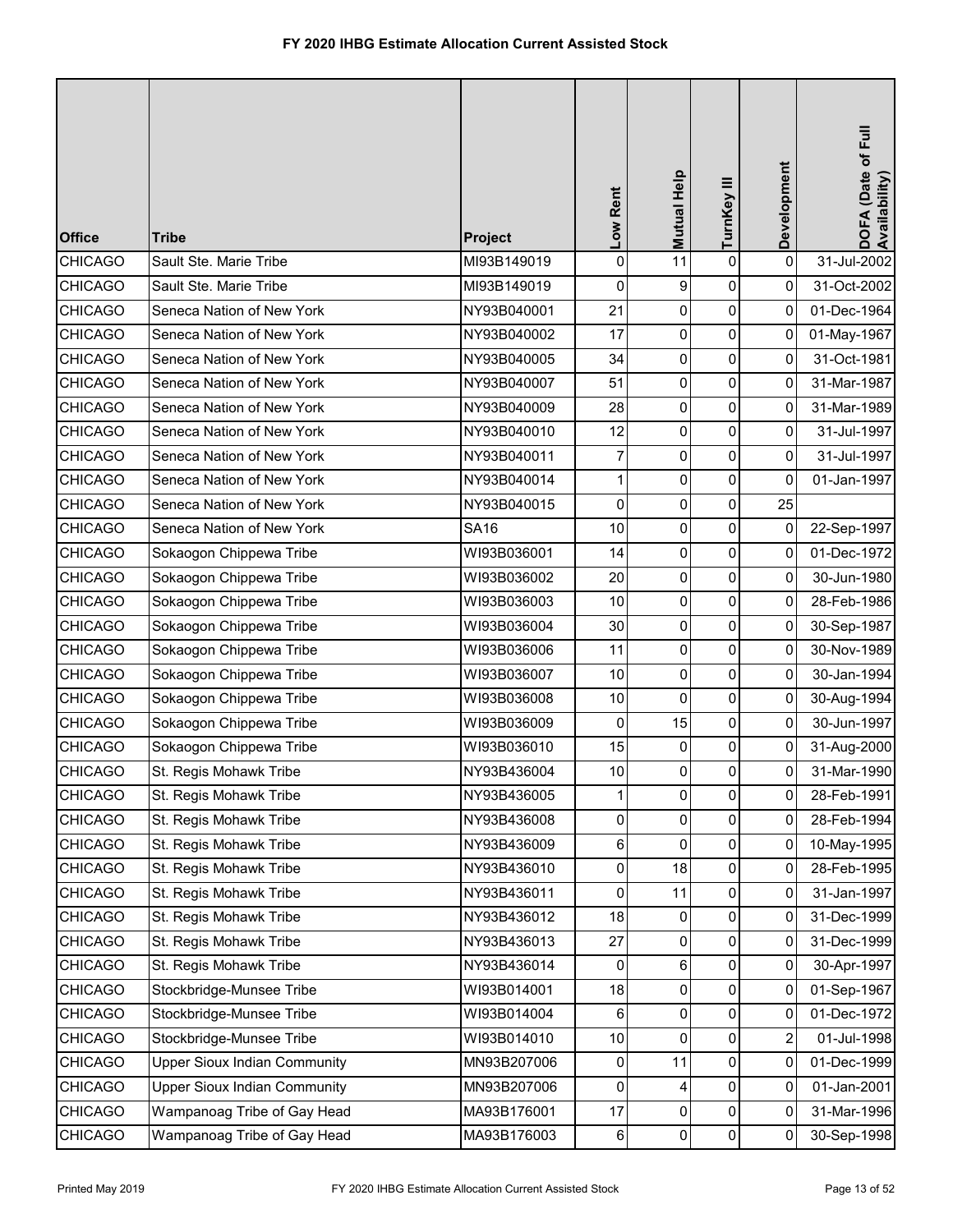# FY 2020 IHBG Estimate Allocation Current Assisted Stock

| Office | Tribe | Project | Low Rent | Mutual Help | TurnKey III | Development | DOFA (Date of Full Availability) |
|---|---|---|---|---|---|---|---|
| CHICAGO | Sault Ste. Marie Tribe | MI93B149019 | 0 | 11 | 0 | 0 | 31-Jul-2002 |
| CHICAGO | Sault Ste. Marie Tribe | MI93B149019 | 0 | 9 | 0 | 0 | 31-Oct-2002 |
| CHICAGO | Seneca Nation of New York | NY93B040001 | 21 | 0 | 0 | 0 | 01-Dec-1964 |
| CHICAGO | Seneca Nation of New York | NY93B040002 | 17 | 0 | 0 | 0 | 01-May-1967 |
| CHICAGO | Seneca Nation of New York | NY93B040005 | 34 | 0 | 0 | 0 | 31-Oct-1981 |
| CHICAGO | Seneca Nation of New York | NY93B040007 | 51 | 0 | 0 | 0 | 31-Mar-1987 |
| CHICAGO | Seneca Nation of New York | NY93B040009 | 28 | 0 | 0 | 0 | 31-Mar-1989 |
| CHICAGO | Seneca Nation of New York | NY93B040010 | 12 | 0 | 0 | 0 | 31-Jul-1997 |
| CHICAGO | Seneca Nation of New York | NY93B040011 | 7 | 0 | 0 | 0 | 31-Jul-1997 |
| CHICAGO | Seneca Nation of New York | NY93B040014 | 1 | 0 | 0 | 0 | 01-Jan-1997 |
| CHICAGO | Seneca Nation of New York | NY93B040015 | 0 | 0 | 0 | 25 | |
| CHICAGO | Seneca Nation of New York | SA16 | 10 | 0 | 0 | 0 | 22-Sep-1997 |
| CHICAGO | Sokaogon Chippewa Tribe | WI93B036001 | 14 | 0 | 0 | 0 | 01-Dec-1972 |
| CHICAGO | Sokaogon Chippewa Tribe | WI93B036002 | 20 | 0 | 0 | 0 | 30-Jun-1980 |
| CHICAGO | Sokaogon Chippewa Tribe | WI93B036003 | 10 | 0 | 0 | 0 | 28-Feb-1986 |
| CHICAGO | Sokaogon Chippewa Tribe | WI93B036004 | 30 | 0 | 0 | 0 | 30-Sep-1987 |
| CHICAGO | Sokaogon Chippewa Tribe | WI93B036006 | 11 | 0 | 0 | 0 | 30-Nov-1989 |
| CHICAGO | Sokaogon Chippewa Tribe | WI93B036007 | 10 | 0 | 0 | 0 | 30-Jan-1994 |
| CHICAGO | Sokaogon Chippewa Tribe | WI93B036008 | 10 | 0 | 0 | 0 | 30-Aug-1994 |
| CHICAGO | Sokaogon Chippewa Tribe | WI93B036009 | 0 | 15 | 0 | 0 | 30-Jun-1997 |
| CHICAGO | Sokaogon Chippewa Tribe | WI93B036010 | 15 | 0 | 0 | 0 | 31-Aug-2000 |
| CHICAGO | St. Regis Mohawk Tribe | NY93B436004 | 10 | 0 | 0 | 0 | 31-Mar-1990 |
| CHICAGO | St. Regis Mohawk Tribe | NY93B436005 | 1 | 0 | 0 | 0 | 28-Feb-1991 |
| CHICAGO | St. Regis Mohawk Tribe | NY93B436008 | 0 | 0 | 0 | 0 | 28-Feb-1994 |
| CHICAGO | St. Regis Mohawk Tribe | NY93B436009 | 6 | 0 | 0 | 0 | 10-May-1995 |
| CHICAGO | St. Regis Mohawk Tribe | NY93B436010 | 0 | 18 | 0 | 0 | 28-Feb-1995 |
| CHICAGO | St. Regis Mohawk Tribe | NY93B436011 | 0 | 11 | 0 | 0 | 31-Jan-1997 |
| CHICAGO | St. Regis Mohawk Tribe | NY93B436012 | 18 | 0 | 0 | 0 | 31-Dec-1999 |
| CHICAGO | St. Regis Mohawk Tribe | NY93B436013 | 27 | 0 | 0 | 0 | 31-Dec-1999 |
| CHICAGO | St. Regis Mohawk Tribe | NY93B436014 | 0 | 6 | 0 | 0 | 30-Apr-1997 |
| CHICAGO | Stockbridge-Munsee Tribe | WI93B014001 | 18 | 0 | 0 | 0 | 01-Sep-1967 |
| CHICAGO | Stockbridge-Munsee Tribe | WI93B014004 | 6 | 0 | 0 | 0 | 01-Dec-1972 |
| CHICAGO | Stockbridge-Munsee Tribe | WI93B014010 | 10 | 0 | 0 | 2 | 01-Jul-1998 |
| CHICAGO | Upper Sioux Indian Community | MN93B207006 | 0 | 11 | 0 | 0 | 01-Dec-1999 |
| CHICAGO | Upper Sioux Indian Community | MN93B207006 | 0 | 4 | 0 | 0 | 01-Jan-2001 |
| CHICAGO | Wampanoag Tribe of Gay Head | MA93B176001 | 17 | 0 | 0 | 0 | 31-Mar-1996 |
| CHICAGO | Wampanoag Tribe of Gay Head | MA93B176003 | 6 | 0 | 0 | 0 | 30-Sep-1998 |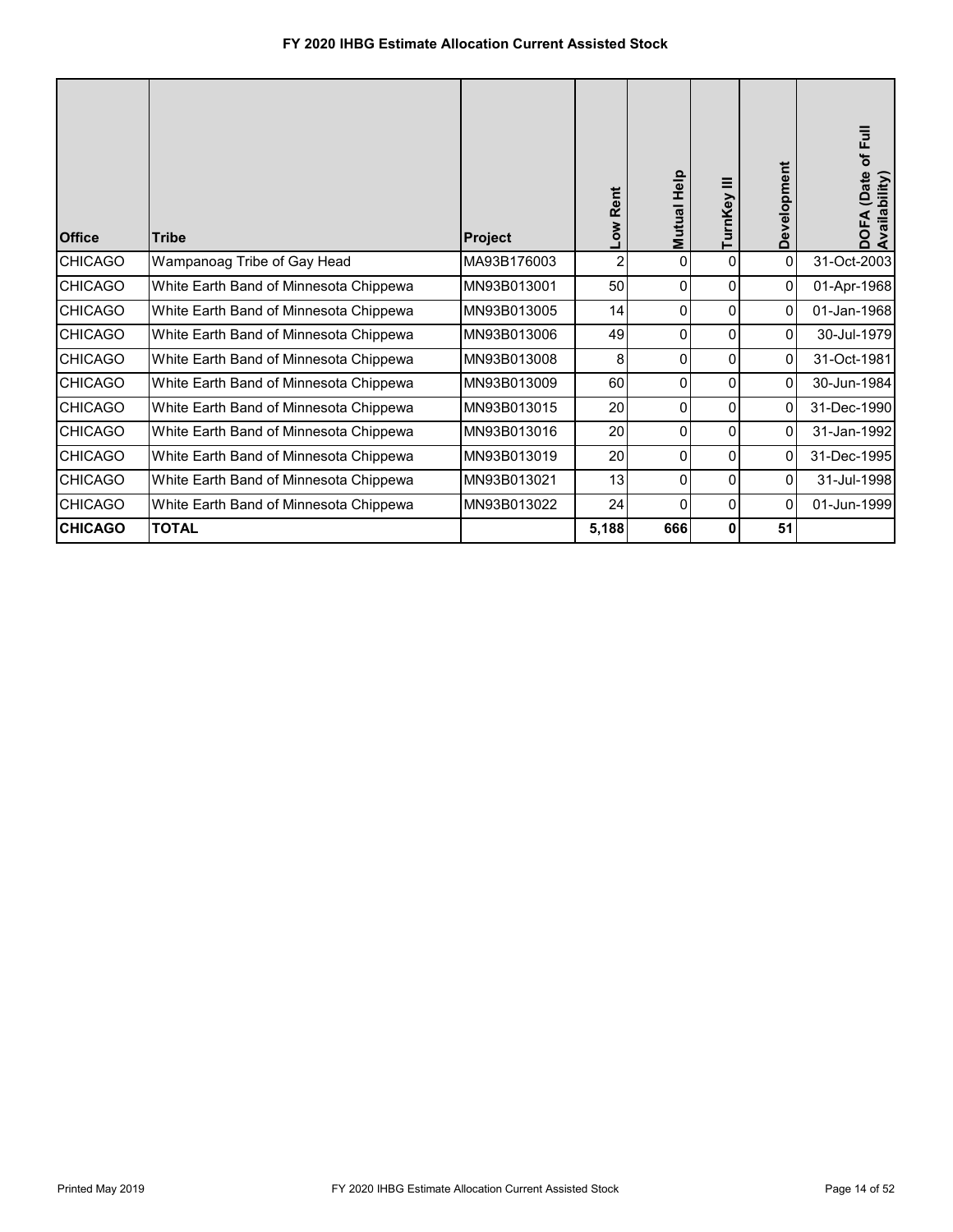# FY 2020 IHBG Estimate Allocation Current Assisted Stock

| Office | Tribe | Project | Low Rent | Mutual Help | TurnKey III | Development | DOFA (Date of Full Availability) |
|---|---|---|---|---|---|---|---|
| CHICAGO | Wampanoag Tribe of Gay Head | MA93B176003 | 2 | 0 | 0 | 0 | 31-Oct-2003 |
| CHICAGO | White Earth Band of Minnesota Chippewa | MN93B013001 | 50 | 0 | 0 | 0 | 01-Apr-1968 |
| CHICAGO | White Earth Band of Minnesota Chippewa | MN93B013005 | 14 | 0 | 0 | 0 | 01-Jan-1968 |
| CHICAGO | White Earth Band of Minnesota Chippewa | MN93B013006 | 49 | 0 | 0 | 0 | 30-Jul-1979 |
| CHICAGO | White Earth Band of Minnesota Chippewa | MN93B013008 | 8 | 0 | 0 | 0 | 31-Oct-1981 |
| CHICAGO | White Earth Band of Minnesota Chippewa | MN93B013009 | 60 | 0 | 0 | 0 | 30-Jun-1984 |
| CHICAGO | White Earth Band of Minnesota Chippewa | MN93B013015 | 20 | 0 | 0 | 0 | 31-Dec-1990 |
| CHICAGO | White Earth Band of Minnesota Chippewa | MN93B013016 | 20 | 0 | 0 | 0 | 31-Jan-1992 |
| CHICAGO | White Earth Band of Minnesota Chippewa | MN93B013019 | 20 | 0 | 0 | 0 | 31-Dec-1995 |
| CHICAGO | White Earth Band of Minnesota Chippewa | MN93B013021 | 13 | 0 | 0 | 0 | 31-Jul-1998 |
| CHICAGO | White Earth Band of Minnesota Chippewa | MN93B013022 | 24 | 0 | 0 | 0 | 01-Jun-1999 |
| **CHICAGO** | **TOTAL** | | **5,188** | **666** | **0** | **51** | |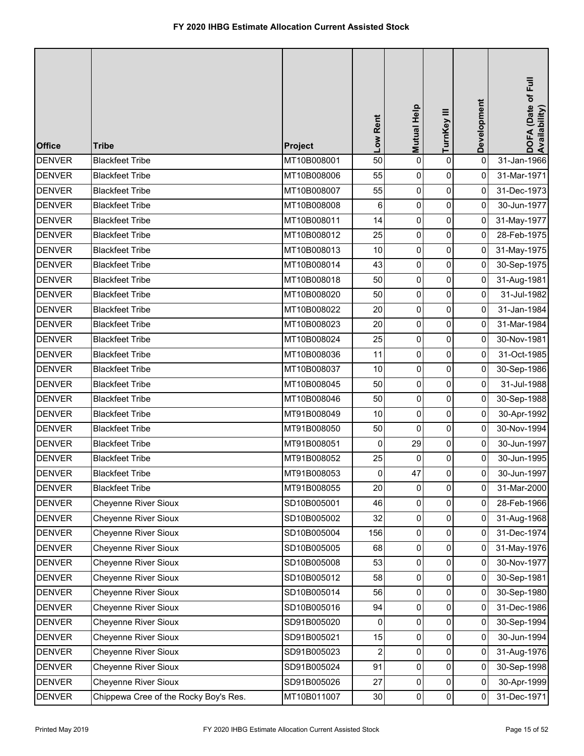# FY 2020 IHBG Estimate Allocation Current Assisted Stock

| Office | Tribe | Project | Low Rent | Mutual Help | TurnKey III | Development | DOFA (Date of Full Availability) |
|---|---|---|---|---|---|---|---|
| DENVER | Blackfeet Tribe | MT10B008001 | 50 | 0 | 0 | 0 | 31-Jan-1966 |
| DENVER | Blackfeet Tribe | MT10B008006 | 55 | 0 | 0 | 0 | 31-Mar-1971 |
| DENVER | Blackfeet Tribe | MT10B008007 | 55 | 0 | 0 | 0 | 31-Dec-1973 |
| DENVER | Blackfeet Tribe | MT10B008008 | 6 | 0 | 0 | 0 | 30-Jun-1977 |
| DENVER | Blackfeet Tribe | MT10B008011 | 14 | 0 | 0 | 0 | 31-May-1977 |
| DENVER | Blackfeet Tribe | MT10B008012 | 25 | 0 | 0 | 0 | 28-Feb-1975 |
| DENVER | Blackfeet Tribe | MT10B008013 | 10 | 0 | 0 | 0 | 31-May-1975 |
| DENVER | Blackfeet Tribe | MT10B008014 | 43 | 0 | 0 | 0 | 30-Sep-1975 |
| DENVER | Blackfeet Tribe | MT10B008018 | 50 | 0 | 0 | 0 | 31-Aug-1981 |
| DENVER | Blackfeet Tribe | MT10B008020 | 50 | 0 | 0 | 0 | 31-Jul-1982 |
| DENVER | Blackfeet Tribe | MT10B008022 | 20 | 0 | 0 | 0 | 31-Jan-1984 |
| DENVER | Blackfeet Tribe | MT10B008023 | 20 | 0 | 0 | 0 | 31-Mar-1984 |
| DENVER | Blackfeet Tribe | MT10B008024 | 25 | 0 | 0 | 0 | 30-Nov-1981 |
| DENVER | Blackfeet Tribe | MT10B008036 | 11 | 0 | 0 | 0 | 31-Oct-1985 |
| DENVER | Blackfeet Tribe | MT10B008037 | 10 | 0 | 0 | 0 | 30-Sep-1986 |
| DENVER | Blackfeet Tribe | MT10B008045 | 50 | 0 | 0 | 0 | 31-Jul-1988 |
| DENVER | Blackfeet Tribe | MT10B008046 | 50 | 0 | 0 | 0 | 30-Sep-1988 |
| DENVER | Blackfeet Tribe | MT91B008049 | 10 | 0 | 0 | 0 | 30-Apr-1992 |
| DENVER | Blackfeet Tribe | MT91B008050 | 50 | 0 | 0 | 0 | 30-Nov-1994 |
| DENVER | Blackfeet Tribe | MT91B008051 | 0 | 29 | 0 | 0 | 30-Jun-1997 |
| DENVER | Blackfeet Tribe | MT91B008052 | 25 | 0 | 0 | 0 | 30-Jun-1995 |
| DENVER | Blackfeet Tribe | MT91B008053 | 0 | 47 | 0 | 0 | 30-Jun-1997 |
| DENVER | Blackfeet Tribe | MT91B008055 | 20 | 0 | 0 | 0 | 31-Mar-2000 |
| DENVER | Cheyenne River Sioux | SD10B005001 | 46 | 0 | 0 | 0 | 28-Feb-1966 |
| DENVER | Cheyenne River Sioux | SD10B005002 | 32 | 0 | 0 | 0 | 31-Aug-1968 |
| DENVER | Cheyenne River Sioux | SD10B005004 | 156 | 0 | 0 | 0 | 31-Dec-1974 |
| DENVER | Cheyenne River Sioux | SD10B005005 | 68 | 0 | 0 | 0 | 31-May-1976 |
| DENVER | Cheyenne River Sioux | SD10B005008 | 53 | 0 | 0 | 0 | 30-Nov-1977 |
| DENVER | Cheyenne River Sioux | SD10B005012 | 58 | 0 | 0 | 0 | 30-Sep-1981 |
| DENVER | Cheyenne River Sioux | SD10B005014 | 56 | 0 | 0 | 0 | 30-Sep-1980 |
| DENVER | Cheyenne River Sioux | SD10B005016 | 94 | 0 | 0 | 0 | 31-Dec-1986 |
| DENVER | Cheyenne River Sioux | SD91B005020 | 0 | 0 | 0 | 0 | 30-Sep-1994 |
| DENVER | Cheyenne River Sioux | SD91B005021 | 15 | 0 | 0 | 0 | 30-Jun-1994 |
| DENVER | Cheyenne River Sioux | SD91B005023 | 2 | 0 | 0 | 0 | 31-Aug-1976 |
| DENVER | Cheyenne River Sioux | SD91B005024 | 91 | 0 | 0 | 0 | 30-Sep-1998 |
| DENVER | Cheyenne River Sioux | SD91B005026 | 27 | 0 | 0 | 0 | 30-Apr-1999 |
| DENVER | Chippewa Cree of the Rocky Boy's Res. | MT10B011007 | 30 | 0 | 0 | 0 | 31-Dec-1971 |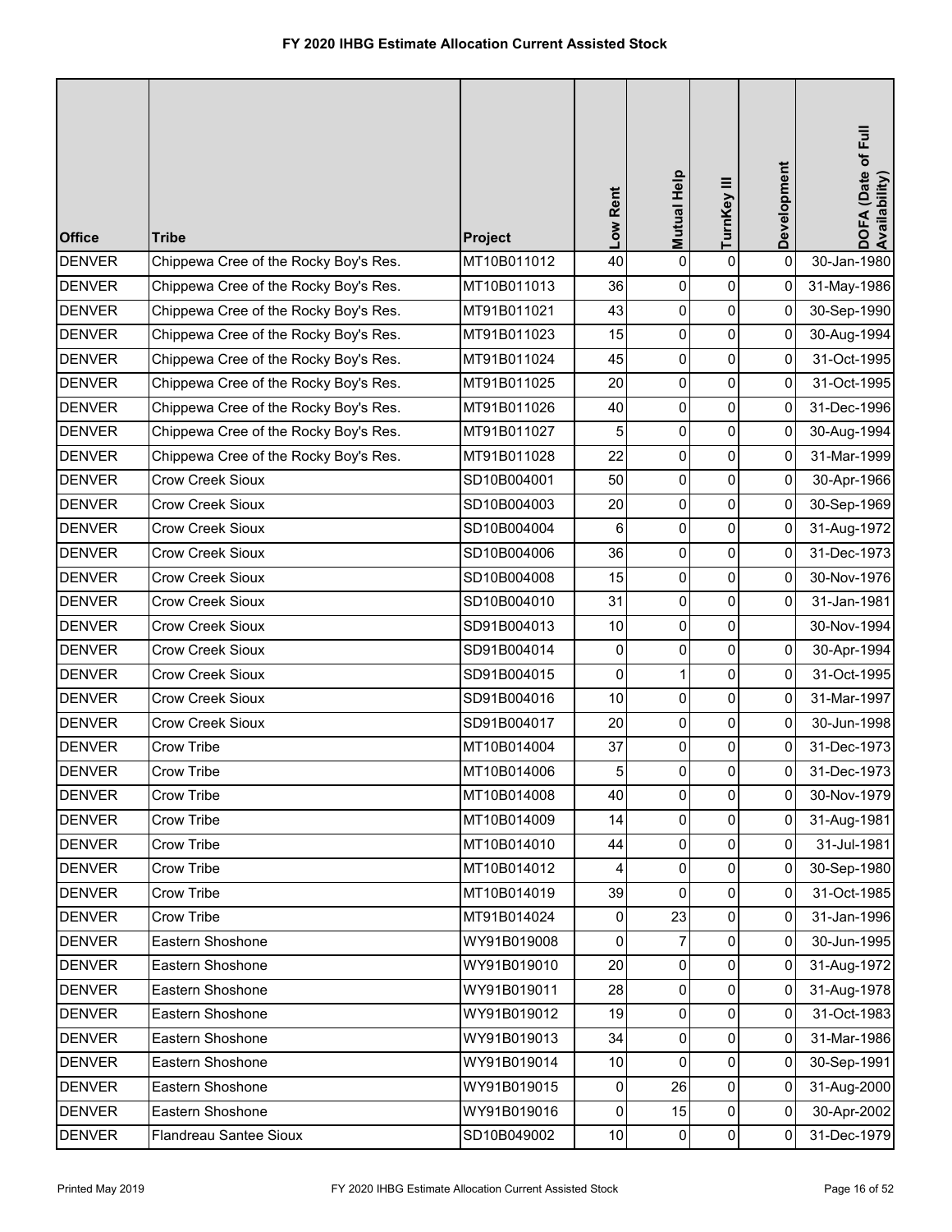# FY 2020 IHBG Estimate Allocation Current Assisted Stock

| Office | Tribe | Project | Low Rent | Mutual Help | TurnKey III | Development | DOFA (Date of Full Availability) |
|---|---|---|---|---|---|---|---|
| DENVER | Chippewa Cree of the Rocky Boy's Res. | MT10B011012 | 40 | 0 | 0 | 0 | 30-Jan-1980 |
| DENVER | Chippewa Cree of the Rocky Boy's Res. | MT10B011013 | 36 | 0 | 0 | 0 | 31-May-1986 |
| DENVER | Chippewa Cree of the Rocky Boy's Res. | MT91B011021 | 43 | 0 | 0 | 0 | 30-Sep-1990 |
| DENVER | Chippewa Cree of the Rocky Boy's Res. | MT91B011023 | 15 | 0 | 0 | 0 | 30-Aug-1994 |
| DENVER | Chippewa Cree of the Rocky Boy's Res. | MT91B011024 | 45 | 0 | 0 | 0 | 31-Oct-1995 |
| DENVER | Chippewa Cree of the Rocky Boy's Res. | MT91B011025 | 20 | 0 | 0 | 0 | 31-Oct-1995 |
| DENVER | Chippewa Cree of the Rocky Boy's Res. | MT91B011026 | 40 | 0 | 0 | 0 | 31-Dec-1996 |
| DENVER | Chippewa Cree of the Rocky Boy's Res. | MT91B011027 | 5 | 0 | 0 | 0 | 30-Aug-1994 |
| DENVER | Chippewa Cree of the Rocky Boy's Res. | MT91B011028 | 22 | 0 | 0 | 0 | 31-Mar-1999 |
| DENVER | Crow Creek Sioux | SD10B004001 | 50 | 0 | 0 | 0 | 30-Apr-1966 |
| DENVER | Crow Creek Sioux | SD10B004003 | 20 | 0 | 0 | 0 | 30-Sep-1969 |
| DENVER | Crow Creek Sioux | SD10B004004 | 6 | 0 | 0 | 0 | 31-Aug-1972 |
| DENVER | Crow Creek Sioux | SD10B004006 | 36 | 0 | 0 | 0 | 31-Dec-1973 |
| DENVER | Crow Creek Sioux | SD10B004008 | 15 | 0 | 0 | 0 | 30-Nov-1976 |
| DENVER | Crow Creek Sioux | SD10B004010 | 31 | 0 | 0 | 0 | 31-Jan-1981 |
| DENVER | Crow Creek Sioux | SD91B004013 | 10 | 0 | 0 | | 30-Nov-1994 |
| DENVER | Crow Creek Sioux | SD91B004014 | 0 | 0 | 0 | 0 | 30-Apr-1994 |
| DENVER | Crow Creek Sioux | SD91B004015 | 0 | 1 | 0 | 0 | 31-Oct-1995 |
| DENVER | Crow Creek Sioux | SD91B004016 | 10 | 0 | 0 | 0 | 31-Mar-1997 |
| DENVER | Crow Creek Sioux | SD91B004017 | 20 | 0 | 0 | 0 | 30-Jun-1998 |
| DENVER | Crow Tribe | MT10B014004 | 37 | 0 | 0 | 0 | 31-Dec-1973 |
| DENVER | Crow Tribe | MT10B014006 | 5 | 0 | 0 | 0 | 31-Dec-1973 |
| DENVER | Crow Tribe | MT10B014008 | 40 | 0 | 0 | 0 | 30-Nov-1979 |
| DENVER | Crow Tribe | MT10B014009 | 14 | 0 | 0 | 0 | 31-Aug-1981 |
| DENVER | Crow Tribe | MT10B014010 | 44 | 0 | 0 | 0 | 31-Jul-1981 |
| DENVER | Crow Tribe | MT10B014012 | 4 | 0 | 0 | 0 | 30-Sep-1980 |
| DENVER | Crow Tribe | MT10B014019 | 39 | 0 | 0 | 0 | 31-Oct-1985 |
| DENVER | Crow Tribe | MT91B014024 | 0 | 23 | 0 | 0 | 31-Jan-1996 |
| DENVER | Eastern Shoshone | WY91B019008 | 0 | 7 | 0 | 0 | 30-Jun-1995 |
| DENVER | Eastern Shoshone | WY91B019010 | 20 | 0 | 0 | 0 | 31-Aug-1972 |
| DENVER | Eastern Shoshone | WY91B019011 | 28 | 0 | 0 | 0 | 31-Aug-1978 |
| DENVER | Eastern Shoshone | WY91B019012 | 19 | 0 | 0 | 0 | 31-Oct-1983 |
| DENVER | Eastern Shoshone | WY91B019013 | 34 | 0 | 0 | 0 | 31-Mar-1986 |
| DENVER | Eastern Shoshone | WY91B019014 | 10 | 0 | 0 | 0 | 30-Sep-1991 |
| DENVER | Eastern Shoshone | WY91B019015 | 0 | 26 | 0 | 0 | 31-Aug-2000 |
| DENVER | Eastern Shoshone | WY91B019016 | 0 | 15 | 0 | 0 | 30-Apr-2002 |
| DENVER | Flandreau Santee Sioux | SD10B049002 | 10 | 0 | 0 | 0 | 31-Dec-1979 |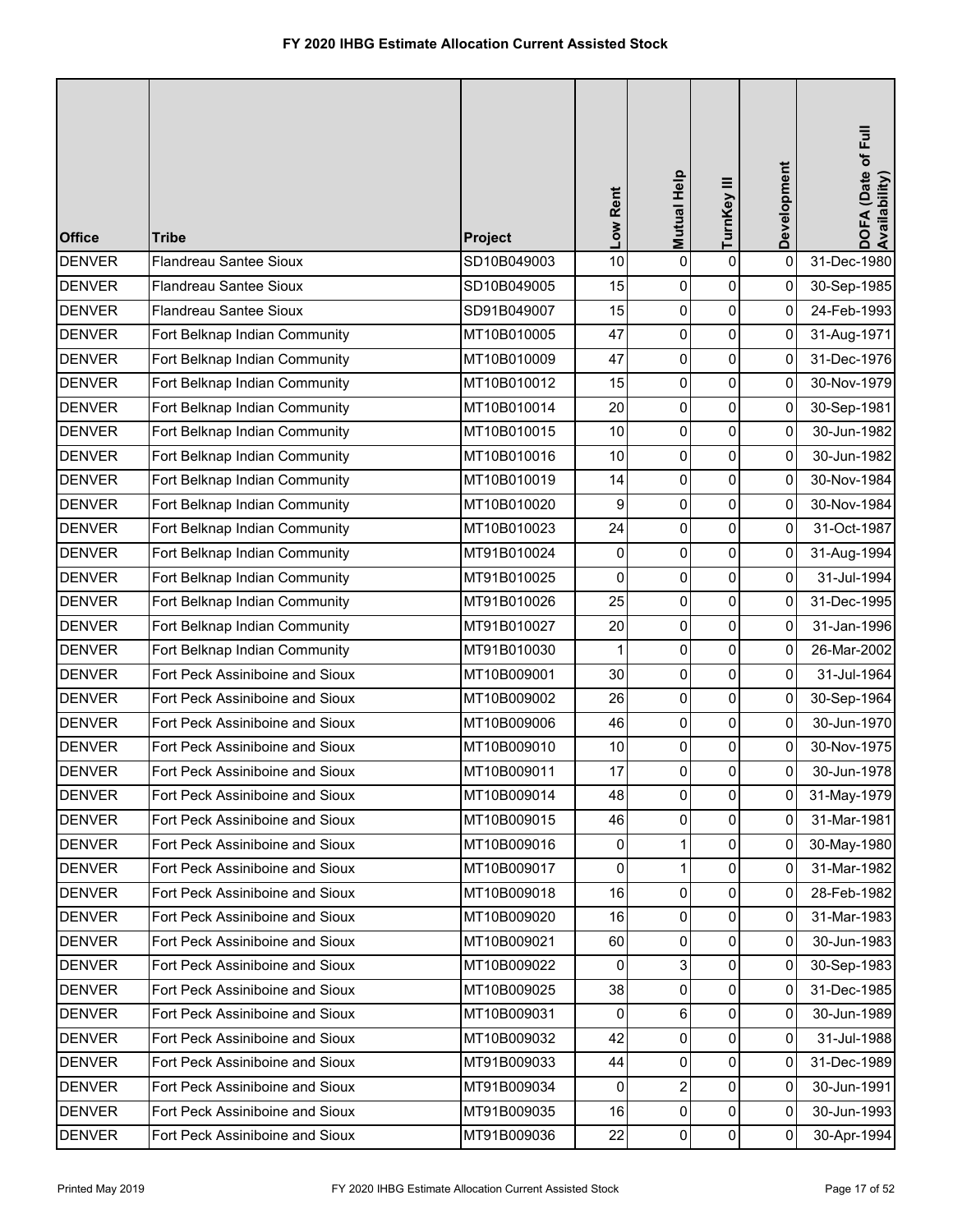# FY 2020 IHBG Estimate Allocation Current Assisted Stock

| Office | Tribe | Project | Low Rent | Mutual Help | TurnKey III | Development | DOFA (Date of Full Availability) |
|---|---|---|---|---|---|---|---|
| DENVER | Flandreau Santee Sioux | SD10B049003 | 10 | 0 | 0 | 0 | 31-Dec-1980 |
| DENVER | Flandreau Santee Sioux | SD10B049005 | 15 | 0 | 0 | 0 | 30-Sep-1985 |
| DENVER | Flandreau Santee Sioux | SD91B049007 | 15 | 0 | 0 | 0 | 24-Feb-1993 |
| DENVER | Fort Belknap Indian Community | MT10B010005 | 47 | 0 | 0 | 0 | 31-Aug-1971 |
| DENVER | Fort Belknap Indian Community | MT10B010009 | 47 | 0 | 0 | 0 | 31-Dec-1976 |
| DENVER | Fort Belknap Indian Community | MT10B010012 | 15 | 0 | 0 | 0 | 30-Nov-1979 |
| DENVER | Fort Belknap Indian Community | MT10B010014 | 20 | 0 | 0 | 0 | 30-Sep-1981 |
| DENVER | Fort Belknap Indian Community | MT10B010015 | 10 | 0 | 0 | 0 | 30-Jun-1982 |
| DENVER | Fort Belknap Indian Community | MT10B010016 | 10 | 0 | 0 | 0 | 30-Jun-1982 |
| DENVER | Fort Belknap Indian Community | MT10B010019 | 14 | 0 | 0 | 0 | 30-Nov-1984 |
| DENVER | Fort Belknap Indian Community | MT10B010020 | 9 | 0 | 0 | 0 | 30-Nov-1984 |
| DENVER | Fort Belknap Indian Community | MT10B010023 | 24 | 0 | 0 | 0 | 31-Oct-1987 |
| DENVER | Fort Belknap Indian Community | MT91B010024 | 0 | 0 | 0 | 0 | 31-Aug-1994 |
| DENVER | Fort Belknap Indian Community | MT91B010025 | 0 | 0 | 0 | 0 | 31-Jul-1994 |
| DENVER | Fort Belknap Indian Community | MT91B010026 | 25 | 0 | 0 | 0 | 31-Dec-1995 |
| DENVER | Fort Belknap Indian Community | MT91B010027 | 20 | 0 | 0 | 0 | 31-Jan-1996 |
| DENVER | Fort Belknap Indian Community | MT91B010030 | 1 | 0 | 0 | 0 | 26-Mar-2002 |
| DENVER | Fort Peck Assiniboine and Sioux | MT10B009001 | 30 | 0 | 0 | 0 | 31-Jul-1964 |
| DENVER | Fort Peck Assiniboine and Sioux | MT10B009002 | 26 | 0 | 0 | 0 | 30-Sep-1964 |
| DENVER | Fort Peck Assiniboine and Sioux | MT10B009006 | 46 | 0 | 0 | 0 | 30-Jun-1970 |
| DENVER | Fort Peck Assiniboine and Sioux | MT10B009010 | 10 | 0 | 0 | 0 | 30-Nov-1975 |
| DENVER | Fort Peck Assiniboine and Sioux | MT10B009011 | 17 | 0 | 0 | 0 | 30-Jun-1978 |
| DENVER | Fort Peck Assiniboine and Sioux | MT10B009014 | 48 | 0 | 0 | 0 | 31-May-1979 |
| DENVER | Fort Peck Assiniboine and Sioux | MT10B009015 | 46 | 0 | 0 | 0 | 31-Mar-1981 |
| DENVER | Fort Peck Assiniboine and Sioux | MT10B009016 | 0 | 1 | 0 | 0 | 30-May-1980 |
| DENVER | Fort Peck Assiniboine and Sioux | MT10B009017 | 0 | 1 | 0 | 0 | 31-Mar-1982 |
| DENVER | Fort Peck Assiniboine and Sioux | MT10B009018 | 16 | 0 | 0 | 0 | 28-Feb-1982 |
| DENVER | Fort Peck Assiniboine and Sioux | MT10B009020 | 16 | 0 | 0 | 0 | 31-Mar-1983 |
| DENVER | Fort Peck Assiniboine and Sioux | MT10B009021 | 60 | 0 | 0 | 0 | 30-Jun-1983 |
| DENVER | Fort Peck Assiniboine and Sioux | MT10B009022 | 0 | 3 | 0 | 0 | 30-Sep-1983 |
| DENVER | Fort Peck Assiniboine and Sioux | MT10B009025 | 38 | 0 | 0 | 0 | 31-Dec-1985 |
| DENVER | Fort Peck Assiniboine and Sioux | MT10B009031 | 0 | 6 | 0 | 0 | 30-Jun-1989 |
| DENVER | Fort Peck Assiniboine and Sioux | MT10B009032 | 42 | 0 | 0 | 0 | 31-Jul-1988 |
| DENVER | Fort Peck Assiniboine and Sioux | MT91B009033 | 44 | 0 | 0 | 0 | 31-Dec-1989 |
| DENVER | Fort Peck Assiniboine and Sioux | MT91B009034 | 0 | 2 | 0 | 0 | 30-Jun-1991 |
| DENVER | Fort Peck Assiniboine and Sioux | MT91B009035 | 16 | 0 | 0 | 0 | 30-Jun-1993 |
| DENVER | Fort Peck Assiniboine and Sioux | MT91B009036 | 22 | 0 | 0 | 0 | 30-Apr-1994 |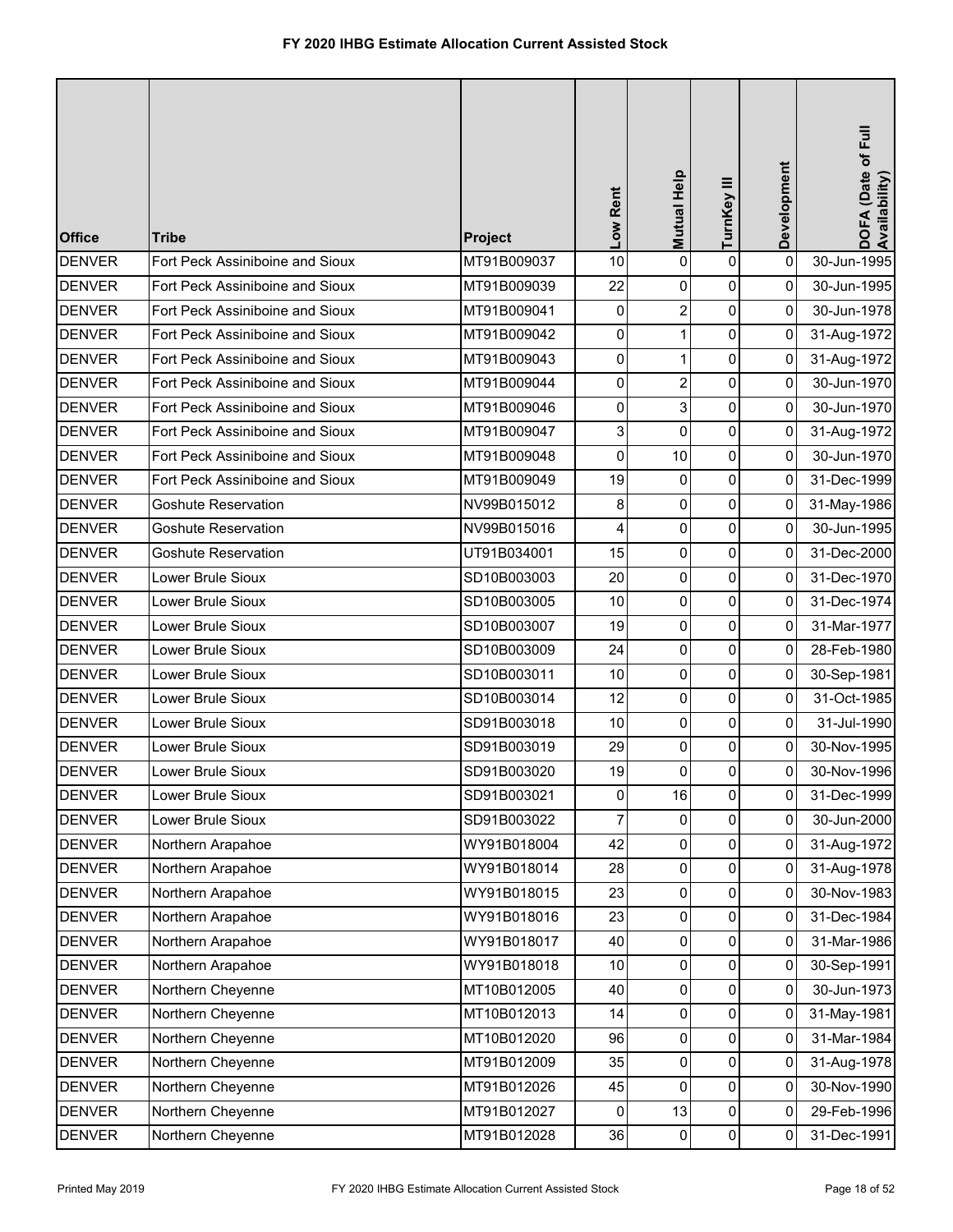# FY 2020 IHBG Estimate Allocation Current Assisted Stock

| Office | Tribe | Project | Low Rent | Mutual Help | TurnKey III | Development | DOFA (Date of Full Availability) |
|---|---|---|---|---|---|---|---|
| DENVER | Fort Peck Assiniboine and Sioux | MT91B009037 | 10 | 0 | 0 | 0 | 30-Jun-1995 |
| DENVER | Fort Peck Assiniboine and Sioux | MT91B009039 | 22 | 0 | 0 | 0 | 30-Jun-1995 |
| DENVER | Fort Peck Assiniboine and Sioux | MT91B009041 | 0 | 2 | 0 | 0 | 30-Jun-1978 |
| DENVER | Fort Peck Assiniboine and Sioux | MT91B009042 | 0 | 1 | 0 | 0 | 31-Aug-1972 |
| DENVER | Fort Peck Assiniboine and Sioux | MT91B009043 | 0 | 1 | 0 | 0 | 31-Aug-1972 |
| DENVER | Fort Peck Assiniboine and Sioux | MT91B009044 | 0 | 2 | 0 | 0 | 30-Jun-1970 |
| DENVER | Fort Peck Assiniboine and Sioux | MT91B009046 | 0 | 3 | 0 | 0 | 30-Jun-1970 |
| DENVER | Fort Peck Assiniboine and Sioux | MT91B009047 | 3 | 0 | 0 | 0 | 31-Aug-1972 |
| DENVER | Fort Peck Assiniboine and Sioux | MT91B009048 | 0 | 10 | 0 | 0 | 30-Jun-1970 |
| DENVER | Fort Peck Assiniboine and Sioux | MT91B009049 | 19 | 0 | 0 | 0 | 31-Dec-1999 |
| DENVER | Goshute Reservation | NV99B015012 | 8 | 0 | 0 | 0 | 31-May-1986 |
| DENVER | Goshute Reservation | NV99B015016 | 4 | 0 | 0 | 0 | 30-Jun-1995 |
| DENVER | Goshute Reservation | UT91B034001 | 15 | 0 | 0 | 0 | 31-Dec-2000 |
| DENVER | Lower Brule Sioux | SD10B003003 | 20 | 0 | 0 | 0 | 31-Dec-1970 |
| DENVER | Lower Brule Sioux | SD10B003005 | 10 | 0 | 0 | 0 | 31-Dec-1974 |
| DENVER | Lower Brule Sioux | SD10B003007 | 19 | 0 | 0 | 0 | 31-Mar-1977 |
| DENVER | Lower Brule Sioux | SD10B003009 | 24 | 0 | 0 | 0 | 28-Feb-1980 |
| DENVER | Lower Brule Sioux | SD10B003011 | 10 | 0 | 0 | 0 | 30-Sep-1981 |
| DENVER | Lower Brule Sioux | SD10B003014 | 12 | 0 | 0 | 0 | 31-Oct-1985 |
| DENVER | Lower Brule Sioux | SD91B003018 | 10 | 0 | 0 | 0 | 31-Jul-1990 |
| DENVER | Lower Brule Sioux | SD91B003019 | 29 | 0 | 0 | 0 | 30-Nov-1995 |
| DENVER | Lower Brule Sioux | SD91B003020 | 19 | 0 | 0 | 0 | 30-Nov-1996 |
| DENVER | Lower Brule Sioux | SD91B003021 | 0 | 16 | 0 | 0 | 31-Dec-1999 |
| DENVER | Lower Brule Sioux | SD91B003022 | 7 | 0 | 0 | 0 | 30-Jun-2000 |
| DENVER | Northern Arapahoe | WY91B018004 | 42 | 0 | 0 | 0 | 31-Aug-1972 |
| DENVER | Northern Arapahoe | WY91B018014 | 28 | 0 | 0 | 0 | 31-Aug-1978 |
| DENVER | Northern Arapahoe | WY91B018015 | 23 | 0 | 0 | 0 | 30-Nov-1983 |
| DENVER | Northern Arapahoe | WY91B018016 | 23 | 0 | 0 | 0 | 31-Dec-1984 |
| DENVER | Northern Arapahoe | WY91B018017 | 40 | 0 | 0 | 0 | 31-Mar-1986 |
| DENVER | Northern Arapahoe | WY91B018018 | 10 | 0 | 0 | 0 | 30-Sep-1991 |
| DENVER | Northern Cheyenne | MT10B012005 | 40 | 0 | 0 | 0 | 30-Jun-1973 |
| DENVER | Northern Cheyenne | MT10B012013 | 14 | 0 | 0 | 0 | 31-May-1981 |
| DENVER | Northern Cheyenne | MT10B012020 | 96 | 0 | 0 | 0 | 31-Mar-1984 |
| DENVER | Northern Cheyenne | MT91B012009 | 35 | 0 | 0 | 0 | 31-Aug-1978 |
| DENVER | Northern Cheyenne | MT91B012026 | 45 | 0 | 0 | 0 | 30-Nov-1990 |
| DENVER | Northern Cheyenne | MT91B012027 | 0 | 13 | 0 | 0 | 29-Feb-1996 |
| DENVER | Northern Cheyenne | MT91B012028 | 36 | 0 | 0 | 0 | 31-Dec-1991 |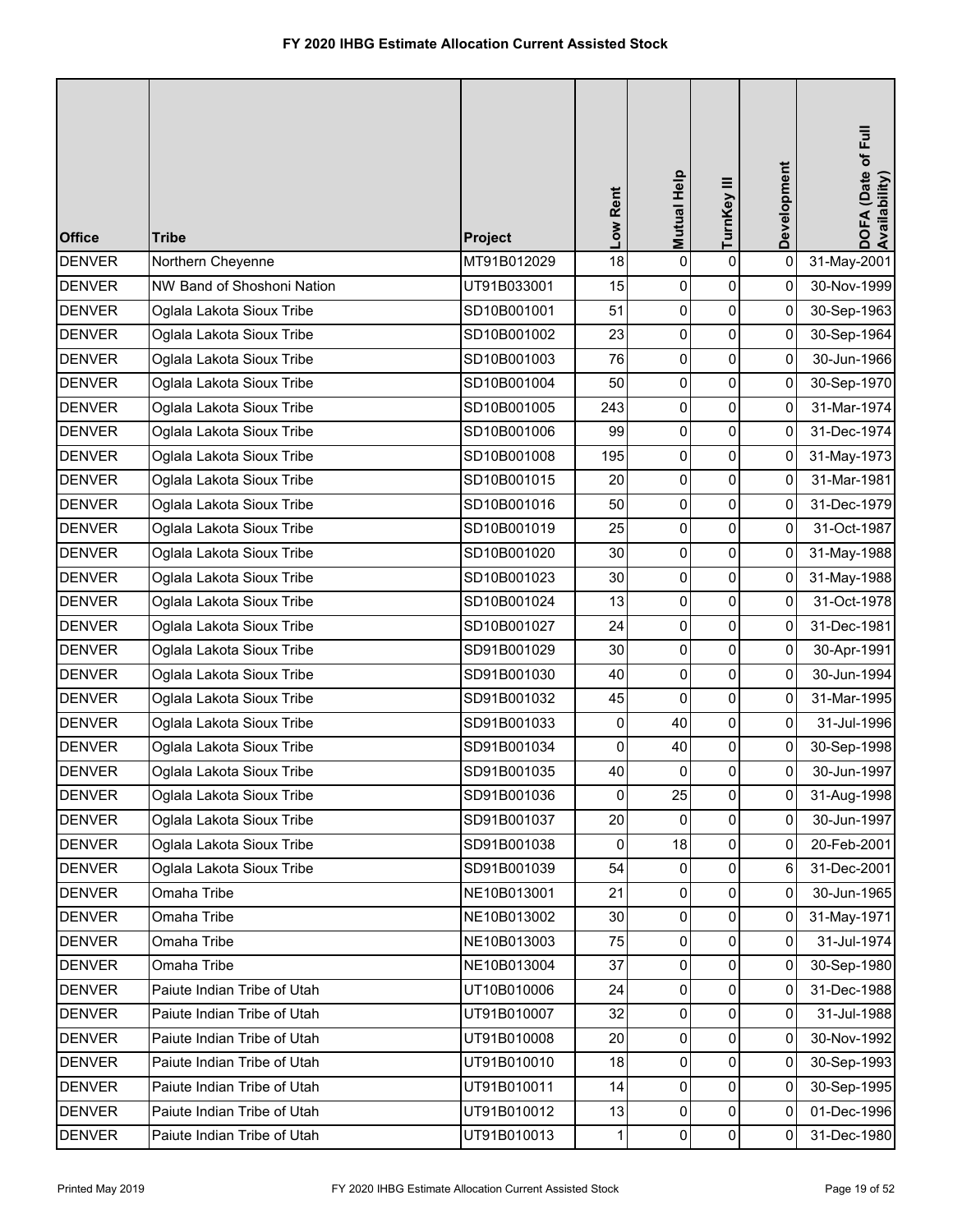# FY 2020 IHBG Estimate Allocation Current Assisted Stock

| Office | Tribe | Project | Low Rent | Mutual Help | TurnKey III | Development | DOFA (Date of Full Availability) |
|---|---|---|---|---|---|---|---|
| DENVER | Northern Cheyenne | MT91B012029 | 18 | 0 | 0 | 0 | 31-May-2001 |
| DENVER | NW Band of Shoshoni Nation | UT91B033001 | 15 | 0 | 0 | 0 | 30-Nov-1999 |
| DENVER | Oglala Lakota Sioux Tribe | SD10B001001 | 51 | 0 | 0 | 0 | 30-Sep-1963 |
| DENVER | Oglala Lakota Sioux Tribe | SD10B001002 | 23 | 0 | 0 | 0 | 30-Sep-1964 |
| DENVER | Oglala Lakota Sioux Tribe | SD10B001003 | 76 | 0 | 0 | 0 | 30-Jun-1966 |
| DENVER | Oglala Lakota Sioux Tribe | SD10B001004 | 50 | 0 | 0 | 0 | 30-Sep-1970 |
| DENVER | Oglala Lakota Sioux Tribe | SD10B001005 | 243 | 0 | 0 | 0 | 31-Mar-1974 |
| DENVER | Oglala Lakota Sioux Tribe | SD10B001006 | 99 | 0 | 0 | 0 | 31-Dec-1974 |
| DENVER | Oglala Lakota Sioux Tribe | SD10B001008 | 195 | 0 | 0 | 0 | 31-May-1973 |
| DENVER | Oglala Lakota Sioux Tribe | SD10B001015 | 20 | 0 | 0 | 0 | 31-Mar-1981 |
| DENVER | Oglala Lakota Sioux Tribe | SD10B001016 | 50 | 0 | 0 | 0 | 31-Dec-1979 |
| DENVER | Oglala Lakota Sioux Tribe | SD10B001019 | 25 | 0 | 0 | 0 | 31-Oct-1987 |
| DENVER | Oglala Lakota Sioux Tribe | SD10B001020 | 30 | 0 | 0 | 0 | 31-May-1988 |
| DENVER | Oglala Lakota Sioux Tribe | SD10B001023 | 30 | 0 | 0 | 0 | 31-May-1988 |
| DENVER | Oglala Lakota Sioux Tribe | SD10B001024 | 13 | 0 | 0 | 0 | 31-Oct-1978 |
| DENVER | Oglala Lakota Sioux Tribe | SD10B001027 | 24 | 0 | 0 | 0 | 31-Dec-1981 |
| DENVER | Oglala Lakota Sioux Tribe | SD91B001029 | 30 | 0 | 0 | 0 | 30-Apr-1991 |
| DENVER | Oglala Lakota Sioux Tribe | SD91B001030 | 40 | 0 | 0 | 0 | 30-Jun-1994 |
| DENVER | Oglala Lakota Sioux Tribe | SD91B001032 | 45 | 0 | 0 | 0 | 31-Mar-1995 |
| DENVER | Oglala Lakota Sioux Tribe | SD91B001033 | 0 | 40 | 0 | 0 | 31-Jul-1996 |
| DENVER | Oglala Lakota Sioux Tribe | SD91B001034 | 0 | 40 | 0 | 0 | 30-Sep-1998 |
| DENVER | Oglala Lakota Sioux Tribe | SD91B001035 | 40 | 0 | 0 | 0 | 30-Jun-1997 |
| DENVER | Oglala Lakota Sioux Tribe | SD91B001036 | 0 | 25 | 0 | 0 | 31-Aug-1998 |
| DENVER | Oglala Lakota Sioux Tribe | SD91B001037 | 20 | 0 | 0 | 0 | 30-Jun-1997 |
| DENVER | Oglala Lakota Sioux Tribe | SD91B001038 | 0 | 18 | 0 | 0 | 20-Feb-2001 |
| DENVER | Oglala Lakota Sioux Tribe | SD91B001039 | 54 | 0 | 0 | 6 | 31-Dec-2001 |
| DENVER | Omaha Tribe | NE10B013001 | 21 | 0 | 0 | 0 | 30-Jun-1965 |
| DENVER | Omaha Tribe | NE10B013002 | 30 | 0 | 0 | 0 | 31-May-1971 |
| DENVER | Omaha Tribe | NE10B013003 | 75 | 0 | 0 | 0 | 31-Jul-1974 |
| DENVER | Omaha Tribe | NE10B013004 | 37 | 0 | 0 | 0 | 30-Sep-1980 |
| DENVER | Paiute Indian Tribe of Utah | UT10B010006 | 24 | 0 | 0 | 0 | 31-Dec-1988 |
| DENVER | Paiute Indian Tribe of Utah | UT91B010007 | 32 | 0 | 0 | 0 | 31-Jul-1988 |
| DENVER | Paiute Indian Tribe of Utah | UT91B010008 | 20 | 0 | 0 | 0 | 30-Nov-1992 |
| DENVER | Paiute Indian Tribe of Utah | UT91B010010 | 18 | 0 | 0 | 0 | 30-Sep-1993 |
| DENVER | Paiute Indian Tribe of Utah | UT91B010011 | 14 | 0 | 0 | 0 | 30-Sep-1995 |
| DENVER | Paiute Indian Tribe of Utah | UT91B010012 | 13 | 0 | 0 | 0 | 01-Dec-1996 |
| DENVER | Paiute Indian Tribe of Utah | UT91B010013 | 1 | 0 | 0 | 0 | 31-Dec-1980 |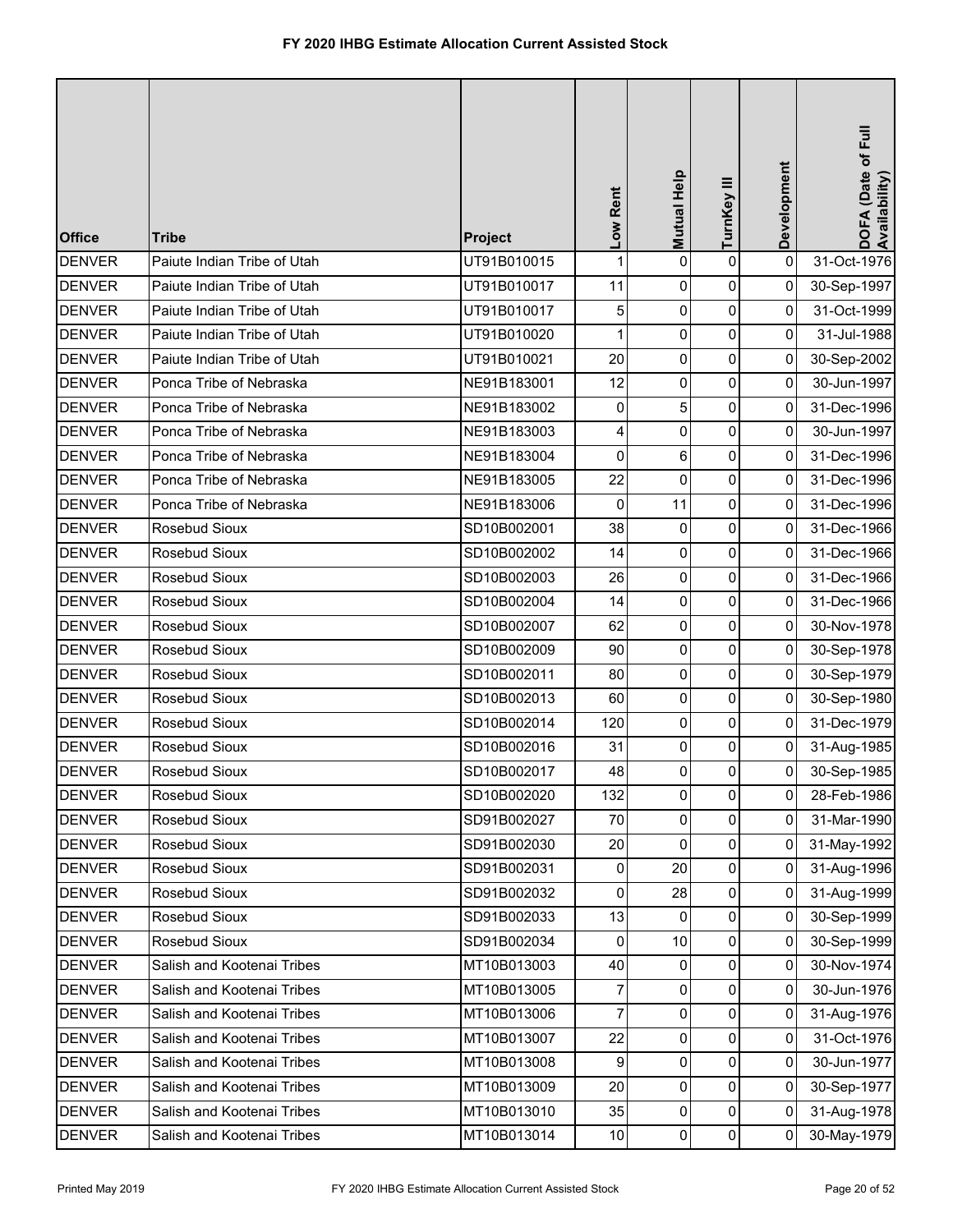# FY 2020 IHBG Estimate Allocation Current Assisted Stock

| Office | Tribe | Project | Low Rent | Mutual Help | TurnKey III | Development | DOFA (Date of Full Availability) |
|---|---|---|---|---|---|---|---|
| DENVER | Paiute Indian Tribe of Utah | UT91B010015 | 1 | 0 | 0 | 0 | 31-Oct-1976 |
| DENVER | Paiute Indian Tribe of Utah | UT91B010017 | 11 | 0 | 0 | 0 | 30-Sep-1997 |
| DENVER | Paiute Indian Tribe of Utah | UT91B010017 | 5 | 0 | 0 | 0 | 31-Oct-1999 |
| DENVER | Paiute Indian Tribe of Utah | UT91B010020 | 1 | 0 | 0 | 0 | 31-Jul-1988 |
| DENVER | Paiute Indian Tribe of Utah | UT91B010021 | 20 | 0 | 0 | 0 | 30-Sep-2002 |
| DENVER | Ponca Tribe of Nebraska | NE91B183001 | 12 | 0 | 0 | 0 | 30-Jun-1997 |
| DENVER | Ponca Tribe of Nebraska | NE91B183002 | 0 | 5 | 0 | 0 | 31-Dec-1996 |
| DENVER | Ponca Tribe of Nebraska | NE91B183003 | 4 | 0 | 0 | 0 | 30-Jun-1997 |
| DENVER | Ponca Tribe of Nebraska | NE91B183004 | 0 | 6 | 0 | 0 | 31-Dec-1996 |
| DENVER | Ponca Tribe of Nebraska | NE91B183005 | 22 | 0 | 0 | 0 | 31-Dec-1996 |
| DENVER | Ponca Tribe of Nebraska | NE91B183006 | 0 | 11 | 0 | 0 | 31-Dec-1996 |
| DENVER | Rosebud Sioux | SD10B002001 | 38 | 0 | 0 | 0 | 31-Dec-1966 |
| DENVER | Rosebud Sioux | SD10B002002 | 14 | 0 | 0 | 0 | 31-Dec-1966 |
| DENVER | Rosebud Sioux | SD10B002003 | 26 | 0 | 0 | 0 | 31-Dec-1966 |
| DENVER | Rosebud Sioux | SD10B002004 | 14 | 0 | 0 | 0 | 31-Dec-1966 |
| DENVER | Rosebud Sioux | SD10B002007 | 62 | 0 | 0 | 0 | 30-Nov-1978 |
| DENVER | Rosebud Sioux | SD10B002009 | 90 | 0 | 0 | 0 | 30-Sep-1978 |
| DENVER | Rosebud Sioux | SD10B002011 | 80 | 0 | 0 | 0 | 30-Sep-1979 |
| DENVER | Rosebud Sioux | SD10B002013 | 60 | 0 | 0 | 0 | 30-Sep-1980 |
| DENVER | Rosebud Sioux | SD10B002014 | 120 | 0 | 0 | 0 | 31-Dec-1979 |
| DENVER | Rosebud Sioux | SD10B002016 | 31 | 0 | 0 | 0 | 31-Aug-1985 |
| DENVER | Rosebud Sioux | SD10B002017 | 48 | 0 | 0 | 0 | 30-Sep-1985 |
| DENVER | Rosebud Sioux | SD10B002020 | 132 | 0 | 0 | 0 | 28-Feb-1986 |
| DENVER | Rosebud Sioux | SD91B002027 | 70 | 0 | 0 | 0 | 31-Mar-1990 |
| DENVER | Rosebud Sioux | SD91B002030 | 20 | 0 | 0 | 0 | 31-May-1992 |
| DENVER | Rosebud Sioux | SD91B002031 | 0 | 20 | 0 | 0 | 31-Aug-1996 |
| DENVER | Rosebud Sioux | SD91B002032 | 0 | 28 | 0 | 0 | 31-Aug-1999 |
| DENVER | Rosebud Sioux | SD91B002033 | 13 | 0 | 0 | 0 | 30-Sep-1999 |
| DENVER | Rosebud Sioux | SD91B002034 | 0 | 10 | 0 | 0 | 30-Sep-1999 |
| DENVER | Salish and Kootenai Tribes | MT10B013003 | 40 | 0 | 0 | 0 | 30-Nov-1974 |
| DENVER | Salish and Kootenai Tribes | MT10B013005 | 7 | 0 | 0 | 0 | 30-Jun-1976 |
| DENVER | Salish and Kootenai Tribes | MT10B013006 | 7 | 0 | 0 | 0 | 31-Aug-1976 |
| DENVER | Salish and Kootenai Tribes | MT10B013007 | 22 | 0 | 0 | 0 | 31-Oct-1976 |
| DENVER | Salish and Kootenai Tribes | MT10B013008 | 9 | 0 | 0 | 0 | 30-Jun-1977 |
| DENVER | Salish and Kootenai Tribes | MT10B013009 | 20 | 0 | 0 | 0 | 30-Sep-1977 |
| DENVER | Salish and Kootenai Tribes | MT10B013010 | 35 | 0 | 0 | 0 | 31-Aug-1978 |
| DENVER | Salish and Kootenai Tribes | MT10B013014 | 10 | 0 | 0 | 0 | 30-May-1979 |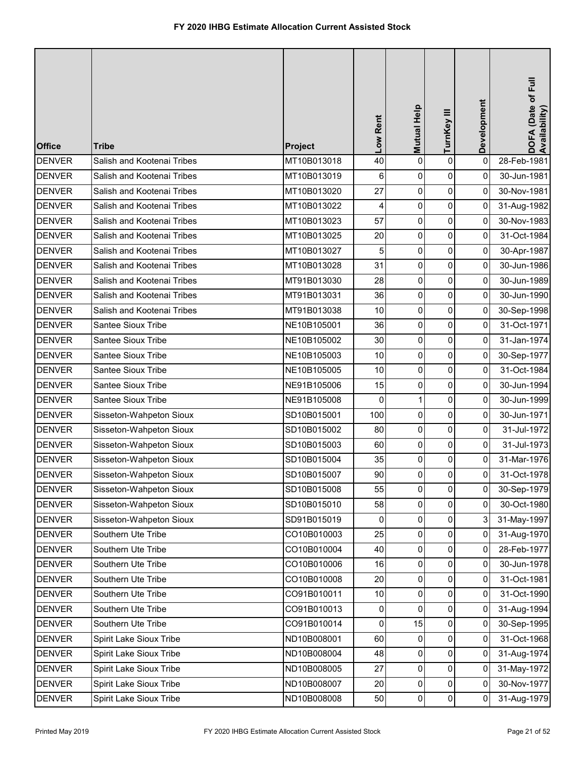# FY 2020 IHBG Estimate Allocation Current Assisted Stock

| Office | Tribe | Project | Low Rent | Mutual Help | TurnKey III | Development | DOFA (Date of Full Availability) |
|---|---|---|---|---|---|---|---|
| DENVER | Salish and Kootenai Tribes | MT10B013018 | 40 | 0 | 0 | 0 | 28-Feb-1981 |
| DENVER | Salish and Kootenai Tribes | MT10B013019 | 6 | 0 | 0 | 0 | 30-Jun-1981 |
| DENVER | Salish and Kootenai Tribes | MT10B013020 | 27 | 0 | 0 | 0 | 30-Nov-1981 |
| DENVER | Salish and Kootenai Tribes | MT10B013022 | 4 | 0 | 0 | 0 | 31-Aug-1982 |
| DENVER | Salish and Kootenai Tribes | MT10B013023 | 57 | 0 | 0 | 0 | 30-Nov-1983 |
| DENVER | Salish and Kootenai Tribes | MT10B013025 | 20 | 0 | 0 | 0 | 31-Oct-1984 |
| DENVER | Salish and Kootenai Tribes | MT10B013027 | 5 | 0 | 0 | 0 | 30-Apr-1987 |
| DENVER | Salish and Kootenai Tribes | MT10B013028 | 31 | 0 | 0 | 0 | 30-Jun-1986 |
| DENVER | Salish and Kootenai Tribes | MT91B013030 | 28 | 0 | 0 | 0 | 30-Jun-1989 |
| DENVER | Salish and Kootenai Tribes | MT91B013031 | 36 | 0 | 0 | 0 | 30-Jun-1990 |
| DENVER | Salish and Kootenai Tribes | MT91B013038 | 10 | 0 | 0 | 0 | 30-Sep-1998 |
| DENVER | Santee Sioux Tribe | NE10B105001 | 36 | 0 | 0 | 0 | 31-Oct-1971 |
| DENVER | Santee Sioux Tribe | NE10B105002 | 30 | 0 | 0 | 0 | 31-Jan-1974 |
| DENVER | Santee Sioux Tribe | NE10B105003 | 10 | 0 | 0 | 0 | 30-Sep-1977 |
| DENVER | Santee Sioux Tribe | NE10B105005 | 10 | 0 | 0 | 0 | 31-Oct-1984 |
| DENVER | Santee Sioux Tribe | NE91B105006 | 15 | 0 | 0 | 0 | 30-Jun-1994 |
| DENVER | Santee Sioux Tribe | NE91B105008 | 0 | 1 | 0 | 0 | 30-Jun-1999 |
| DENVER | Sisseton-Wahpeton Sioux | SD10B015001 | 100 | 0 | 0 | 0 | 30-Jun-1971 |
| DENVER | Sisseton-Wahpeton Sioux | SD10B015002 | 80 | 0 | 0 | 0 | 31-Jul-1972 |
| DENVER | Sisseton-Wahpeton Sioux | SD10B015003 | 60 | 0 | 0 | 0 | 31-Jul-1973 |
| DENVER | Sisseton-Wahpeton Sioux | SD10B015004 | 35 | 0 | 0 | 0 | 31-Mar-1976 |
| DENVER | Sisseton-Wahpeton Sioux | SD10B015007 | 90 | 0 | 0 | 0 | 31-Oct-1978 |
| DENVER | Sisseton-Wahpeton Sioux | SD10B015008 | 55 | 0 | 0 | 0 | 30-Sep-1979 |
| DENVER | Sisseton-Wahpeton Sioux | SD10B015010 | 58 | 0 | 0 | 0 | 30-Oct-1980 |
| DENVER | Sisseton-Wahpeton Sioux | SD91B015019 | 0 | 0 | 0 | 3 | 31-May-1997 |
| DENVER | Southern Ute Tribe | CO10B010003 | 25 | 0 | 0 | 0 | 31-Aug-1970 |
| DENVER | Southern Ute Tribe | CO10B010004 | 40 | 0 | 0 | 0 | 28-Feb-1977 |
| DENVER | Southern Ute Tribe | CO10B010006 | 16 | 0 | 0 | 0 | 30-Jun-1978 |
| DENVER | Southern Ute Tribe | CO10B010008 | 20 | 0 | 0 | 0 | 31-Oct-1981 |
| DENVER | Southern Ute Tribe | CO91B010011 | 10 | 0 | 0 | 0 | 31-Oct-1990 |
| DENVER | Southern Ute Tribe | CO91B010013 | 0 | 0 | 0 | 0 | 31-Aug-1994 |
| DENVER | Southern Ute Tribe | CO91B010014 | 0 | 15 | 0 | 0 | 30-Sep-1995 |
| DENVER | Spirit Lake Sioux Tribe | ND10B008001 | 60 | 0 | 0 | 0 | 31-Oct-1968 |
| DENVER | Spirit Lake Sioux Tribe | ND10B008004 | 48 | 0 | 0 | 0 | 31-Aug-1974 |
| DENVER | Spirit Lake Sioux Tribe | ND10B008005 | 27 | 0 | 0 | 0 | 31-May-1972 |
| DENVER | Spirit Lake Sioux Tribe | ND10B008007 | 20 | 0 | 0 | 0 | 30-Nov-1977 |
| DENVER | Spirit Lake Sioux Tribe | ND10B008008 | 50 | 0 | 0 | 0 | 31-Aug-1979 |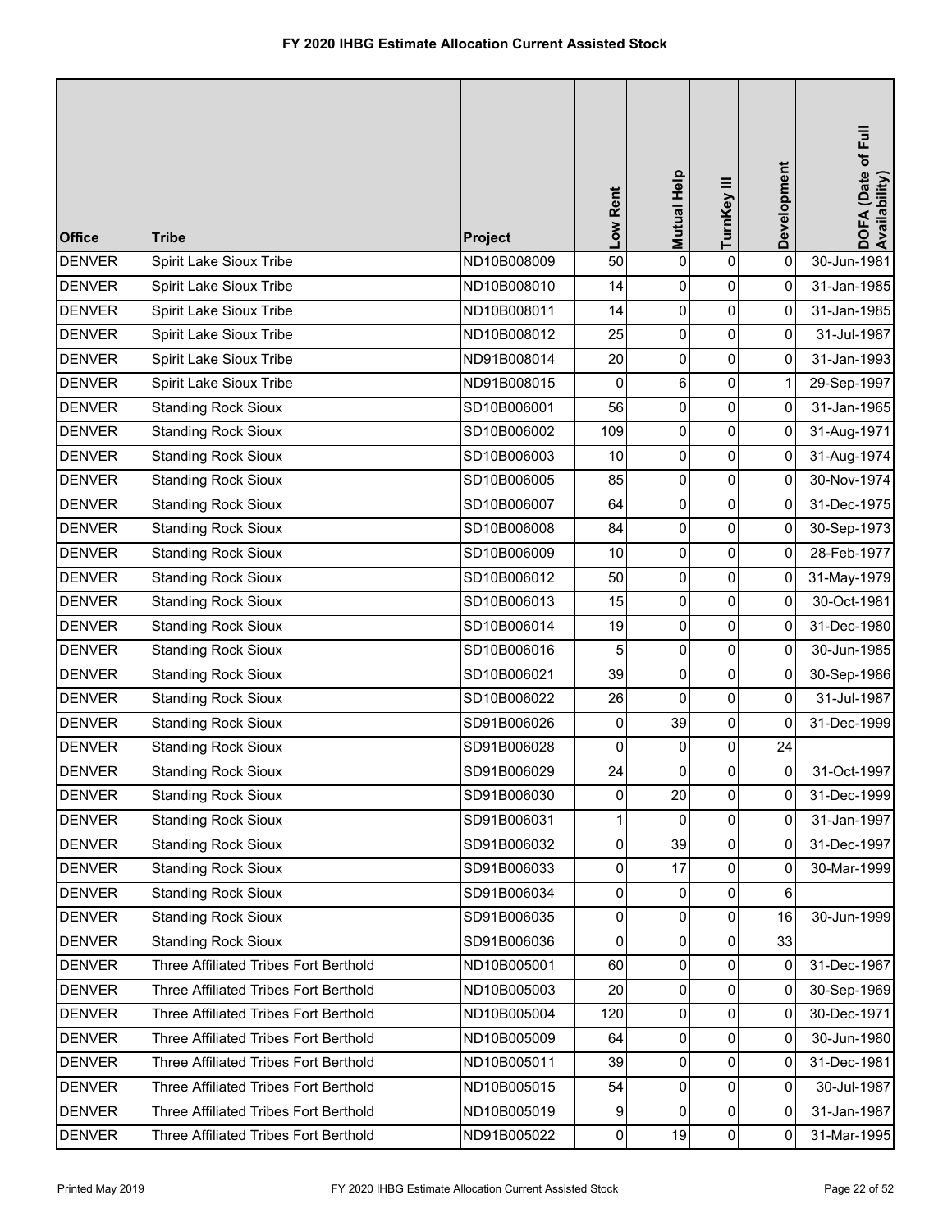# FY 2020 IHBG Estimate Allocation Current Assisted Stock

| Office | Tribe | Project | Low Rent | Mutual Help | TurnKey III | Development | DOFA (Date of Full Availability) |
|---|---|---|---|---|---|---|---|
| DENVER | Spirit Lake Sioux Tribe | ND10B008009 | 50 | 0 | 0 | 0 | 30-Jun-1981 |
| DENVER | Spirit Lake Sioux Tribe | ND10B008010 | 14 | 0 | 0 | 0 | 31-Jan-1985 |
| DENVER | Spirit Lake Sioux Tribe | ND10B008011 | 14 | 0 | 0 | 0 | 31-Jan-1985 |
| DENVER | Spirit Lake Sioux Tribe | ND10B008012 | 25 | 0 | 0 | 0 | 31-Jul-1987 |
| DENVER | Spirit Lake Sioux Tribe | ND91B008014 | 20 | 0 | 0 | 0 | 31-Jan-1993 |
| DENVER | Spirit Lake Sioux Tribe | ND91B008015 | 0 | 6 | 0 | 1 | 29-Sep-1997 |
| DENVER | Standing Rock Sioux | SD10B006001 | 56 | 0 | 0 | 0 | 31-Jan-1965 |
| DENVER | Standing Rock Sioux | SD10B006002 | 109 | 0 | 0 | 0 | 31-Aug-1971 |
| DENVER | Standing Rock Sioux | SD10B006003 | 10 | 0 | 0 | 0 | 31-Aug-1974 |
| DENVER | Standing Rock Sioux | SD10B006005 | 85 | 0 | 0 | 0 | 30-Nov-1974 |
| DENVER | Standing Rock Sioux | SD10B006007 | 64 | 0 | 0 | 0 | 31-Dec-1975 |
| DENVER | Standing Rock Sioux | SD10B006008 | 84 | 0 | 0 | 0 | 30-Sep-1973 |
| DENVER | Standing Rock Sioux | SD10B006009 | 10 | 0 | 0 | 0 | 28-Feb-1977 |
| DENVER | Standing Rock Sioux | SD10B006012 | 50 | 0 | 0 | 0 | 31-May-1979 |
| DENVER | Standing Rock Sioux | SD10B006013 | 15 | 0 | 0 | 0 | 30-Oct-1981 |
| DENVER | Standing Rock Sioux | SD10B006014 | 19 | 0 | 0 | 0 | 31-Dec-1980 |
| DENVER | Standing Rock Sioux | SD10B006016 | 5 | 0 | 0 | 0 | 30-Jun-1985 |
| DENVER | Standing Rock Sioux | SD10B006021 | 39 | 0 | 0 | 0 | 30-Sep-1986 |
| DENVER | Standing Rock Sioux | SD10B006022 | 26 | 0 | 0 | 0 | 31-Jul-1987 |
| DENVER | Standing Rock Sioux | SD91B006026 | 0 | 39 | 0 | 0 | 31-Dec-1999 |
| DENVER | Standing Rock Sioux | SD91B006028 | 0 | 0 | 0 | 24 | |
| DENVER | Standing Rock Sioux | SD91B006029 | 24 | 0 | 0 | 0 | 31-Oct-1997 |
| DENVER | Standing Rock Sioux | SD91B006030 | 0 | 20 | 0 | 0 | 31-Dec-1999 |
| DENVER | Standing Rock Sioux | SD91B006031 | 1 | 0 | 0 | 0 | 31-Jan-1997 |
| DENVER | Standing Rock Sioux | SD91B006032 | 0 | 39 | 0 | 0 | 31-Dec-1997 |
| DENVER | Standing Rock Sioux | SD91B006033 | 0 | 17 | 0 | 0 | 30-Mar-1999 |
| DENVER | Standing Rock Sioux | SD91B006034 | 0 | 0 | 0 | 6 | |
| DENVER | Standing Rock Sioux | SD91B006035 | 0 | 0 | 0 | 16 | 30-Jun-1999 |
| DENVER | Standing Rock Sioux | SD91B006036 | 0 | 0 | 0 | 33 | |
| DENVER | Three Affiliated Tribes Fort Berthold | ND10B005001 | 60 | 0 | 0 | 0 | 31-Dec-1967 |
| DENVER | Three Affiliated Tribes Fort Berthold | ND10B005003 | 20 | 0 | 0 | 0 | 30-Sep-1969 |
| DENVER | Three Affiliated Tribes Fort Berthold | ND10B005004 | 120 | 0 | 0 | 0 | 30-Dec-1971 |
| DENVER | Three Affiliated Tribes Fort Berthold | ND10B005009 | 64 | 0 | 0 | 0 | 30-Jun-1980 |
| DENVER | Three Affiliated Tribes Fort Berthold | ND10B005011 | 39 | 0 | 0 | 0 | 31-Dec-1981 |
| DENVER | Three Affiliated Tribes Fort Berthold | ND10B005015 | 54 | 0 | 0 | 0 | 30-Jul-1987 |
| DENVER | Three Affiliated Tribes Fort Berthold | ND10B005019 | 9 | 0 | 0 | 0 | 31-Jan-1987 |
| DENVER | Three Affiliated Tribes Fort Berthold | ND91B005022 | 0 | 19 | 0 | 0 | 31-Mar-1995 |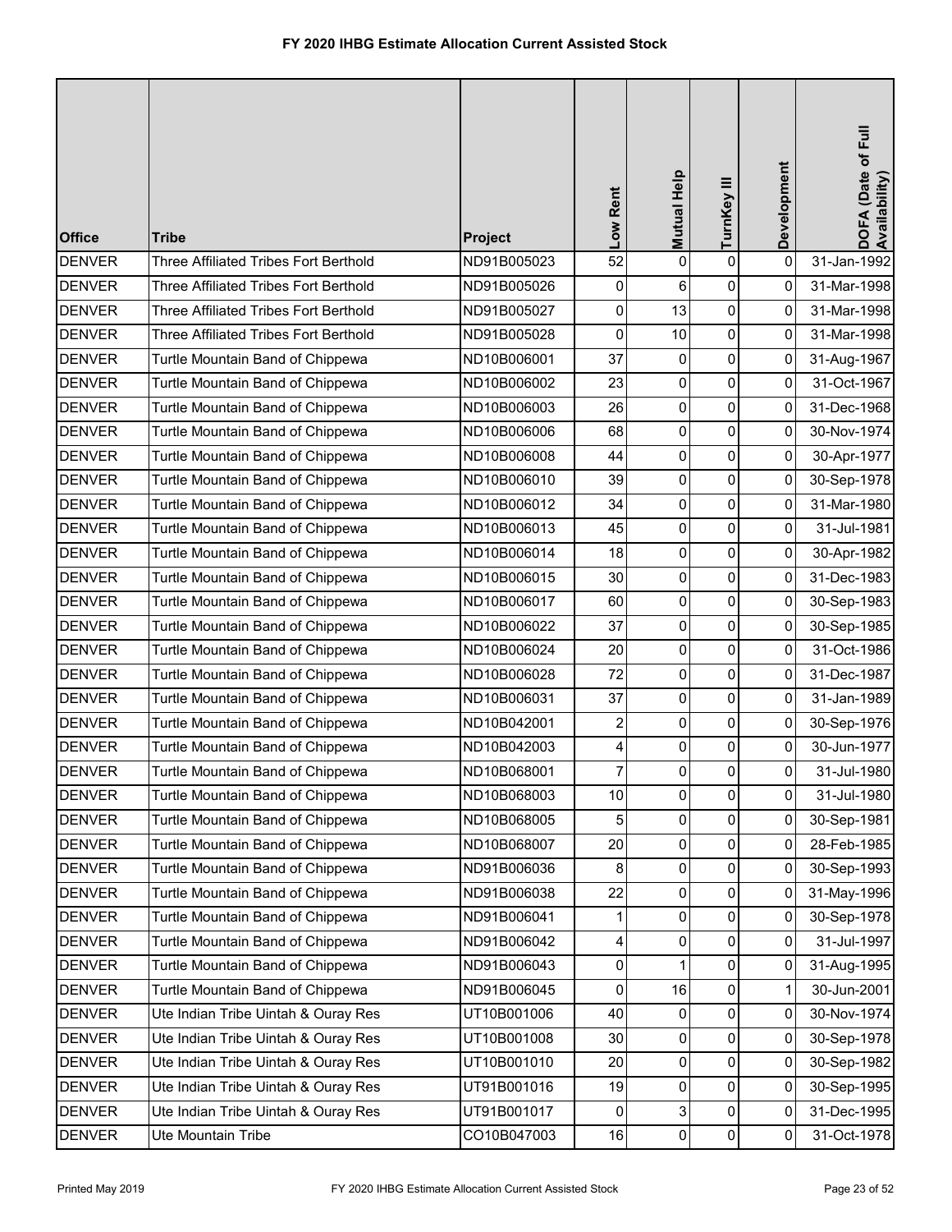# FY 2020 IHBG Estimate Allocation Current Assisted Stock

| Office | Tribe | Project | Low Rent | Mutual Help | TurnKey III | Development | DOFA (Date of Full Availability) |
|---|---|---|---|---|---|---|---|
| DENVER | Three Affiliated Tribes Fort Berthold | ND91B005023 | 52 | 0 | 0 | 0 | 31-Jan-1992 |
| DENVER | Three Affiliated Tribes Fort Berthold | ND91B005026 | 0 | 6 | 0 | 0 | 31-Mar-1998 |
| DENVER | Three Affiliated Tribes Fort Berthold | ND91B005027 | 0 | 13 | 0 | 0 | 31-Mar-1998 |
| DENVER | Three Affiliated Tribes Fort Berthold | ND91B005028 | 0 | 10 | 0 | 0 | 31-Mar-1998 |
| DENVER | Turtle Mountain Band of Chippewa | ND10B006001 | 37 | 0 | 0 | 0 | 31-Aug-1967 |
| DENVER | Turtle Mountain Band of Chippewa | ND10B006002 | 23 | 0 | 0 | 0 | 31-Oct-1967 |
| DENVER | Turtle Mountain Band of Chippewa | ND10B006003 | 26 | 0 | 0 | 0 | 31-Dec-1968 |
| DENVER | Turtle Mountain Band of Chippewa | ND10B006006 | 68 | 0 | 0 | 0 | 30-Nov-1974 |
| DENVER | Turtle Mountain Band of Chippewa | ND10B006008 | 44 | 0 | 0 | 0 | 30-Apr-1977 |
| DENVER | Turtle Mountain Band of Chippewa | ND10B006010 | 39 | 0 | 0 | 0 | 30-Sep-1978 |
| DENVER | Turtle Mountain Band of Chippewa | ND10B006012 | 34 | 0 | 0 | 0 | 31-Mar-1980 |
| DENVER | Turtle Mountain Band of Chippewa | ND10B006013 | 45 | 0 | 0 | 0 | 31-Jul-1981 |
| DENVER | Turtle Mountain Band of Chippewa | ND10B006014 | 18 | 0 | 0 | 0 | 30-Apr-1982 |
| DENVER | Turtle Mountain Band of Chippewa | ND10B006015 | 30 | 0 | 0 | 0 | 31-Dec-1983 |
| DENVER | Turtle Mountain Band of Chippewa | ND10B006017 | 60 | 0 | 0 | 0 | 30-Sep-1983 |
| DENVER | Turtle Mountain Band of Chippewa | ND10B006022 | 37 | 0 | 0 | 0 | 30-Sep-1985 |
| DENVER | Turtle Mountain Band of Chippewa | ND10B006024 | 20 | 0 | 0 | 0 | 31-Oct-1986 |
| DENVER | Turtle Mountain Band of Chippewa | ND10B006028 | 72 | 0 | 0 | 0 | 31-Dec-1987 |
| DENVER | Turtle Mountain Band of Chippewa | ND10B006031 | 37 | 0 | 0 | 0 | 31-Jan-1989 |
| DENVER | Turtle Mountain Band of Chippewa | ND10B042001 | 2 | 0 | 0 | 0 | 30-Sep-1976 |
| DENVER | Turtle Mountain Band of Chippewa | ND10B042003 | 4 | 0 | 0 | 0 | 30-Jun-1977 |
| DENVER | Turtle Mountain Band of Chippewa | ND10B068001 | 7 | 0 | 0 | 0 | 31-Jul-1980 |
| DENVER | Turtle Mountain Band of Chippewa | ND10B068003 | 10 | 0 | 0 | 0 | 31-Jul-1980 |
| DENVER | Turtle Mountain Band of Chippewa | ND10B068005 | 5 | 0 | 0 | 0 | 30-Sep-1981 |
| DENVER | Turtle Mountain Band of Chippewa | ND10B068007 | 20 | 0 | 0 | 0 | 28-Feb-1985 |
| DENVER | Turtle Mountain Band of Chippewa | ND91B006036 | 8 | 0 | 0 | 0 | 30-Sep-1993 |
| DENVER | Turtle Mountain Band of Chippewa | ND91B006038 | 22 | 0 | 0 | 0 | 31-May-1996 |
| DENVER | Turtle Mountain Band of Chippewa | ND91B006041 | 1 | 0 | 0 | 0 | 30-Sep-1978 |
| DENVER | Turtle Mountain Band of Chippewa | ND91B006042 | 4 | 0 | 0 | 0 | 31-Jul-1997 |
| DENVER | Turtle Mountain Band of Chippewa | ND91B006043 | 0 | 1 | 0 | 0 | 31-Aug-1995 |
| DENVER | Turtle Mountain Band of Chippewa | ND91B006045 | 0 | 16 | 0 | 1 | 30-Jun-2001 |
| DENVER | Ute Indian Tribe Uintah & Ouray Res | UT10B001006 | 40 | 0 | 0 | 0 | 30-Nov-1974 |
| DENVER | Ute Indian Tribe Uintah & Ouray Res | UT10B001008 | 30 | 0 | 0 | 0 | 30-Sep-1978 |
| DENVER | Ute Indian Tribe Uintah & Ouray Res | UT10B001010 | 20 | 0 | 0 | 0 | 30-Sep-1982 |
| DENVER | Ute Indian Tribe Uintah & Ouray Res | UT91B001016 | 19 | 0 | 0 | 0 | 30-Sep-1995 |
| DENVER | Ute Indian Tribe Uintah & Ouray Res | UT91B001017 | 0 | 3 | 0 | 0 | 31-Dec-1995 |
| DENVER | Ute Mountain Tribe | CO10B047003 | 16 | 0 | 0 | 0 | 31-Oct-1978 |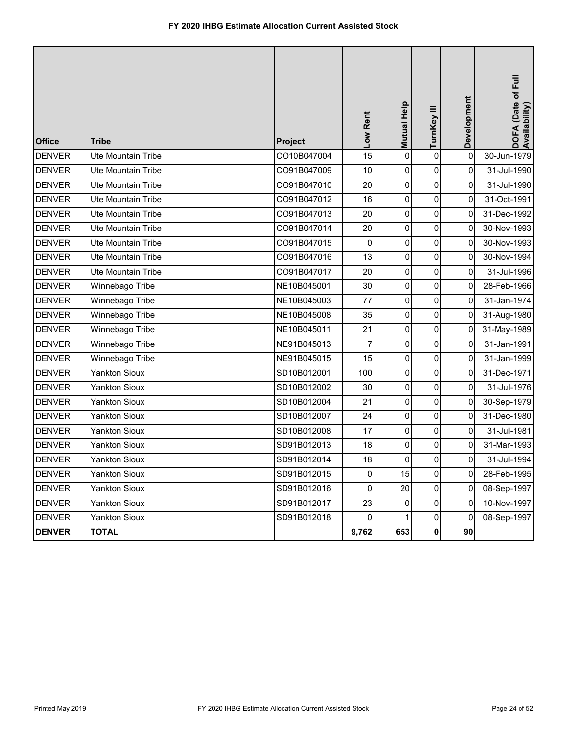# FY 2020 IHBG Estimate Allocation Current Assisted Stock

| Office | Tribe | Project | Low Rent | Mutual Help | TurnKey III | Development | DOFA (Date of Full Availability) |
|---|---|---|---|---|---|---|---|
| DENVER | Ute Mountain Tribe | CO10B047004 | 15 | 0 | 0 | 0 | 30-Jun-1979 |
| DENVER | Ute Mountain Tribe | CO91B047009 | 10 | 0 | 0 | 0 | 31-Jul-1990 |
| DENVER | Ute Mountain Tribe | CO91B047010 | 20 | 0 | 0 | 0 | 31-Jul-1990 |
| DENVER | Ute Mountain Tribe | CO91B047012 | 16 | 0 | 0 | 0 | 31-Oct-1991 |
| DENVER | Ute Mountain Tribe | CO91B047013 | 20 | 0 | 0 | 0 | 31-Dec-1992 |
| DENVER | Ute Mountain Tribe | CO91B047014 | 20 | 0 | 0 | 0 | 30-Nov-1993 |
| DENVER | Ute Mountain Tribe | CO91B047015 | 0 | 0 | 0 | 0 | 30-Nov-1993 |
| DENVER | Ute Mountain Tribe | CO91B047016 | 13 | 0 | 0 | 0 | 30-Nov-1994 |
| DENVER | Ute Mountain Tribe | CO91B047017 | 20 | 0 | 0 | 0 | 31-Jul-1996 |
| DENVER | Winnebago Tribe | NE10B045001 | 30 | 0 | 0 | 0 | 28-Feb-1966 |
| DENVER | Winnebago Tribe | NE10B045003 | 77 | 0 | 0 | 0 | 31-Jan-1974 |
| DENVER | Winnebago Tribe | NE10B045008 | 35 | 0 | 0 | 0 | 31-Aug-1980 |
| DENVER | Winnebago Tribe | NE10B045011 | 21 | 0 | 0 | 0 | 31-May-1989 |
| DENVER | Winnebago Tribe | NE91B045013 | 7 | 0 | 0 | 0 | 31-Jan-1991 |
| DENVER | Winnebago Tribe | NE91B045015 | 15 | 0 | 0 | 0 | 31-Jan-1999 |
| DENVER | Yankton Sioux | SD10B012001 | 100 | 0 | 0 | 0 | 31-Dec-1971 |
| DENVER | Yankton Sioux | SD10B012002 | 30 | 0 | 0 | 0 | 31-Jul-1976 |
| DENVER | Yankton Sioux | SD10B012004 | 21 | 0 | 0 | 0 | 30-Sep-1979 |
| DENVER | Yankton Sioux | SD10B012007 | 24 | 0 | 0 | 0 | 31-Dec-1980 |
| DENVER | Yankton Sioux | SD10B012008 | 17 | 0 | 0 | 0 | 31-Jul-1981 |
| DENVER | Yankton Sioux | SD91B012013 | 18 | 0 | 0 | 0 | 31-Mar-1993 |
| DENVER | Yankton Sioux | SD91B012014 | 18 | 0 | 0 | 0 | 31-Jul-1994 |
| DENVER | Yankton Sioux | SD91B012015 | 0 | 15 | 0 | 0 | 28-Feb-1995 |
| DENVER | Yankton Sioux | SD91B012016 | 0 | 20 | 0 | 0 | 08-Sep-1997 |
| DENVER | Yankton Sioux | SD91B012017 | 23 | 0 | 0 | 0 | 10-Nov-1997 |
| DENVER | Yankton Sioux | SD91B012018 | 0 | 1 | 0 | 0 | 08-Sep-1997 |
| **DENVER** | **TOTAL** | | **9,762** | **653** | **0** | **90** | |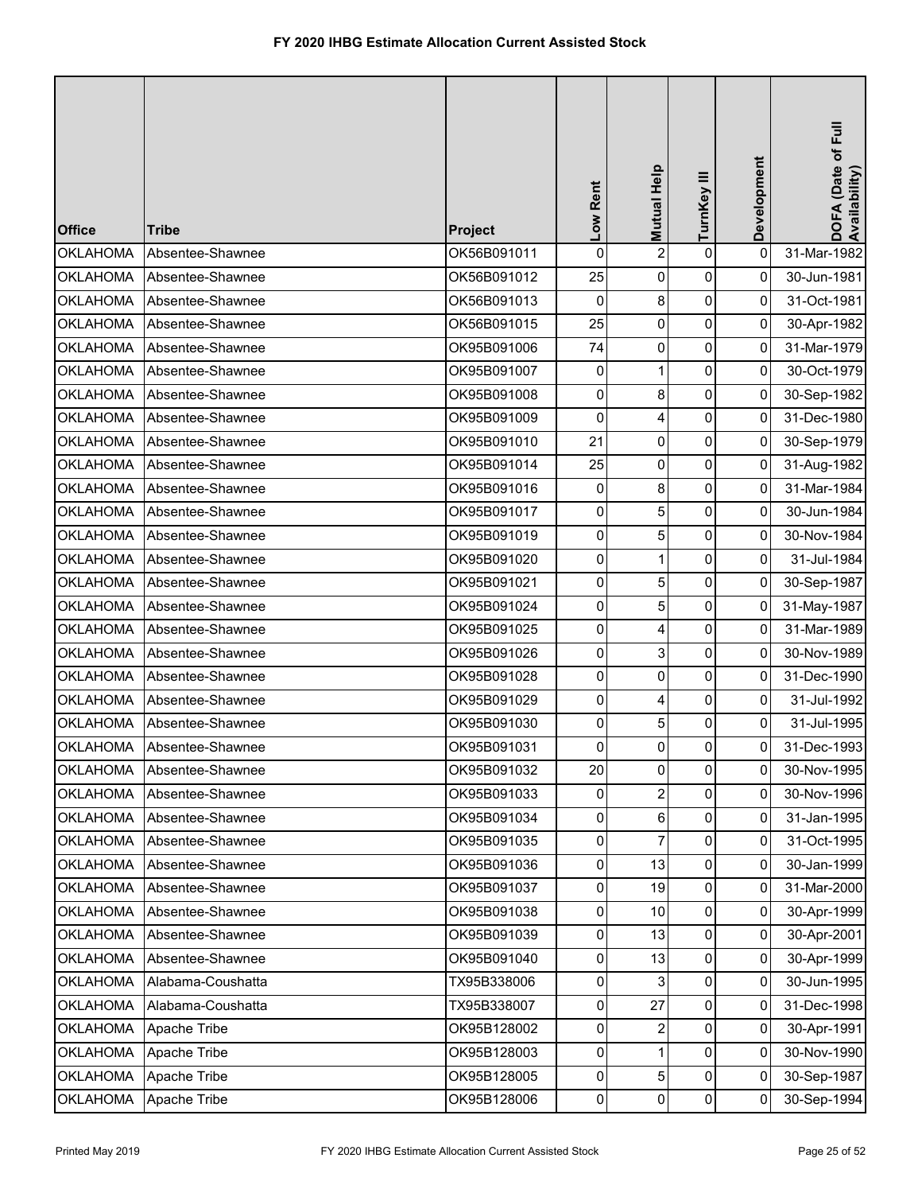# FY 2020 IHBG Estimate Allocation Current Assisted Stock

| Office | Tribe | Project | Low Rent | Mutual Help | TurnKey III | Development | DOFA (Date of Full Availability) |
|---|---|---|---|---|---|---|---|
| OKLAHOMA | Absentee-Shawnee | OK56B091011 | 0 | 2 | 0 | 0 | 31-Mar-1982 |
| OKLAHOMA | Absentee-Shawnee | OK56B091012 | 25 | 0 | 0 | 0 | 30-Jun-1981 |
| OKLAHOMA | Absentee-Shawnee | OK56B091013 | 0 | 8 | 0 | 0 | 31-Oct-1981 |
| OKLAHOMA | Absentee-Shawnee | OK56B091015 | 25 | 0 | 0 | 0 | 30-Apr-1982 |
| OKLAHOMA | Absentee-Shawnee | OK95B091006 | 74 | 0 | 0 | 0 | 31-Mar-1979 |
| OKLAHOMA | Absentee-Shawnee | OK95B091007 | 0 | 1 | 0 | 0 | 30-Oct-1979 |
| OKLAHOMA | Absentee-Shawnee | OK95B091008 | 0 | 8 | 0 | 0 | 30-Sep-1982 |
| OKLAHOMA | Absentee-Shawnee | OK95B091009 | 0 | 4 | 0 | 0 | 31-Dec-1980 |
| OKLAHOMA | Absentee-Shawnee | OK95B091010 | 21 | 0 | 0 | 0 | 30-Sep-1979 |
| OKLAHOMA | Absentee-Shawnee | OK95B091014 | 25 | 0 | 0 | 0 | 31-Aug-1982 |
| OKLAHOMA | Absentee-Shawnee | OK95B091016 | 0 | 8 | 0 | 0 | 31-Mar-1984 |
| OKLAHOMA | Absentee-Shawnee | OK95B091017 | 0 | 5 | 0 | 0 | 30-Jun-1984 |
| OKLAHOMA | Absentee-Shawnee | OK95B091019 | 0 | 5 | 0 | 0 | 30-Nov-1984 |
| OKLAHOMA | Absentee-Shawnee | OK95B091020 | 0 | 1 | 0 | 0 | 31-Jul-1984 |
| OKLAHOMA | Absentee-Shawnee | OK95B091021 | 0 | 5 | 0 | 0 | 30-Sep-1987 |
| OKLAHOMA | Absentee-Shawnee | OK95B091024 | 0 | 5 | 0 | 0 | 31-May-1987 |
| OKLAHOMA | Absentee-Shawnee | OK95B091025 | 0 | 4 | 0 | 0 | 31-Mar-1989 |
| OKLAHOMA | Absentee-Shawnee | OK95B091026 | 0 | 3 | 0 | 0 | 30-Nov-1989 |
| OKLAHOMA | Absentee-Shawnee | OK95B091028 | 0 | 0 | 0 | 0 | 31-Dec-1990 |
| OKLAHOMA | Absentee-Shawnee | OK95B091029 | 0 | 4 | 0 | 0 | 31-Jul-1992 |
| OKLAHOMA | Absentee-Shawnee | OK95B091030 | 0 | 5 | 0 | 0 | 31-Jul-1995 |
| OKLAHOMA | Absentee-Shawnee | OK95B091031 | 0 | 0 | 0 | 0 | 31-Dec-1993 |
| OKLAHOMA | Absentee-Shawnee | OK95B091032 | 20 | 0 | 0 | 0 | 30-Nov-1995 |
| OKLAHOMA | Absentee-Shawnee | OK95B091033 | 0 | 2 | 0 | 0 | 30-Nov-1996 |
| OKLAHOMA | Absentee-Shawnee | OK95B091034 | 0 | 6 | 0 | 0 | 31-Jan-1995 |
| OKLAHOMA | Absentee-Shawnee | OK95B091035 | 0 | 7 | 0 | 0 | 31-Oct-1995 |
| OKLAHOMA | Absentee-Shawnee | OK95B091036 | 0 | 13 | 0 | 0 | 30-Jan-1999 |
| OKLAHOMA | Absentee-Shawnee | OK95B091037 | 0 | 19 | 0 | 0 | 31-Mar-2000 |
| OKLAHOMA | Absentee-Shawnee | OK95B091038 | 0 | 10 | 0 | 0 | 30-Apr-1999 |
| OKLAHOMA | Absentee-Shawnee | OK95B091039 | 0 | 13 | 0 | 0 | 30-Apr-2001 |
| OKLAHOMA | Absentee-Shawnee | OK95B091040 | 0 | 13 | 0 | 0 | 30-Apr-1999 |
| OKLAHOMA | Alabama-Coushatta | TX95B338006 | 0 | 3 | 0 | 0 | 30-Jun-1995 |
| OKLAHOMA | Alabama-Coushatta | TX95B338007 | 0 | 27 | 0 | 0 | 31-Dec-1998 |
| OKLAHOMA | Apache Tribe | OK95B128002 | 0 | 2 | 0 | 0 | 30-Apr-1991 |
| OKLAHOMA | Apache Tribe | OK95B128003 | 0 | 1 | 0 | 0 | 30-Nov-1990 |
| OKLAHOMA | Apache Tribe | OK95B128005 | 0 | 5 | 0 | 0 | 30-Sep-1987 |
| OKLAHOMA | Apache Tribe | OK95B128006 | 0 | 0 | 0 | 0 | 30-Sep-1994 |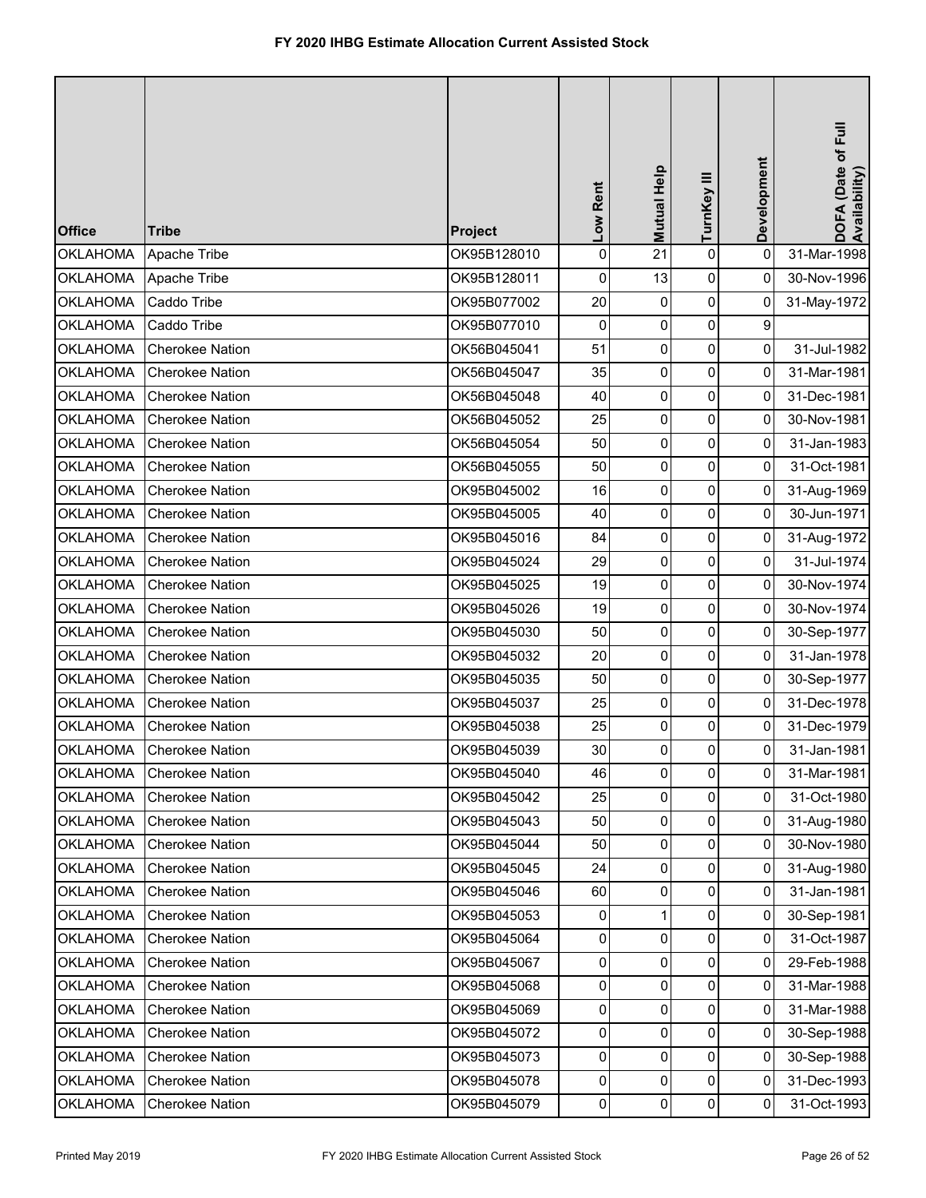# FY 2020 IHBG Estimate Allocation Current Assisted Stock

| Office | Tribe | Project | Low Rent | Mutual Help | TurnKey III | Development | DOFA (Date of Full Availability) |
|---|---|---|---|---|---|---|---|
| OKLAHOMA | Apache Tribe | OK95B128010 | 0 | 21 | 0 | 0 | 31-Mar-1998 |
| OKLAHOMA | Apache Tribe | OK95B128011 | 0 | 13 | 0 | 0 | 30-Nov-1996 |
| OKLAHOMA | Caddo Tribe | OK95B077002 | 20 | 0 | 0 | 0 | 31-May-1972 |
| OKLAHOMA | Caddo Tribe | OK95B077010 | 0 | 0 | 0 | 9 | |
| OKLAHOMA | Cherokee Nation | OK56B045041 | 51 | 0 | 0 | 0 | 31-Jul-1982 |
| OKLAHOMA | Cherokee Nation | OK56B045047 | 35 | 0 | 0 | 0 | 31-Mar-1981 |
| OKLAHOMA | Cherokee Nation | OK56B045048 | 40 | 0 | 0 | 0 | 31-Dec-1981 |
| OKLAHOMA | Cherokee Nation | OK56B045052 | 25 | 0 | 0 | 0 | 30-Nov-1981 |
| OKLAHOMA | Cherokee Nation | OK56B045054 | 50 | 0 | 0 | 0 | 31-Jan-1983 |
| OKLAHOMA | Cherokee Nation | OK56B045055 | 50 | 0 | 0 | 0 | 31-Oct-1981 |
| OKLAHOMA | Cherokee Nation | OK95B045002 | 16 | 0 | 0 | 0 | 31-Aug-1969 |
| OKLAHOMA | Cherokee Nation | OK95B045005 | 40 | 0 | 0 | 0 | 30-Jun-1971 |
| OKLAHOMA | Cherokee Nation | OK95B045016 | 84 | 0 | 0 | 0 | 31-Aug-1972 |
| OKLAHOMA | Cherokee Nation | OK95B045024 | 29 | 0 | 0 | 0 | 31-Jul-1974 |
| OKLAHOMA | Cherokee Nation | OK95B045025 | 19 | 0 | 0 | 0 | 30-Nov-1974 |
| OKLAHOMA | Cherokee Nation | OK95B045026 | 19 | 0 | 0 | 0 | 30-Nov-1974 |
| OKLAHOMA | Cherokee Nation | OK95B045030 | 50 | 0 | 0 | 0 | 30-Sep-1977 |
| OKLAHOMA | Cherokee Nation | OK95B045032 | 20 | 0 | 0 | 0 | 31-Jan-1978 |
| OKLAHOMA | Cherokee Nation | OK95B045035 | 50 | 0 | 0 | 0 | 30-Sep-1977 |
| OKLAHOMA | Cherokee Nation | OK95B045037 | 25 | 0 | 0 | 0 | 31-Dec-1978 |
| OKLAHOMA | Cherokee Nation | OK95B045038 | 25 | 0 | 0 | 0 | 31-Dec-1979 |
| OKLAHOMA | Cherokee Nation | OK95B045039 | 30 | 0 | 0 | 0 | 31-Jan-1981 |
| OKLAHOMA | Cherokee Nation | OK95B045040 | 46 | 0 | 0 | 0 | 31-Mar-1981 |
| OKLAHOMA | Cherokee Nation | OK95B045042 | 25 | 0 | 0 | 0 | 31-Oct-1980 |
| OKLAHOMA | Cherokee Nation | OK95B045043 | 50 | 0 | 0 | 0 | 31-Aug-1980 |
| OKLAHOMA | Cherokee Nation | OK95B045044 | 50 | 0 | 0 | 0 | 30-Nov-1980 |
| OKLAHOMA | Cherokee Nation | OK95B045045 | 24 | 0 | 0 | 0 | 31-Aug-1980 |
| OKLAHOMA | Cherokee Nation | OK95B045046 | 60 | 0 | 0 | 0 | 31-Jan-1981 |
| OKLAHOMA | Cherokee Nation | OK95B045053 | 0 | 1 | 0 | 0 | 30-Sep-1981 |
| OKLAHOMA | Cherokee Nation | OK95B045064 | 0 | 0 | 0 | 0 | 31-Oct-1987 |
| OKLAHOMA | Cherokee Nation | OK95B045067 | 0 | 0 | 0 | 0 | 29-Feb-1988 |
| OKLAHOMA | Cherokee Nation | OK95B045068 | 0 | 0 | 0 | 0 | 31-Mar-1988 |
| OKLAHOMA | Cherokee Nation | OK95B045069 | 0 | 0 | 0 | 0 | 31-Mar-1988 |
| OKLAHOMA | Cherokee Nation | OK95B045072 | 0 | 0 | 0 | 0 | 30-Sep-1988 |
| OKLAHOMA | Cherokee Nation | OK95B045073 | 0 | 0 | 0 | 0 | 30-Sep-1988 |
| OKLAHOMA | Cherokee Nation | OK95B045078 | 0 | 0 | 0 | 0 | 31-Dec-1993 |
| OKLAHOMA | Cherokee Nation | OK95B045079 | 0 | 0 | 0 | 0 | 31-Oct-1993 |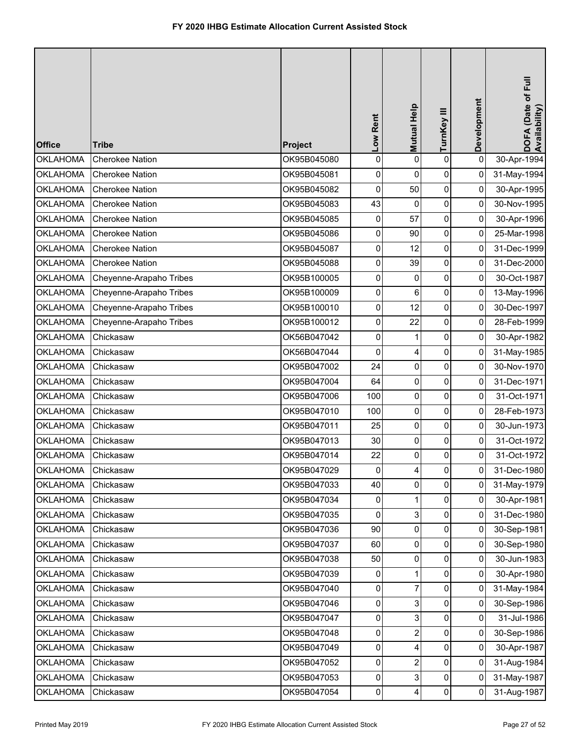# FY 2020 IHBG Estimate Allocation Current Assisted Stock

| Office | Tribe | Project | Low Rent | Mutual Help | TurnKey III | Development | DOFA (Date of Full Availability) |
|---|---|---|---|---|---|---|---|
| OKLAHOMA | Cherokee Nation | OK95B045080 | 0 | 0 | 0 | 0 | 30-Apr-1994 |
| OKLAHOMA | Cherokee Nation | OK95B045081 | 0 | 0 | 0 | 0 | 31-May-1994 |
| OKLAHOMA | Cherokee Nation | OK95B045082 | 0 | 50 | 0 | 0 | 30-Apr-1995 |
| OKLAHOMA | Cherokee Nation | OK95B045083 | 43 | 0 | 0 | 0 | 30-Nov-1995 |
| OKLAHOMA | Cherokee Nation | OK95B045085 | 0 | 57 | 0 | 0 | 30-Apr-1996 |
| OKLAHOMA | Cherokee Nation | OK95B045086 | 0 | 90 | 0 | 0 | 25-Mar-1998 |
| OKLAHOMA | Cherokee Nation | OK95B045087 | 0 | 12 | 0 | 0 | 31-Dec-1999 |
| OKLAHOMA | Cherokee Nation | OK95B045088 | 0 | 39 | 0 | 0 | 31-Dec-2000 |
| OKLAHOMA | Cheyenne-Arapaho Tribes | OK95B100005 | 0 | 0 | 0 | 0 | 30-Oct-1987 |
| OKLAHOMA | Cheyenne-Arapaho Tribes | OK95B100009 | 0 | 6 | 0 | 0 | 13-May-1996 |
| OKLAHOMA | Cheyenne-Arapaho Tribes | OK95B100010 | 0 | 12 | 0 | 0 | 30-Dec-1997 |
| OKLAHOMA | Cheyenne-Arapaho Tribes | OK95B100012 | 0 | 22 | 0 | 0 | 28-Feb-1999 |
| OKLAHOMA | Chickasaw | OK56B047042 | 0 | 1 | 0 | 0 | 30-Apr-1982 |
| OKLAHOMA | Chickasaw | OK56B047044 | 0 | 4 | 0 | 0 | 31-May-1985 |
| OKLAHOMA | Chickasaw | OK95B047002 | 24 | 0 | 0 | 0 | 30-Nov-1970 |
| OKLAHOMA | Chickasaw | OK95B047004 | 64 | 0 | 0 | 0 | 31-Dec-1971 |
| OKLAHOMA | Chickasaw | OK95B047006 | 100 | 0 | 0 | 0 | 31-Oct-1971 |
| OKLAHOMA | Chickasaw | OK95B047010 | 100 | 0 | 0 | 0 | 28-Feb-1973 |
| OKLAHOMA | Chickasaw | OK95B047011 | 25 | 0 | 0 | 0 | 30-Jun-1973 |
| OKLAHOMA | Chickasaw | OK95B047013 | 30 | 0 | 0 | 0 | 31-Oct-1972 |
| OKLAHOMA | Chickasaw | OK95B047014 | 22 | 0 | 0 | 0 | 31-Oct-1972 |
| OKLAHOMA | Chickasaw | OK95B047029 | 0 | 4 | 0 | 0 | 31-Dec-1980 |
| OKLAHOMA | Chickasaw | OK95B047033 | 40 | 0 | 0 | 0 | 31-May-1979 |
| OKLAHOMA | Chickasaw | OK95B047034 | 0 | 1 | 0 | 0 | 30-Apr-1981 |
| OKLAHOMA | Chickasaw | OK95B047035 | 0 | 3 | 0 | 0 | 31-Dec-1980 |
| OKLAHOMA | Chickasaw | OK95B047036 | 90 | 0 | 0 | 0 | 30-Sep-1981 |
| OKLAHOMA | Chickasaw | OK95B047037 | 60 | 0 | 0 | 0 | 30-Sep-1980 |
| OKLAHOMA | Chickasaw | OK95B047038 | 50 | 0 | 0 | 0 | 30-Jun-1983 |
| OKLAHOMA | Chickasaw | OK95B047039 | 0 | 1 | 0 | 0 | 30-Apr-1980 |
| OKLAHOMA | Chickasaw | OK95B047040 | 0 | 7 | 0 | 0 | 31-May-1984 |
| OKLAHOMA | Chickasaw | OK95B047046 | 0 | 3 | 0 | 0 | 30-Sep-1986 |
| OKLAHOMA | Chickasaw | OK95B047047 | 0 | 3 | 0 | 0 | 31-Jul-1986 |
| OKLAHOMA | Chickasaw | OK95B047048 | 0 | 2 | 0 | 0 | 30-Sep-1986 |
| OKLAHOMA | Chickasaw | OK95B047049 | 0 | 4 | 0 | 0 | 30-Apr-1987 |
| OKLAHOMA | Chickasaw | OK95B047052 | 0 | 2 | 0 | 0 | 31-Aug-1984 |
| OKLAHOMA | Chickasaw | OK95B047053 | 0 | 3 | 0 | 0 | 31-May-1987 |
| OKLAHOMA | Chickasaw | OK95B047054 | 0 | 4 | 0 | 0 | 31-Aug-1987 |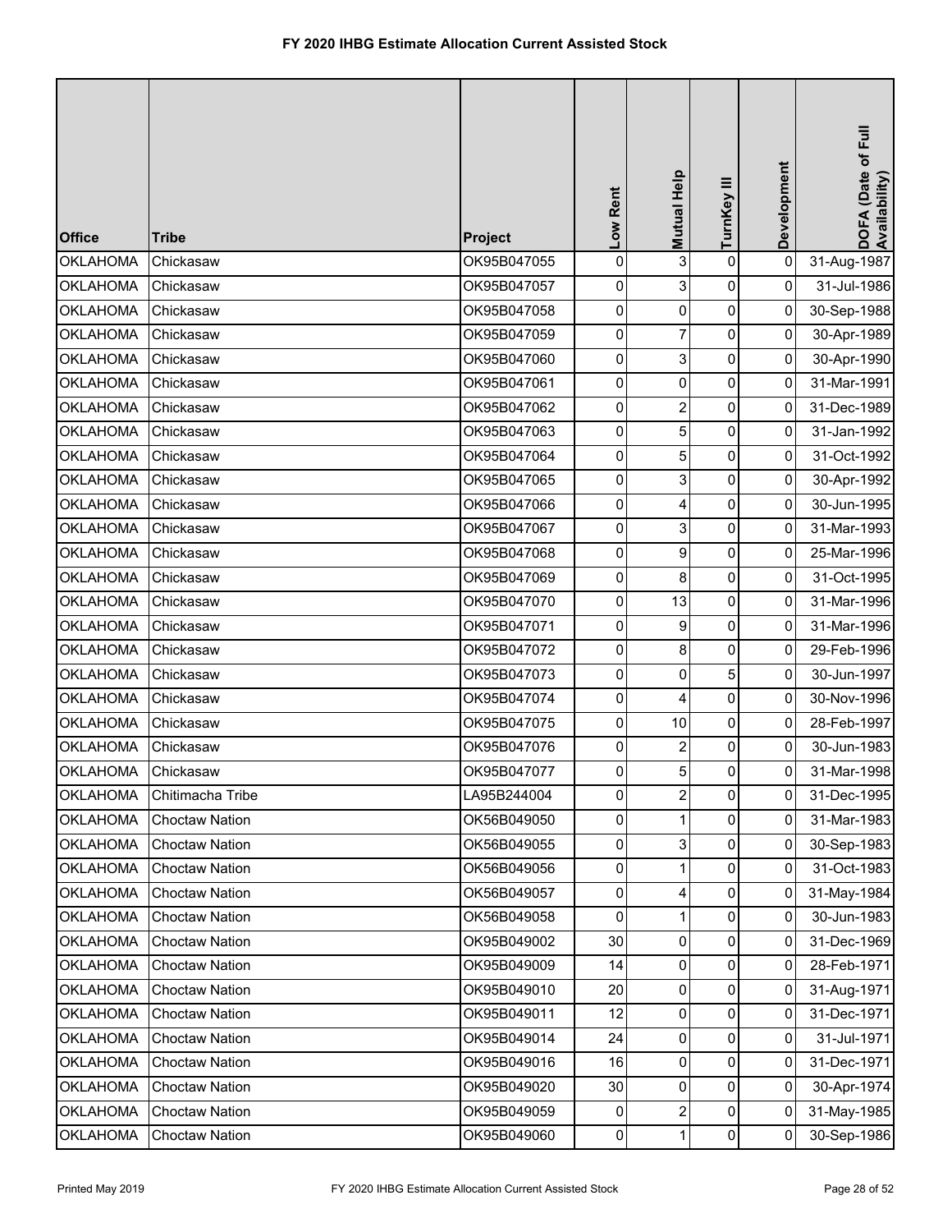# FY 2020 IHBG Estimate Allocation Current Assisted Stock

| Office | Tribe | Project | Low Rent | Mutual Help | TurnKey III | Development | DOFA (Date of Full Availability) |
|---|---|---|---|---|---|---|---|
| OKLAHOMA | Chickasaw | OK95B047055 | 0 | 3 | 0 | 0 | 31-Aug-1987 |
| OKLAHOMA | Chickasaw | OK95B047057 | 0 | 3 | 0 | 0 | 31-Jul-1986 |
| OKLAHOMA | Chickasaw | OK95B047058 | 0 | 0 | 0 | 0 | 30-Sep-1988 |
| OKLAHOMA | Chickasaw | OK95B047059 | 0 | 7 | 0 | 0 | 30-Apr-1989 |
| OKLAHOMA | Chickasaw | OK95B047060 | 0 | 3 | 0 | 0 | 30-Apr-1990 |
| OKLAHOMA | Chickasaw | OK95B047061 | 0 | 0 | 0 | 0 | 31-Mar-1991 |
| OKLAHOMA | Chickasaw | OK95B047062 | 0 | 2 | 0 | 0 | 31-Dec-1989 |
| OKLAHOMA | Chickasaw | OK95B047063 | 0 | 5 | 0 | 0 | 31-Jan-1992 |
| OKLAHOMA | Chickasaw | OK95B047064 | 0 | 5 | 0 | 0 | 31-Oct-1992 |
| OKLAHOMA | Chickasaw | OK95B047065 | 0 | 3 | 0 | 0 | 30-Apr-1992 |
| OKLAHOMA | Chickasaw | OK95B047066 | 0 | 4 | 0 | 0 | 30-Jun-1995 |
| OKLAHOMA | Chickasaw | OK95B047067 | 0 | 3 | 0 | 0 | 31-Mar-1993 |
| OKLAHOMA | Chickasaw | OK95B047068 | 0 | 9 | 0 | 0 | 25-Mar-1996 |
| OKLAHOMA | Chickasaw | OK95B047069 | 0 | 8 | 0 | 0 | 31-Oct-1995 |
| OKLAHOMA | Chickasaw | OK95B047070 | 0 | 13 | 0 | 0 | 31-Mar-1996 |
| OKLAHOMA | Chickasaw | OK95B047071 | 0 | 9 | 0 | 0 | 31-Mar-1996 |
| OKLAHOMA | Chickasaw | OK95B047072 | 0 | 8 | 0 | 0 | 29-Feb-1996 |
| OKLAHOMA | Chickasaw | OK95B047073 | 0 | 0 | 5 | 0 | 30-Jun-1997 |
| OKLAHOMA | Chickasaw | OK95B047074 | 0 | 4 | 0 | 0 | 30-Nov-1996 |
| OKLAHOMA | Chickasaw | OK95B047075 | 0 | 10 | 0 | 0 | 28-Feb-1997 |
| OKLAHOMA | Chickasaw | OK95B047076 | 0 | 2 | 0 | 0 | 30-Jun-1983 |
| OKLAHOMA | Chickasaw | OK95B047077 | 0 | 5 | 0 | 0 | 31-Mar-1998 |
| OKLAHOMA | Chitimacha Tribe | LA95B244004 | 0 | 2 | 0 | 0 | 31-Dec-1995 |
| OKLAHOMA | Choctaw Nation | OK56B049050 | 0 | 1 | 0 | 0 | 31-Mar-1983 |
| OKLAHOMA | Choctaw Nation | OK56B049055 | 0 | 3 | 0 | 0 | 30-Sep-1983 |
| OKLAHOMA | Choctaw Nation | OK56B049056 | 0 | 1 | 0 | 0 | 31-Oct-1983 |
| OKLAHOMA | Choctaw Nation | OK56B049057 | 0 | 4 | 0 | 0 | 31-May-1984 |
| OKLAHOMA | Choctaw Nation | OK56B049058 | 0 | 1 | 0 | 0 | 30-Jun-1983 |
| OKLAHOMA | Choctaw Nation | OK95B049002 | 30 | 0 | 0 | 0 | 31-Dec-1969 |
| OKLAHOMA | Choctaw Nation | OK95B049009 | 14 | 0 | 0 | 0 | 28-Feb-1971 |
| OKLAHOMA | Choctaw Nation | OK95B049010 | 20 | 0 | 0 | 0 | 31-Aug-1971 |
| OKLAHOMA | Choctaw Nation | OK95B049011 | 12 | 0 | 0 | 0 | 31-Dec-1971 |
| OKLAHOMA | Choctaw Nation | OK95B049014 | 24 | 0 | 0 | 0 | 31-Jul-1971 |
| OKLAHOMA | Choctaw Nation | OK95B049016 | 16 | 0 | 0 | 0 | 31-Dec-1971 |
| OKLAHOMA | Choctaw Nation | OK95B049020 | 30 | 0 | 0 | 0 | 30-Apr-1974 |
| OKLAHOMA | Choctaw Nation | OK95B049059 | 0 | 2 | 0 | 0 | 31-May-1985 |
| OKLAHOMA | Choctaw Nation | OK95B049060 | 0 | 1 | 0 | 0 | 30-Sep-1986 |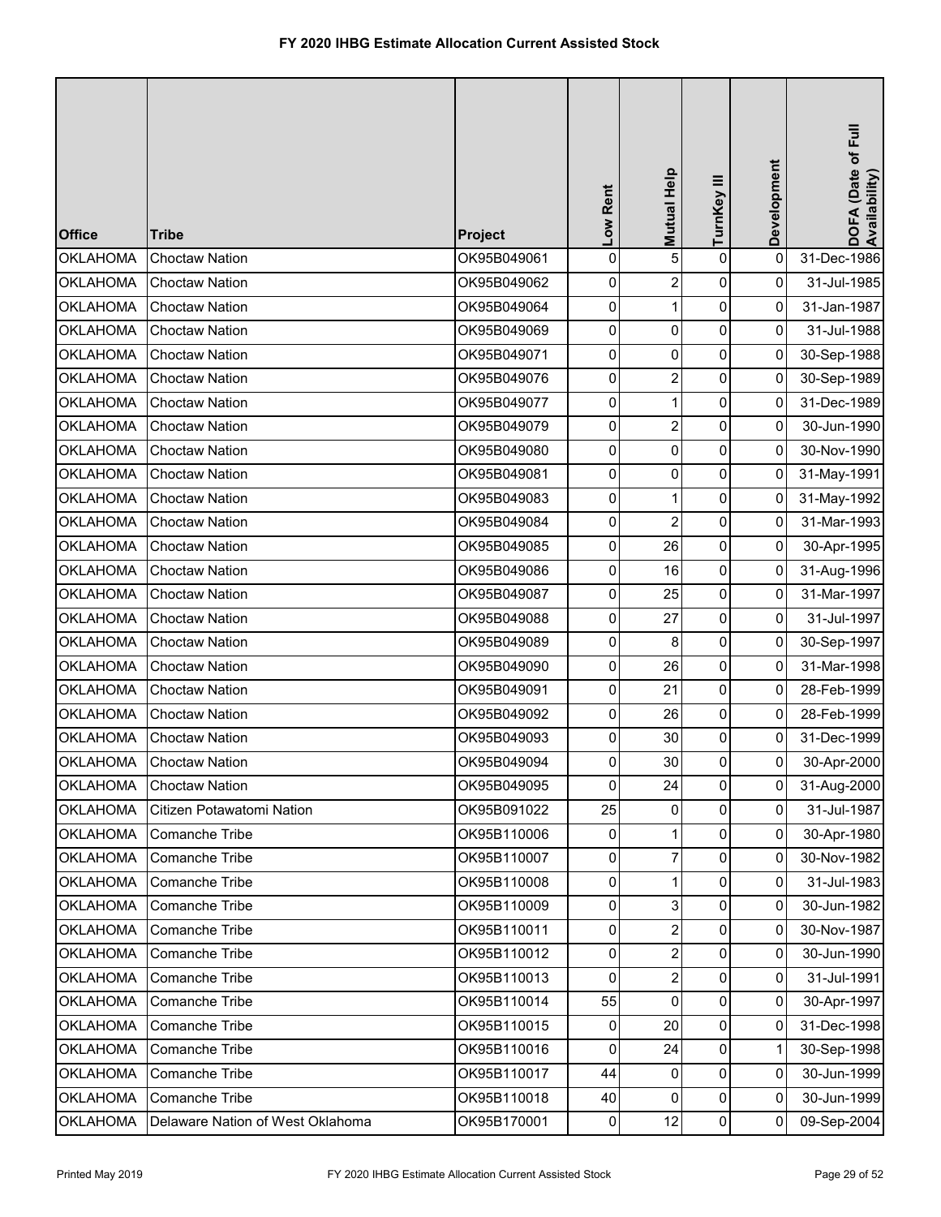# FY 2020 IHBG Estimate Allocation Current Assisted Stock

| Office | Tribe | Project | Low Rent | Mutual Help | TurnKey III | Development | DOFA (Date of Full Availability) |
|---|---|---|---|---|---|---|---|
| OKLAHOMA | Choctaw Nation | OK95B049061 | 0 | 5 | 0 | 0 | 31-Dec-1986 |
| OKLAHOMA | Choctaw Nation | OK95B049062 | 0 | 2 | 0 | 0 | 31-Jul-1985 |
| OKLAHOMA | Choctaw Nation | OK95B049064 | 0 | 1 | 0 | 0 | 31-Jan-1987 |
| OKLAHOMA | Choctaw Nation | OK95B049069 | 0 | 0 | 0 | 0 | 31-Jul-1988 |
| OKLAHOMA | Choctaw Nation | OK95B049071 | 0 | 0 | 0 | 0 | 30-Sep-1988 |
| OKLAHOMA | Choctaw Nation | OK95B049076 | 0 | 2 | 0 | 0 | 30-Sep-1989 |
| OKLAHOMA | Choctaw Nation | OK95B049077 | 0 | 1 | 0 | 0 | 31-Dec-1989 |
| OKLAHOMA | Choctaw Nation | OK95B049079 | 0 | 2 | 0 | 0 | 30-Jun-1990 |
| OKLAHOMA | Choctaw Nation | OK95B049080 | 0 | 0 | 0 | 0 | 30-Nov-1990 |
| OKLAHOMA | Choctaw Nation | OK95B049081 | 0 | 0 | 0 | 0 | 31-May-1991 |
| OKLAHOMA | Choctaw Nation | OK95B049083 | 0 | 1 | 0 | 0 | 31-May-1992 |
| OKLAHOMA | Choctaw Nation | OK95B049084 | 0 | 2 | 0 | 0 | 31-Mar-1993 |
| OKLAHOMA | Choctaw Nation | OK95B049085 | 0 | 26 | 0 | 0 | 30-Apr-1995 |
| OKLAHOMA | Choctaw Nation | OK95B049086 | 0 | 16 | 0 | 0 | 31-Aug-1996 |
| OKLAHOMA | Choctaw Nation | OK95B049087 | 0 | 25 | 0 | 0 | 31-Mar-1997 |
| OKLAHOMA | Choctaw Nation | OK95B049088 | 0 | 27 | 0 | 0 | 31-Jul-1997 |
| OKLAHOMA | Choctaw Nation | OK95B049089 | 0 | 8 | 0 | 0 | 30-Sep-1997 |
| OKLAHOMA | Choctaw Nation | OK95B049090 | 0 | 26 | 0 | 0 | 31-Mar-1998 |
| OKLAHOMA | Choctaw Nation | OK95B049091 | 0 | 21 | 0 | 0 | 28-Feb-1999 |
| OKLAHOMA | Choctaw Nation | OK95B049092 | 0 | 26 | 0 | 0 | 28-Feb-1999 |
| OKLAHOMA | Choctaw Nation | OK95B049093 | 0 | 30 | 0 | 0 | 31-Dec-1999 |
| OKLAHOMA | Choctaw Nation | OK95B049094 | 0 | 30 | 0 | 0 | 30-Apr-2000 |
| OKLAHOMA | Choctaw Nation | OK95B049095 | 0 | 24 | 0 | 0 | 31-Aug-2000 |
| OKLAHOMA | Citizen Potawatomi Nation | OK95B091022 | 25 | 0 | 0 | 0 | 31-Jul-1987 |
| OKLAHOMA | Comanche Tribe | OK95B110006 | 0 | 1 | 0 | 0 | 30-Apr-1980 |
| OKLAHOMA | Comanche Tribe | OK95B110007 | 0 | 7 | 0 | 0 | 30-Nov-1982 |
| OKLAHOMA | Comanche Tribe | OK95B110008 | 0 | 1 | 0 | 0 | 31-Jul-1983 |
| OKLAHOMA | Comanche Tribe | OK95B110009 | 0 | 3 | 0 | 0 | 30-Jun-1982 |
| OKLAHOMA | Comanche Tribe | OK95B110011 | 0 | 2 | 0 | 0 | 30-Nov-1987 |
| OKLAHOMA | Comanche Tribe | OK95B110012 | 0 | 2 | 0 | 0 | 30-Jun-1990 |
| OKLAHOMA | Comanche Tribe | OK95B110013 | 0 | 2 | 0 | 0 | 31-Jul-1991 |
| OKLAHOMA | Comanche Tribe | OK95B110014 | 55 | 0 | 0 | 0 | 30-Apr-1997 |
| OKLAHOMA | Comanche Tribe | OK95B110015 | 0 | 20 | 0 | 0 | 31-Dec-1998 |
| OKLAHOMA | Comanche Tribe | OK95B110016 | 0 | 24 | 0 | 1 | 30-Sep-1998 |
| OKLAHOMA | Comanche Tribe | OK95B110017 | 44 | 0 | 0 | 0 | 30-Jun-1999 |
| OKLAHOMA | Comanche Tribe | OK95B110018 | 40 | 0 | 0 | 0 | 30-Jun-1999 |
| OKLAHOMA | Delaware Nation of West Oklahoma | OK95B170001 | 0 | 12 | 0 | 0 | 09-Sep-2004 |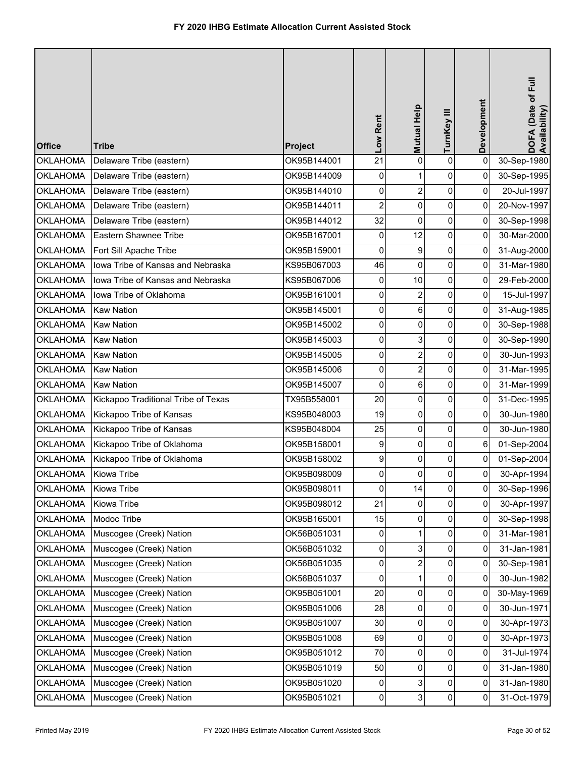# FY 2020 IHBG Estimate Allocation Current Assisted Stock

| Office | Tribe | Project | Low Rent | Mutual Help | TurnKey III | Development | DOFA (Date of Full Availability) |
|---|---|---|---|---|---|---|---|
| OKLAHOMA | Delaware Tribe (eastern) | OK95B144001 | 21 | 0 | 0 | 0 | 30-Sep-1980 |
| OKLAHOMA | Delaware Tribe (eastern) | OK95B144009 | 0 | 1 | 0 | 0 | 30-Sep-1995 |
| OKLAHOMA | Delaware Tribe (eastern) | OK95B144010 | 0 | 2 | 0 | 0 | 20-Jul-1997 |
| OKLAHOMA | Delaware Tribe (eastern) | OK95B144011 | 2 | 0 | 0 | 0 | 20-Nov-1997 |
| OKLAHOMA | Delaware Tribe (eastern) | OK95B144012 | 32 | 0 | 0 | 0 | 30-Sep-1998 |
| OKLAHOMA | Eastern Shawnee Tribe | OK95B167001 | 0 | 12 | 0 | 0 | 30-Mar-2000 |
| OKLAHOMA | Fort Sill Apache Tribe | OK95B159001 | 0 | 9 | 0 | 0 | 31-Aug-2000 |
| OKLAHOMA | Iowa Tribe of Kansas and Nebraska | KS95B067003 | 46 | 0 | 0 | 0 | 31-Mar-1980 |
| OKLAHOMA | Iowa Tribe of Kansas and Nebraska | KS95B067006 | 0 | 10 | 0 | 0 | 29-Feb-2000 |
| OKLAHOMA | Iowa Tribe of Oklahoma | OK95B161001 | 0 | 2 | 0 | 0 | 15-Jul-1997 |
| OKLAHOMA | Kaw Nation | OK95B145001 | 0 | 6 | 0 | 0 | 31-Aug-1985 |
| OKLAHOMA | Kaw Nation | OK95B145002 | 0 | 0 | 0 | 0 | 30-Sep-1988 |
| OKLAHOMA | Kaw Nation | OK95B145003 | 0 | 3 | 0 | 0 | 30-Sep-1990 |
| OKLAHOMA | Kaw Nation | OK95B145005 | 0 | 2 | 0 | 0 | 30-Jun-1993 |
| OKLAHOMA | Kaw Nation | OK95B145006 | 0 | 2 | 0 | 0 | 31-Mar-1995 |
| OKLAHOMA | Kaw Nation | OK95B145007 | 0 | 6 | 0 | 0 | 31-Mar-1999 |
| OKLAHOMA | Kickapoo Traditional Tribe of Texas | TX95B558001 | 20 | 0 | 0 | 0 | 31-Dec-1995 |
| OKLAHOMA | Kickapoo Tribe of Kansas | KS95B048003 | 19 | 0 | 0 | 0 | 30-Jun-1980 |
| OKLAHOMA | Kickapoo Tribe of Kansas | KS95B048004 | 25 | 0 | 0 | 0 | 30-Jun-1980 |
| OKLAHOMA | Kickapoo Tribe of Oklahoma | OK95B158001 | 9 | 0 | 0 | 6 | 01-Sep-2004 |
| OKLAHOMA | Kickapoo Tribe of Oklahoma | OK95B158002 | 9 | 0 | 0 | 0 | 01-Sep-2004 |
| OKLAHOMA | Kiowa Tribe | OK95B098009 | 0 | 0 | 0 | 0 | 30-Apr-1994 |
| OKLAHOMA | Kiowa Tribe | OK95B098011 | 0 | 14 | 0 | 0 | 30-Sep-1996 |
| OKLAHOMA | Kiowa Tribe | OK95B098012 | 21 | 0 | 0 | 0 | 30-Apr-1997 |
| OKLAHOMA | Modoc Tribe | OK95B165001 | 15 | 0 | 0 | 0 | 30-Sep-1998 |
| OKLAHOMA | Muscogee (Creek) Nation | OK56B051031 | 0 | 1 | 0 | 0 | 31-Mar-1981 |
| OKLAHOMA | Muscogee (Creek) Nation | OK56B051032 | 0 | 3 | 0 | 0 | 31-Jan-1981 |
| OKLAHOMA | Muscogee (Creek) Nation | OK56B051035 | 0 | 2 | 0 | 0 | 30-Sep-1981 |
| OKLAHOMA | Muscogee (Creek) Nation | OK56B051037 | 0 | 1 | 0 | 0 | 30-Jun-1982 |
| OKLAHOMA | Muscogee (Creek) Nation | OK95B051001 | 20 | 0 | 0 | 0 | 30-May-1969 |
| OKLAHOMA | Muscogee (Creek) Nation | OK95B051006 | 28 | 0 | 0 | 0 | 30-Jun-1971 |
| OKLAHOMA | Muscogee (Creek) Nation | OK95B051007 | 30 | 0 | 0 | 0 | 30-Apr-1973 |
| OKLAHOMA | Muscogee (Creek) Nation | OK95B051008 | 69 | 0 | 0 | 0 | 30-Apr-1973 |
| OKLAHOMA | Muscogee (Creek) Nation | OK95B051012 | 70 | 0 | 0 | 0 | 31-Jul-1974 |
| OKLAHOMA | Muscogee (Creek) Nation | OK95B051019 | 50 | 0 | 0 | 0 | 31-Jan-1980 |
| OKLAHOMA | Muscogee (Creek) Nation | OK95B051020 | 0 | 3 | 0 | 0 | 31-Jan-1980 |
| OKLAHOMA | Muscogee (Creek) Nation | OK95B051021 | 0 | 3 | 0 | 0 | 31-Oct-1979 |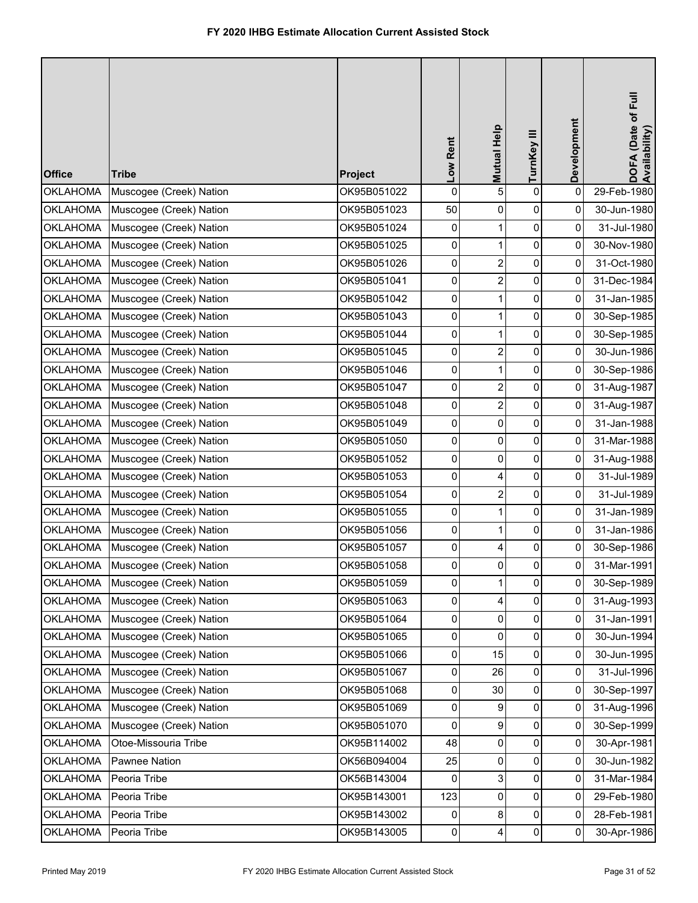# FY 2020 IHBG Estimate Allocation Current Assisted Stock

| Office | Tribe | Project | Low Rent | Mutual Help | TurnKey III | Development | DOFA (Date of Full Availability) |
|---|---|---|---|---|---|---|---|
| OKLAHOMA | Muscogee (Creek) Nation | OK95B051022 | 0 | 5 | 0 | 0 | 29-Feb-1980 |
| OKLAHOMA | Muscogee (Creek) Nation | OK95B051023 | 50 | 0 | 0 | 0 | 30-Jun-1980 |
| OKLAHOMA | Muscogee (Creek) Nation | OK95B051024 | 0 | 1 | 0 | 0 | 31-Jul-1980 |
| OKLAHOMA | Muscogee (Creek) Nation | OK95B051025 | 0 | 1 | 0 | 0 | 30-Nov-1980 |
| OKLAHOMA | Muscogee (Creek) Nation | OK95B051026 | 0 | 2 | 0 | 0 | 31-Oct-1980 |
| OKLAHOMA | Muscogee (Creek) Nation | OK95B051041 | 0 | 2 | 0 | 0 | 31-Dec-1984 |
| OKLAHOMA | Muscogee (Creek) Nation | OK95B051042 | 0 | 1 | 0 | 0 | 31-Jan-1985 |
| OKLAHOMA | Muscogee (Creek) Nation | OK95B051043 | 0 | 1 | 0 | 0 | 30-Sep-1985 |
| OKLAHOMA | Muscogee (Creek) Nation | OK95B051044 | 0 | 1 | 0 | 0 | 30-Sep-1985 |
| OKLAHOMA | Muscogee (Creek) Nation | OK95B051045 | 0 | 2 | 0 | 0 | 30-Jun-1986 |
| OKLAHOMA | Muscogee (Creek) Nation | OK95B051046 | 0 | 1 | 0 | 0 | 30-Sep-1986 |
| OKLAHOMA | Muscogee (Creek) Nation | OK95B051047 | 0 | 2 | 0 | 0 | 31-Aug-1987 |
| OKLAHOMA | Muscogee (Creek) Nation | OK95B051048 | 0 | 2 | 0 | 0 | 31-Aug-1987 |
| OKLAHOMA | Muscogee (Creek) Nation | OK95B051049 | 0 | 0 | 0 | 0 | 31-Jan-1988 |
| OKLAHOMA | Muscogee (Creek) Nation | OK95B051050 | 0 | 0 | 0 | 0 | 31-Mar-1988 |
| OKLAHOMA | Muscogee (Creek) Nation | OK95B051052 | 0 | 0 | 0 | 0 | 31-Aug-1988 |
| OKLAHOMA | Muscogee (Creek) Nation | OK95B051053 | 0 | 4 | 0 | 0 | 31-Jul-1989 |
| OKLAHOMA | Muscogee (Creek) Nation | OK95B051054 | 0 | 2 | 0 | 0 | 31-Jul-1989 |
| OKLAHOMA | Muscogee (Creek) Nation | OK95B051055 | 0 | 1 | 0 | 0 | 31-Jan-1989 |
| OKLAHOMA | Muscogee (Creek) Nation | OK95B051056 | 0 | 1 | 0 | 0 | 31-Jan-1986 |
| OKLAHOMA | Muscogee (Creek) Nation | OK95B051057 | 0 | 4 | 0 | 0 | 30-Sep-1986 |
| OKLAHOMA | Muscogee (Creek) Nation | OK95B051058 | 0 | 0 | 0 | 0 | 31-Mar-1991 |
| OKLAHOMA | Muscogee (Creek) Nation | OK95B051059 | 0 | 1 | 0 | 0 | 30-Sep-1989 |
| OKLAHOMA | Muscogee (Creek) Nation | OK95B051063 | 0 | 4 | 0 | 0 | 31-Aug-1993 |
| OKLAHOMA | Muscogee (Creek) Nation | OK95B051064 | 0 | 0 | 0 | 0 | 31-Jan-1991 |
| OKLAHOMA | Muscogee (Creek) Nation | OK95B051065 | 0 | 0 | 0 | 0 | 30-Jun-1994 |
| OKLAHOMA | Muscogee (Creek) Nation | OK95B051066 | 0 | 15 | 0 | 0 | 30-Jun-1995 |
| OKLAHOMA | Muscogee (Creek) Nation | OK95B051067 | 0 | 26 | 0 | 0 | 31-Jul-1996 |
| OKLAHOMA | Muscogee (Creek) Nation | OK95B051068 | 0 | 30 | 0 | 0 | 30-Sep-1997 |
| OKLAHOMA | Muscogee (Creek) Nation | OK95B051069 | 0 | 9 | 0 | 0 | 31-Aug-1996 |
| OKLAHOMA | Muscogee (Creek) Nation | OK95B051070 | 0 | 9 | 0 | 0 | 30-Sep-1999 |
| OKLAHOMA | Otoe-Missouria Tribe | OK95B114002 | 48 | 0 | 0 | 0 | 30-Apr-1981 |
| OKLAHOMA | Pawnee Nation | OK56B094004 | 25 | 0 | 0 | 0 | 30-Jun-1982 |
| OKLAHOMA | Peoria Tribe | OK56B143004 | 0 | 3 | 0 | 0 | 31-Mar-1984 |
| OKLAHOMA | Peoria Tribe | OK95B143001 | 123 | 0 | 0 | 0 | 29-Feb-1980 |
| OKLAHOMA | Peoria Tribe | OK95B143002 | 0 | 8 | 0 | 0 | 28-Feb-1981 |
| OKLAHOMA | Peoria Tribe | OK95B143005 | 0 | 4 | 0 | 0 | 30-Apr-1986 |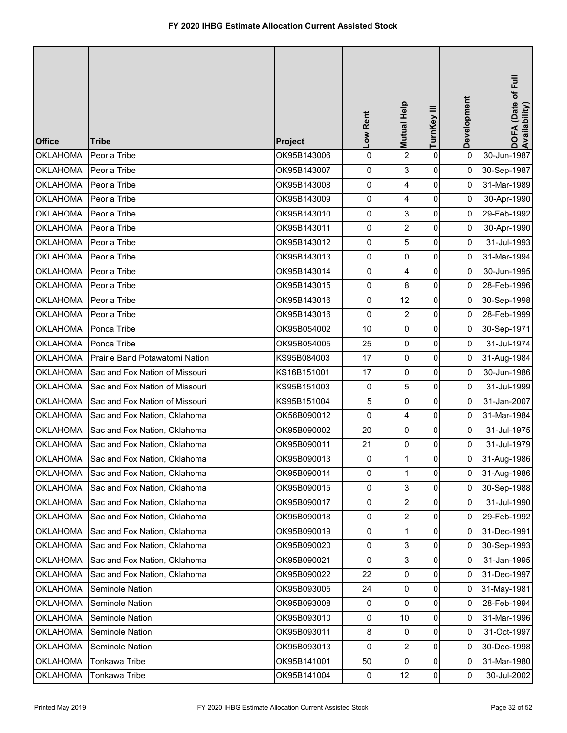# FY 2020 IHBG Estimate Allocation Current Assisted Stock

| Office | Tribe | Project | Low Rent | Mutual Help | TurnKey III | Development | DOFA (Date of Full Availability) |
|---|---|---|---|---|---|---|---|
| OKLAHOMA | Peoria Tribe | OK95B143006 | 0 | 2 | 0 | 0 | 30-Jun-1987 |
| OKLAHOMA | Peoria Tribe | OK95B143007 | 0 | 3 | 0 | 0 | 30-Sep-1987 |
| OKLAHOMA | Peoria Tribe | OK95B143008 | 0 | 4 | 0 | 0 | 31-Mar-1989 |
| OKLAHOMA | Peoria Tribe | OK95B143009 | 0 | 4 | 0 | 0 | 30-Apr-1990 |
| OKLAHOMA | Peoria Tribe | OK95B143010 | 0 | 3 | 0 | 0 | 29-Feb-1992 |
| OKLAHOMA | Peoria Tribe | OK95B143011 | 0 | 2 | 0 | 0 | 30-Apr-1990 |
| OKLAHOMA | Peoria Tribe | OK95B143012 | 0 | 5 | 0 | 0 | 31-Jul-1993 |
| OKLAHOMA | Peoria Tribe | OK95B143013 | 0 | 0 | 0 | 0 | 31-Mar-1994 |
| OKLAHOMA | Peoria Tribe | OK95B143014 | 0 | 4 | 0 | 0 | 30-Jun-1995 |
| OKLAHOMA | Peoria Tribe | OK95B143015 | 0 | 8 | 0 | 0 | 28-Feb-1996 |
| OKLAHOMA | Peoria Tribe | OK95B143016 | 0 | 12 | 0 | 0 | 30-Sep-1998 |
| OKLAHOMA | Peoria Tribe | OK95B143016 | 0 | 2 | 0 | 0 | 28-Feb-1999 |
| OKLAHOMA | Ponca Tribe | OK95B054002 | 10 | 0 | 0 | 0 | 30-Sep-1971 |
| OKLAHOMA | Ponca Tribe | OK95B054005 | 25 | 0 | 0 | 0 | 31-Jul-1974 |
| OKLAHOMA | Prairie Band Potawatomi Nation | KS95B084003 | 17 | 0 | 0 | 0 | 31-Aug-1984 |
| OKLAHOMA | Sac and Fox Nation of Missouri | KS16B151001 | 17 | 0 | 0 | 0 | 30-Jun-1986 |
| OKLAHOMA | Sac and Fox Nation of Missouri | KS95B151003 | 0 | 5 | 0 | 0 | 31-Jul-1999 |
| OKLAHOMA | Sac and Fox Nation of Missouri | KS95B151004 | 5 | 0 | 0 | 0 | 31-Jan-2007 |
| OKLAHOMA | Sac and Fox Nation, Oklahoma | OK56B090012 | 0 | 4 | 0 | 0 | 31-Mar-1984 |
| OKLAHOMA | Sac and Fox Nation, Oklahoma | OK95B090002 | 20 | 0 | 0 | 0 | 31-Jul-1975 |
| OKLAHOMA | Sac and Fox Nation, Oklahoma | OK95B090011 | 21 | 0 | 0 | 0 | 31-Jul-1979 |
| OKLAHOMA | Sac and Fox Nation, Oklahoma | OK95B090013 | 0 | 1 | 0 | 0 | 31-Aug-1986 |
| OKLAHOMA | Sac and Fox Nation, Oklahoma | OK95B090014 | 0 | 1 | 0 | 0 | 31-Aug-1986 |
| OKLAHOMA | Sac and Fox Nation, Oklahoma | OK95B090015 | 0 | 3 | 0 | 0 | 30-Sep-1988 |
| OKLAHOMA | Sac and Fox Nation, Oklahoma | OK95B090017 | 0 | 2 | 0 | 0 | 31-Jul-1990 |
| OKLAHOMA | Sac and Fox Nation, Oklahoma | OK95B090018 | 0 | 2 | 0 | 0 | 29-Feb-1992 |
| OKLAHOMA | Sac and Fox Nation, Oklahoma | OK95B090019 | 0 | 1 | 0 | 0 | 31-Dec-1991 |
| OKLAHOMA | Sac and Fox Nation, Oklahoma | OK95B090020 | 0 | 3 | 0 | 0 | 30-Sep-1993 |
| OKLAHOMA | Sac and Fox Nation, Oklahoma | OK95B090021 | 0 | 3 | 0 | 0 | 31-Jan-1995 |
| OKLAHOMA | Sac and Fox Nation, Oklahoma | OK95B090022 | 22 | 0 | 0 | 0 | 31-Dec-1997 |
| OKLAHOMA | Seminole Nation | OK95B093005 | 24 | 0 | 0 | 0 | 31-May-1981 |
| OKLAHOMA | Seminole Nation | OK95B093008 | 0 | 0 | 0 | 0 | 28-Feb-1994 |
| OKLAHOMA | Seminole Nation | OK95B093010 | 0 | 10 | 0 | 0 | 31-Mar-1996 |
| OKLAHOMA | Seminole Nation | OK95B093011 | 8 | 0 | 0 | 0 | 31-Oct-1997 |
| OKLAHOMA | Seminole Nation | OK95B093013 | 0 | 2 | 0 | 0 | 30-Dec-1998 |
| OKLAHOMA | Tonkawa Tribe | OK95B141001 | 50 | 0 | 0 | 0 | 31-Mar-1980 |
| OKLAHOMA | Tonkawa Tribe | OK95B141004 | 0 | 12 | 0 | 0 | 30-Jul-2002 |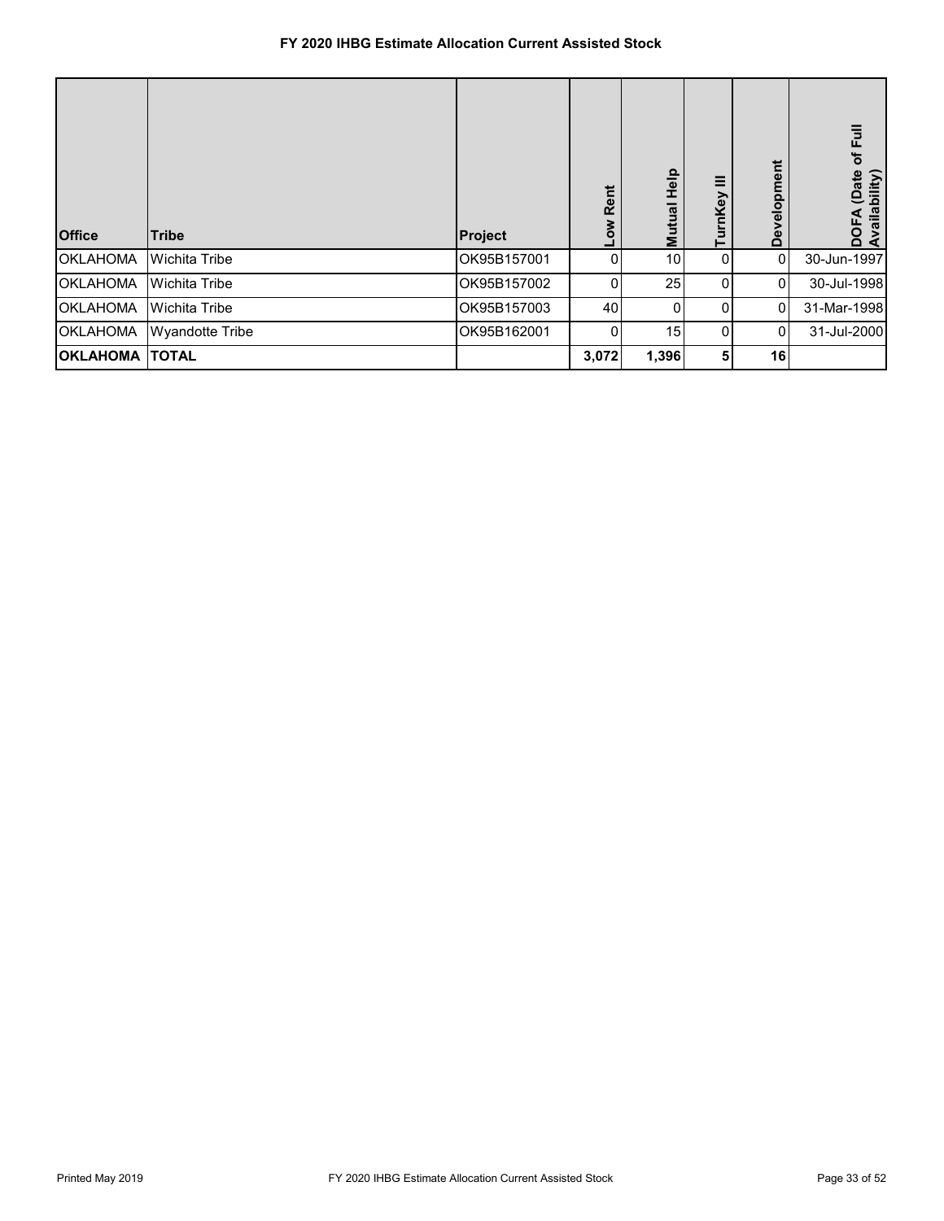# FY 2020 IHBG Estimate Allocation Current Assisted Stock

| Office | Tribe | Project | Low Rent | Mutual Help | TurnKey III | Development | DOFA (Date of Full Availability) |
|---|---|---|---|---|---|---|---|
| OKLAHOMA | Wichita Tribe | OK95B157001 | 0 | 10 | 0 | 0 | 30-Jun-1997 |
| OKLAHOMA | Wichita Tribe | OK95B157002 | 0 | 25 | 0 | 0 | 30-Jul-1998 |
| OKLAHOMA | Wichita Tribe | OK95B157003 | 40 | 0 | 0 | 0 | 31-Mar-1998 |
| OKLAHOMA | Wyandotte Tribe | OK95B162001 | 0 | 15 | 0 | 0 | 31-Jul-2000 |
| **OKLAHOMA** | **TOTAL** | | **3,072** | **1,396** | **5** | **16** | |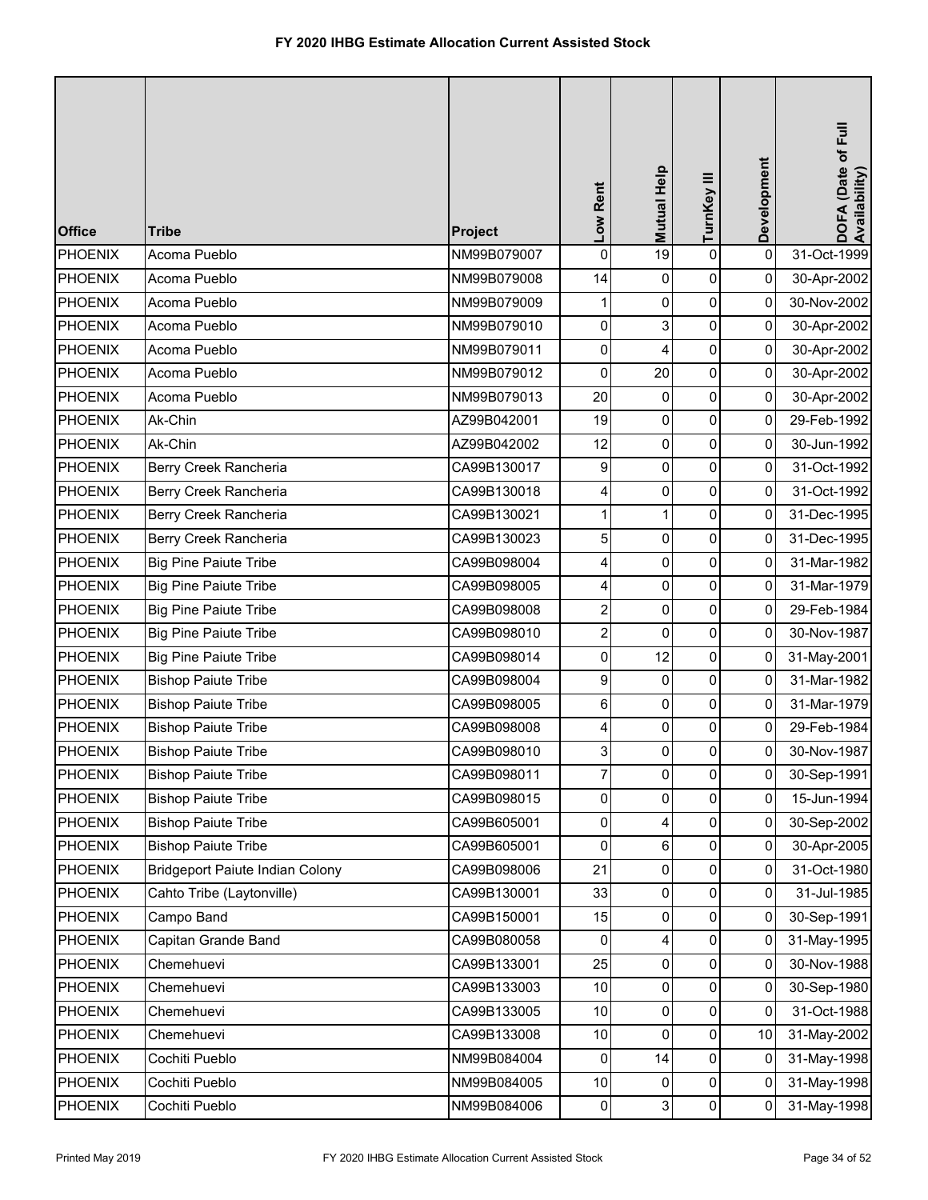# FY 2020 IHBG Estimate Allocation Current Assisted Stock

| Office | Tribe | Project | Low Rent | Mutual Help | TurnKey III | Development | DOFA (Date of Full Availability) |
|---|---|---|---|---|---|---|---|
| PHOENIX | Acoma Pueblo | NM99B079007 | 0 | 19 | 0 | 0 | 31-Oct-1999 |
| PHOENIX | Acoma Pueblo | NM99B079008 | 14 | 0 | 0 | 0 | 30-Apr-2002 |
| PHOENIX | Acoma Pueblo | NM99B079009 | 1 | 0 | 0 | 0 | 30-Nov-2002 |
| PHOENIX | Acoma Pueblo | NM99B079010 | 0 | 3 | 0 | 0 | 30-Apr-2002 |
| PHOENIX | Acoma Pueblo | NM99B079011 | 0 | 4 | 0 | 0 | 30-Apr-2002 |
| PHOENIX | Acoma Pueblo | NM99B079012 | 0 | 20 | 0 | 0 | 30-Apr-2002 |
| PHOENIX | Acoma Pueblo | NM99B079013 | 20 | 0 | 0 | 0 | 30-Apr-2002 |
| PHOENIX | Ak-Chin | AZ99B042001 | 19 | 0 | 0 | 0 | 29-Feb-1992 |
| PHOENIX | Ak-Chin | AZ99B042002 | 12 | 0 | 0 | 0 | 30-Jun-1992 |
| PHOENIX | Berry Creek Rancheria | CA99B130017 | 9 | 0 | 0 | 0 | 31-Oct-1992 |
| PHOENIX | Berry Creek Rancheria | CA99B130018 | 4 | 0 | 0 | 0 | 31-Oct-1992 |
| PHOENIX | Berry Creek Rancheria | CA99B130021 | 1 | 1 | 0 | 0 | 31-Dec-1995 |
| PHOENIX | Berry Creek Rancheria | CA99B130023 | 5 | 0 | 0 | 0 | 31-Dec-1995 |
| PHOENIX | Big Pine Paiute Tribe | CA99B098004 | 4 | 0 | 0 | 0 | 31-Mar-1982 |
| PHOENIX | Big Pine Paiute Tribe | CA99B098005 | 4 | 0 | 0 | 0 | 31-Mar-1979 |
| PHOENIX | Big Pine Paiute Tribe | CA99B098008 | 2 | 0 | 0 | 0 | 29-Feb-1984 |
| PHOENIX | Big Pine Paiute Tribe | CA99B098010 | 2 | 0 | 0 | 0 | 30-Nov-1987 |
| PHOENIX | Big Pine Paiute Tribe | CA99B098014 | 0 | 12 | 0 | 0 | 31-May-2001 |
| PHOENIX | Bishop Paiute Tribe | CA99B098004 | 9 | 0 | 0 | 0 | 31-Mar-1982 |
| PHOENIX | Bishop Paiute Tribe | CA99B098005 | 6 | 0 | 0 | 0 | 31-Mar-1979 |
| PHOENIX | Bishop Paiute Tribe | CA99B098008 | 4 | 0 | 0 | 0 | 29-Feb-1984 |
| PHOENIX | Bishop Paiute Tribe | CA99B098010 | 3 | 0 | 0 | 0 | 30-Nov-1987 |
| PHOENIX | Bishop Paiute Tribe | CA99B098011 | 7 | 0 | 0 | 0 | 30-Sep-1991 |
| PHOENIX | Bishop Paiute Tribe | CA99B098015 | 0 | 0 | 0 | 0 | 15-Jun-1994 |
| PHOENIX | Bishop Paiute Tribe | CA99B605001 | 0 | 4 | 0 | 0 | 30-Sep-2002 |
| PHOENIX | Bishop Paiute Tribe | CA99B605001 | 0 | 6 | 0 | 0 | 30-Apr-2005 |
| PHOENIX | Bridgeport Paiute Indian Colony | CA99B098006 | 21 | 0 | 0 | 0 | 31-Oct-1980 |
| PHOENIX | Cahto Tribe (Laytonville) | CA99B130001 | 33 | 0 | 0 | 0 | 31-Jul-1985 |
| PHOENIX | Campo Band | CA99B150001 | 15 | 0 | 0 | 0 | 30-Sep-1991 |
| PHOENIX | Capitan Grande Band | CA99B080058 | 0 | 4 | 0 | 0 | 31-May-1995 |
| PHOENIX | Chemehuevi | CA99B133001 | 25 | 0 | 0 | 0 | 30-Nov-1988 |
| PHOENIX | Chemehuevi | CA99B133003 | 10 | 0 | 0 | 0 | 30-Sep-1980 |
| PHOENIX | Chemehuevi | CA99B133005 | 10 | 0 | 0 | 0 | 31-Oct-1988 |
| PHOENIX | Chemehuevi | CA99B133008 | 10 | 0 | 0 | 10 | 31-May-2002 |
| PHOENIX | Cochiti Pueblo | NM99B084004 | 0 | 14 | 0 | 0 | 31-May-1998 |
| PHOENIX | Cochiti Pueblo | NM99B084005 | 10 | 0 | 0 | 0 | 31-May-1998 |
| PHOENIX | Cochiti Pueblo | NM99B084006 | 0 | 3 | 0 | 0 | 31-May-1998 |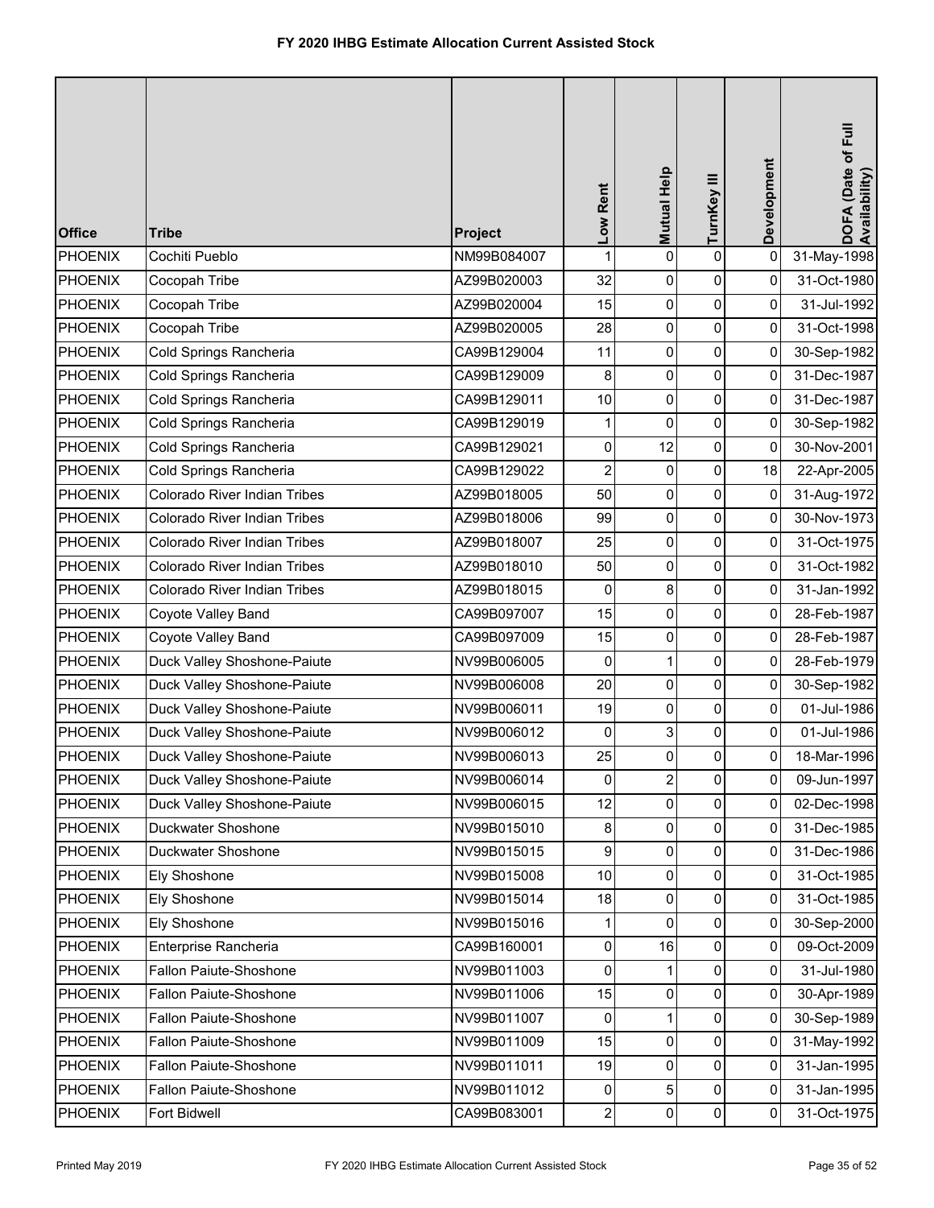# FY 2020 IHBG Estimate Allocation Current Assisted Stock

| Office | Tribe | Project | Low Rent | Mutual Help | TurnKey III | Development | DOFA (Date of Full Availability) |
|---|---|---|---|---|---|---|---|
| PHOENIX | Cochiti Pueblo | NM99B084007 | 1 | 0 | 0 | 0 | 31-May-1998 |
| PHOENIX | Cocopah Tribe | AZ99B020003 | 32 | 0 | 0 | 0 | 31-Oct-1980 |
| PHOENIX | Cocopah Tribe | AZ99B020004 | 15 | 0 | 0 | 0 | 31-Jul-1992 |
| PHOENIX | Cocopah Tribe | AZ99B020005 | 28 | 0 | 0 | 0 | 31-Oct-1998 |
| PHOENIX | Cold Springs Rancheria | CA99B129004 | 11 | 0 | 0 | 0 | 30-Sep-1982 |
| PHOENIX | Cold Springs Rancheria | CA99B129009 | 8 | 0 | 0 | 0 | 31-Dec-1987 |
| PHOENIX | Cold Springs Rancheria | CA99B129011 | 10 | 0 | 0 | 0 | 31-Dec-1987 |
| PHOENIX | Cold Springs Rancheria | CA99B129019 | 1 | 0 | 0 | 0 | 30-Sep-1982 |
| PHOENIX | Cold Springs Rancheria | CA99B129021 | 0 | 12 | 0 | 0 | 30-Nov-2001 |
| PHOENIX | Cold Springs Rancheria | CA99B129022 | 2 | 0 | 0 | 18 | 22-Apr-2005 |
| PHOENIX | Colorado River Indian Tribes | AZ99B018005 | 50 | 0 | 0 | 0 | 31-Aug-1972 |
| PHOENIX | Colorado River Indian Tribes | AZ99B018006 | 99 | 0 | 0 | 0 | 30-Nov-1973 |
| PHOENIX | Colorado River Indian Tribes | AZ99B018007 | 25 | 0 | 0 | 0 | 31-Oct-1975 |
| PHOENIX | Colorado River Indian Tribes | AZ99B018010 | 50 | 0 | 0 | 0 | 31-Oct-1982 |
| PHOENIX | Colorado River Indian Tribes | AZ99B018015 | 0 | 8 | 0 | 0 | 31-Jan-1992 |
| PHOENIX | Coyote Valley Band | CA99B097007 | 15 | 0 | 0 | 0 | 28-Feb-1987 |
| PHOENIX | Coyote Valley Band | CA99B097009 | 15 | 0 | 0 | 0 | 28-Feb-1987 |
| PHOENIX | Duck Valley Shoshone-Paiute | NV99B006005 | 0 | 1 | 0 | 0 | 28-Feb-1979 |
| PHOENIX | Duck Valley Shoshone-Paiute | NV99B006008 | 20 | 0 | 0 | 0 | 30-Sep-1982 |
| PHOENIX | Duck Valley Shoshone-Paiute | NV99B006011 | 19 | 0 | 0 | 0 | 01-Jul-1986 |
| PHOENIX | Duck Valley Shoshone-Paiute | NV99B006012 | 0 | 3 | 0 | 0 | 01-Jul-1986 |
| PHOENIX | Duck Valley Shoshone-Paiute | NV99B006013 | 25 | 0 | 0 | 0 | 18-Mar-1996 |
| PHOENIX | Duck Valley Shoshone-Paiute | NV99B006014 | 0 | 2 | 0 | 0 | 09-Jun-1997 |
| PHOENIX | Duck Valley Shoshone-Paiute | NV99B006015 | 12 | 0 | 0 | 0 | 02-Dec-1998 |
| PHOENIX | Duckwater Shoshone | NV99B015010 | 8 | 0 | 0 | 0 | 31-Dec-1985 |
| PHOENIX | Duckwater Shoshone | NV99B015015 | 9 | 0 | 0 | 0 | 31-Dec-1986 |
| PHOENIX | Ely Shoshone | NV99B015008 | 10 | 0 | 0 | 0 | 31-Oct-1985 |
| PHOENIX | Ely Shoshone | NV99B015014 | 18 | 0 | 0 | 0 | 31-Oct-1985 |
| PHOENIX | Ely Shoshone | NV99B015016 | 1 | 0 | 0 | 0 | 30-Sep-2000 |
| PHOENIX | Enterprise Rancheria | CA99B160001 | 0 | 16 | 0 | 0 | 09-Oct-2009 |
| PHOENIX | Fallon Paiute-Shoshone | NV99B011003 | 0 | 1 | 0 | 0 | 31-Jul-1980 |
| PHOENIX | Fallon Paiute-Shoshone | NV99B011006 | 15 | 0 | 0 | 0 | 30-Apr-1989 |
| PHOENIX | Fallon Paiute-Shoshone | NV99B011007 | 0 | 1 | 0 | 0 | 30-Sep-1989 |
| PHOENIX | Fallon Paiute-Shoshone | NV99B011009 | 15 | 0 | 0 | 0 | 31-May-1992 |
| PHOENIX | Fallon Paiute-Shoshone | NV99B011011 | 19 | 0 | 0 | 0 | 31-Jan-1995 |
| PHOENIX | Fallon Paiute-Shoshone | NV99B011012 | 0 | 5 | 0 | 0 | 31-Jan-1995 |
| PHOENIX | Fort Bidwell | CA99B083001 | 2 | 0 | 0 | 0 | 31-Oct-1975 |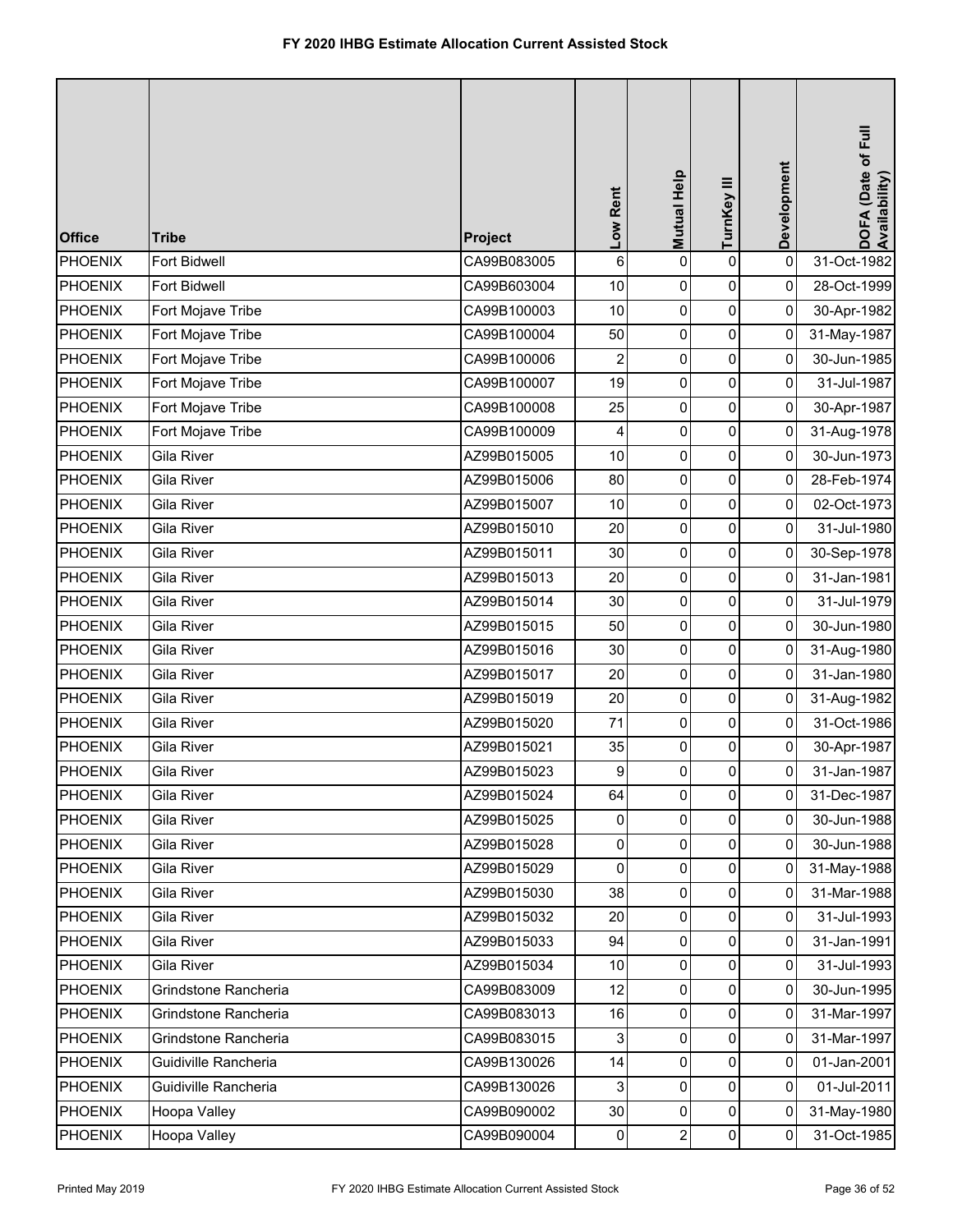# FY 2020 IHBG Estimate Allocation Current Assisted Stock

| Office | Tribe | Project | Low Rent | Mutual Help | TurnKey III | Development | DOFA (Date of Full Availability) |
|---|---|---|---|---|---|---|---|
| PHOENIX | Fort Bidwell | CA99B083005 | 6 | 0 | 0 | 0 | 31-Oct-1982 |
| PHOENIX | Fort Bidwell | CA99B603004 | 10 | 0 | 0 | 0 | 28-Oct-1999 |
| PHOENIX | Fort Mojave Tribe | CA99B100003 | 10 | 0 | 0 | 0 | 30-Apr-1982 |
| PHOENIX | Fort Mojave Tribe | CA99B100004 | 50 | 0 | 0 | 0 | 31-May-1987 |
| PHOENIX | Fort Mojave Tribe | CA99B100006 | 2 | 0 | 0 | 0 | 30-Jun-1985 |
| PHOENIX | Fort Mojave Tribe | CA99B100007 | 19 | 0 | 0 | 0 | 31-Jul-1987 |
| PHOENIX | Fort Mojave Tribe | CA99B100008 | 25 | 0 | 0 | 0 | 30-Apr-1987 |
| PHOENIX | Fort Mojave Tribe | CA99B100009 | 4 | 0 | 0 | 0 | 31-Aug-1978 |
| PHOENIX | Gila River | AZ99B015005 | 10 | 0 | 0 | 0 | 30-Jun-1973 |
| PHOENIX | Gila River | AZ99B015006 | 80 | 0 | 0 | 0 | 28-Feb-1974 |
| PHOENIX | Gila River | AZ99B015007 | 10 | 0 | 0 | 0 | 02-Oct-1973 |
| PHOENIX | Gila River | AZ99B015010 | 20 | 0 | 0 | 0 | 31-Jul-1980 |
| PHOENIX | Gila River | AZ99B015011 | 30 | 0 | 0 | 0 | 30-Sep-1978 |
| PHOENIX | Gila River | AZ99B015013 | 20 | 0 | 0 | 0 | 31-Jan-1981 |
| PHOENIX | Gila River | AZ99B015014 | 30 | 0 | 0 | 0 | 31-Jul-1979 |
| PHOENIX | Gila River | AZ99B015015 | 50 | 0 | 0 | 0 | 30-Jun-1980 |
| PHOENIX | Gila River | AZ99B015016 | 30 | 0 | 0 | 0 | 31-Aug-1980 |
| PHOENIX | Gila River | AZ99B015017 | 20 | 0 | 0 | 0 | 31-Jan-1980 |
| PHOENIX | Gila River | AZ99B015019 | 20 | 0 | 0 | 0 | 31-Aug-1982 |
| PHOENIX | Gila River | AZ99B015020 | 71 | 0 | 0 | 0 | 31-Oct-1986 |
| PHOENIX | Gila River | AZ99B015021 | 35 | 0 | 0 | 0 | 30-Apr-1987 |
| PHOENIX | Gila River | AZ99B015023 | 9 | 0 | 0 | 0 | 31-Jan-1987 |
| PHOENIX | Gila River | AZ99B015024 | 64 | 0 | 0 | 0 | 31-Dec-1987 |
| PHOENIX | Gila River | AZ99B015025 | 0 | 0 | 0 | 0 | 30-Jun-1988 |
| PHOENIX | Gila River | AZ99B015028 | 0 | 0 | 0 | 0 | 30-Jun-1988 |
| PHOENIX | Gila River | AZ99B015029 | 0 | 0 | 0 | 0 | 31-May-1988 |
| PHOENIX | Gila River | AZ99B015030 | 38 | 0 | 0 | 0 | 31-Mar-1988 |
| PHOENIX | Gila River | AZ99B015032 | 20 | 0 | 0 | 0 | 31-Jul-1993 |
| PHOENIX | Gila River | AZ99B015033 | 94 | 0 | 0 | 0 | 31-Jan-1991 |
| PHOENIX | Gila River | AZ99B015034 | 10 | 0 | 0 | 0 | 31-Jul-1993 |
| PHOENIX | Grindstone Rancheria | CA99B083009 | 12 | 0 | 0 | 0 | 30-Jun-1995 |
| PHOENIX | Grindstone Rancheria | CA99B083013 | 16 | 0 | 0 | 0 | 31-Mar-1997 |
| PHOENIX | Grindstone Rancheria | CA99B083015 | 3 | 0 | 0 | 0 | 31-Mar-1997 |
| PHOENIX | Guidiville Rancheria | CA99B130026 | 14 | 0 | 0 | 0 | 01-Jan-2001 |
| PHOENIX | Guidiville Rancheria | CA99B130026 | 3 | 0 | 0 | 0 | 01-Jul-2011 |
| PHOENIX | Hoopa Valley | CA99B090002 | 30 | 0 | 0 | 0 | 31-May-1980 |
| PHOENIX | Hoopa Valley | CA99B090004 | 0 | 2 | 0 | 0 | 31-Oct-1985 |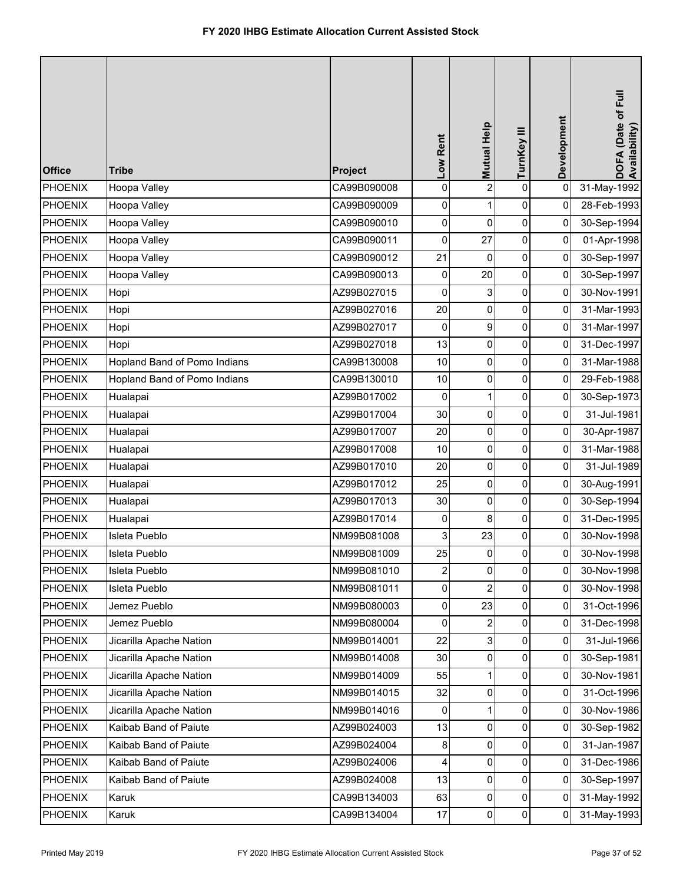# FY 2020 IHBG Estimate Allocation Current Assisted Stock

| Office | Tribe | Project | Low Rent | Mutual Help | TurnKey III | Development | DOFA (Date of Full Availability) |
|---|---|---|---|---|---|---|---|
| PHOENIX | Hoopa Valley | CA99B090008 | 0 | 2 | 0 | 0 | 31-May-1992 |
| PHOENIX | Hoopa Valley | CA99B090009 | 0 | 1 | 0 | 0 | 28-Feb-1993 |
| PHOENIX | Hoopa Valley | CA99B090010 | 0 | 0 | 0 | 0 | 30-Sep-1994 |
| PHOENIX | Hoopa Valley | CA99B090011 | 0 | 27 | 0 | 0 | 01-Apr-1998 |
| PHOENIX | Hoopa Valley | CA99B090012 | 21 | 0 | 0 | 0 | 30-Sep-1997 |
| PHOENIX | Hoopa Valley | CA99B090013 | 0 | 20 | 0 | 0 | 30-Sep-1997 |
| PHOENIX | Hopi | AZ99B027015 | 0 | 3 | 0 | 0 | 30-Nov-1991 |
| PHOENIX | Hopi | AZ99B027016 | 20 | 0 | 0 | 0 | 31-Mar-1993 |
| PHOENIX | Hopi | AZ99B027017 | 0 | 9 | 0 | 0 | 31-Mar-1997 |
| PHOENIX | Hopi | AZ99B027018 | 13 | 0 | 0 | 0 | 31-Dec-1997 |
| PHOENIX | Hopland Band of Pomo Indians | CA99B130008 | 10 | 0 | 0 | 0 | 31-Mar-1988 |
| PHOENIX | Hopland Band of Pomo Indians | CA99B130010 | 10 | 0 | 0 | 0 | 29-Feb-1988 |
| PHOENIX | Hualapai | AZ99B017002 | 0 | 1 | 0 | 0 | 30-Sep-1973 |
| PHOENIX | Hualapai | AZ99B017004 | 30 | 0 | 0 | 0 | 31-Jul-1981 |
| PHOENIX | Hualapai | AZ99B017007 | 20 | 0 | 0 | 0 | 30-Apr-1987 |
| PHOENIX | Hualapai | AZ99B017008 | 10 | 0 | 0 | 0 | 31-Mar-1988 |
| PHOENIX | Hualapai | AZ99B017010 | 20 | 0 | 0 | 0 | 31-Jul-1989 |
| PHOENIX | Hualapai | AZ99B017012 | 25 | 0 | 0 | 0 | 30-Aug-1991 |
| PHOENIX | Hualapai | AZ99B017013 | 30 | 0 | 0 | 0 | 30-Sep-1994 |
| PHOENIX | Hualapai | AZ99B017014 | 0 | 8 | 0 | 0 | 31-Dec-1995 |
| PHOENIX | Isleta Pueblo | NM99B081008 | 3 | 23 | 0 | 0 | 30-Nov-1998 |
| PHOENIX | Isleta Pueblo | NM99B081009 | 25 | 0 | 0 | 0 | 30-Nov-1998 |
| PHOENIX | Isleta Pueblo | NM99B081010 | 2 | 0 | 0 | 0 | 30-Nov-1998 |
| PHOENIX | Isleta Pueblo | NM99B081011 | 0 | 2 | 0 | 0 | 30-Nov-1998 |
| PHOENIX | Jemez Pueblo | NM99B080003 | 0 | 23 | 0 | 0 | 31-Oct-1996 |
| PHOENIX | Jemez Pueblo | NM99B080004 | 0 | 2 | 0 | 0 | 31-Dec-1998 |
| PHOENIX | Jicarilla Apache Nation | NM99B014001 | 22 | 3 | 0 | 0 | 31-Jul-1966 |
| PHOENIX | Jicarilla Apache Nation | NM99B014008 | 30 | 0 | 0 | 0 | 30-Sep-1981 |
| PHOENIX | Jicarilla Apache Nation | NM99B014009 | 55 | 1 | 0 | 0 | 30-Nov-1981 |
| PHOENIX | Jicarilla Apache Nation | NM99B014015 | 32 | 0 | 0 | 0 | 31-Oct-1996 |
| PHOENIX | Jicarilla Apache Nation | NM99B014016 | 0 | 1 | 0 | 0 | 30-Nov-1986 |
| PHOENIX | Kaibab Band of Paiute | AZ99B024003 | 13 | 0 | 0 | 0 | 30-Sep-1982 |
| PHOENIX | Kaibab Band of Paiute | AZ99B024004 | 8 | 0 | 0 | 0 | 31-Jan-1987 |
| PHOENIX | Kaibab Band of Paiute | AZ99B024006 | 4 | 0 | 0 | 0 | 31-Dec-1986 |
| PHOENIX | Kaibab Band of Paiute | AZ99B024008 | 13 | 0 | 0 | 0 | 30-Sep-1997 |
| PHOENIX | Karuk | CA99B134003 | 63 | 0 | 0 | 0 | 31-May-1992 |
| PHOENIX | Karuk | CA99B134004 | 17 | 0 | 0 | 0 | 31-May-1993 |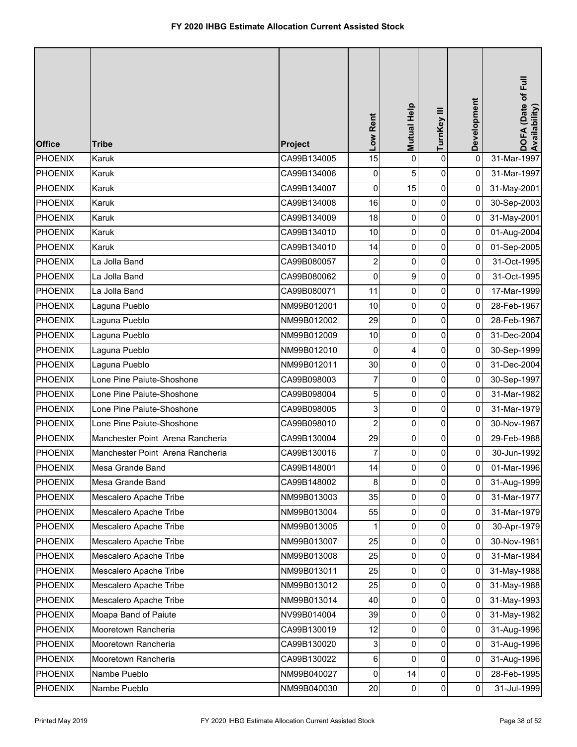# FY 2020 IHBG Estimate Allocation Current Assisted Stock

| Office | Tribe | Project | Low Rent | Mutual Help | TurnKey III | Development | DOFA (Date of Full Availability) |
|---|---|---|---|---|---|---|---|
| PHOENIX | Karuk | CA99B134005 | 15 | 0 | 0 | 0 | 31-Mar-1997 |
| PHOENIX | Karuk | CA99B134006 | 0 | 5 | 0 | 0 | 31-Mar-1997 |
| PHOENIX | Karuk | CA99B134007 | 0 | 15 | 0 | 0 | 31-May-2001 |
| PHOENIX | Karuk | CA99B134008 | 16 | 0 | 0 | 0 | 30-Sep-2003 |
| PHOENIX | Karuk | CA99B134009 | 18 | 0 | 0 | 0 | 31-May-2001 |
| PHOENIX | Karuk | CA99B134010 | 10 | 0 | 0 | 0 | 01-Aug-2004 |
| PHOENIX | Karuk | CA99B134010 | 14 | 0 | 0 | 0 | 01-Sep-2005 |
| PHOENIX | La Jolla Band | CA99B080057 | 2 | 0 | 0 | 0 | 31-Oct-1995 |
| PHOENIX | La Jolla Band | CA99B080062 | 0 | 9 | 0 | 0 | 31-Oct-1995 |
| PHOENIX | La Jolla Band | CA99B080071 | 11 | 0 | 0 | 0 | 17-Mar-1999 |
| PHOENIX | Laguna Pueblo | NM99B012001 | 10 | 0 | 0 | 0 | 28-Feb-1967 |
| PHOENIX | Laguna Pueblo | NM99B012002 | 29 | 0 | 0 | 0 | 28-Feb-1967 |
| PHOENIX | Laguna Pueblo | NM99B012009 | 10 | 0 | 0 | 0 | 31-Dec-2004 |
| PHOENIX | Laguna Pueblo | NM99B012010 | 0 | 4 | 0 | 0 | 30-Sep-1999 |
| PHOENIX | Laguna Pueblo | NM99B012011 | 30 | 0 | 0 | 0 | 31-Dec-2004 |
| PHOENIX | Lone Pine Paiute-Shoshone | CA99B098003 | 7 | 0 | 0 | 0 | 30-Sep-1997 |
| PHOENIX | Lone Pine Paiute-Shoshone | CA99B098004 | 5 | 0 | 0 | 0 | 31-Mar-1982 |
| PHOENIX | Lone Pine Paiute-Shoshone | CA99B098005 | 3 | 0 | 0 | 0 | 31-Mar-1979 |
| PHOENIX | Lone Pine Paiute-Shoshone | CA99B098010 | 2 | 0 | 0 | 0 | 30-Nov-1987 |
| PHOENIX | Manchester Point Arena Rancheria | CA99B130004 | 29 | 0 | 0 | 0 | 29-Feb-1988 |
| PHOENIX | Manchester Point Arena Rancheria | CA99B130016 | 7 | 0 | 0 | 0 | 30-Jun-1992 |
| PHOENIX | Mesa Grande Band | CA99B148001 | 14 | 0 | 0 | 0 | 01-Mar-1996 |
| PHOENIX | Mesa Grande Band | CA99B148002 | 8 | 0 | 0 | 0 | 31-Aug-1999 |
| PHOENIX | Mescalero Apache Tribe | NM99B013003 | 35 | 0 | 0 | 0 | 31-Mar-1977 |
| PHOENIX | Mescalero Apache Tribe | NM99B013004 | 55 | 0 | 0 | 0 | 31-Mar-1979 |
| PHOENIX | Mescalero Apache Tribe | NM99B013005 | 1 | 0 | 0 | 0 | 30-Apr-1979 |
| PHOENIX | Mescalero Apache Tribe | NM99B013007 | 25 | 0 | 0 | 0 | 30-Nov-1981 |
| PHOENIX | Mescalero Apache Tribe | NM99B013008 | 25 | 0 | 0 | 0 | 31-Mar-1984 |
| PHOENIX | Mescalero Apache Tribe | NM99B013011 | 25 | 0 | 0 | 0 | 31-May-1988 |
| PHOENIX | Mescalero Apache Tribe | NM99B013012 | 25 | 0 | 0 | 0 | 31-May-1988 |
| PHOENIX | Mescalero Apache Tribe | NM99B013014 | 40 | 0 | 0 | 0 | 31-May-1993 |
| PHOENIX | Moapa Band of Paiute | NV99B014004 | 39 | 0 | 0 | 0 | 31-May-1982 |
| PHOENIX | Mooretown Rancheria | CA99B130019 | 12 | 0 | 0 | 0 | 31-Aug-1996 |
| PHOENIX | Mooretown Rancheria | CA99B130020 | 3 | 0 | 0 | 0 | 31-Aug-1996 |
| PHOENIX | Mooretown Rancheria | CA99B130022 | 6 | 0 | 0 | 0 | 31-Aug-1996 |
| PHOENIX | Nambe Pueblo | NM99B040027 | 0 | 14 | 0 | 0 | 28-Feb-1995 |
| PHOENIX | Nambe Pueblo | NM99B040030 | 20 | 0 | 0 | 0 | 31-Jul-1999 |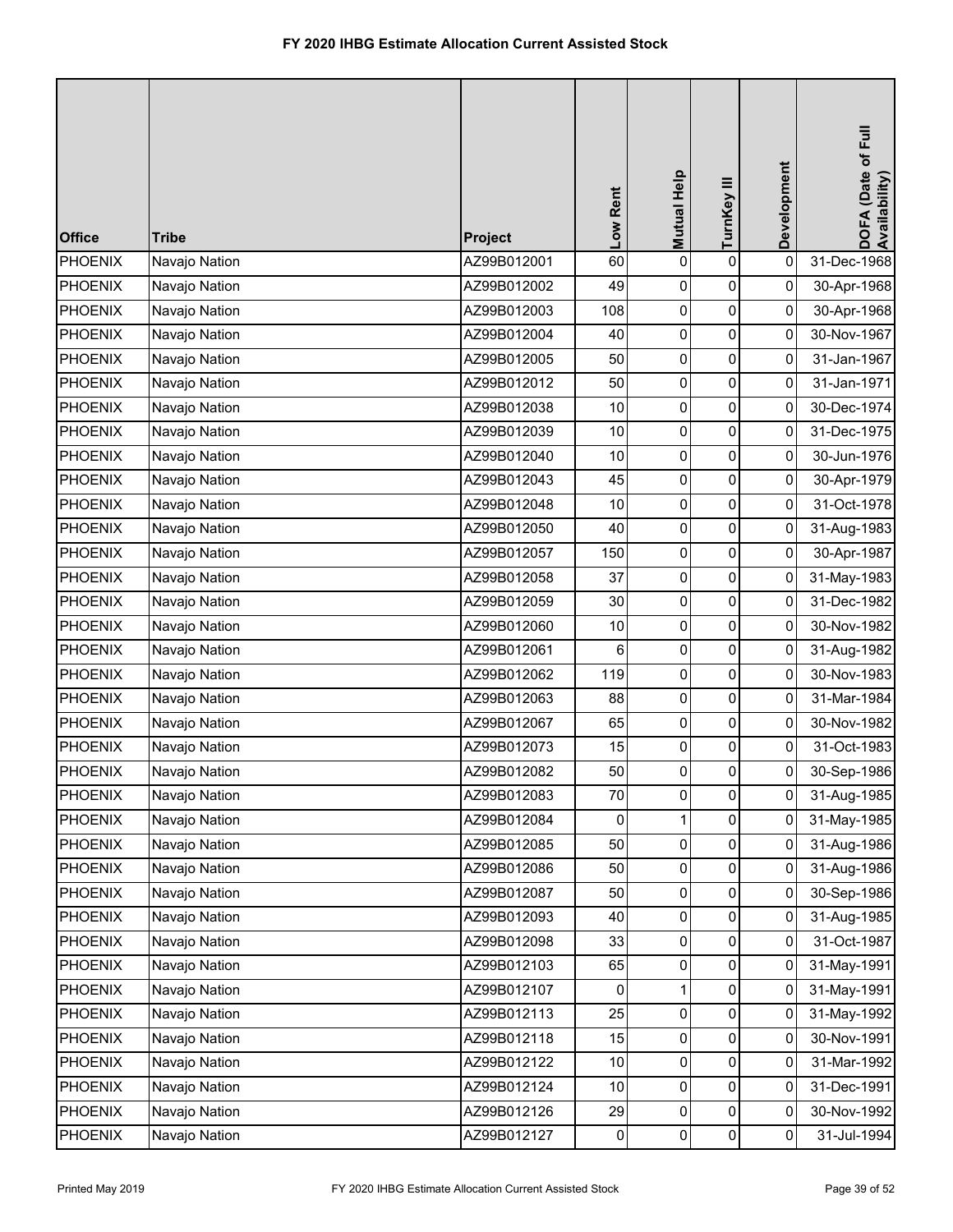# FY 2020 IHBG Estimate Allocation Current Assisted Stock

| Office | Tribe | Project | Low Rent | Mutual Help | TurnKey III | Development | DOFA (Date of Full Availability) |
|---|---|---|---|---|---|---|---|
| PHOENIX | Navajo Nation | AZ99B012001 | 60 | 0 | 0 | 0 | 31-Dec-1968 |
| PHOENIX | Navajo Nation | AZ99B012002 | 49 | 0 | 0 | 0 | 30-Apr-1968 |
| PHOENIX | Navajo Nation | AZ99B012003 | 108 | 0 | 0 | 0 | 30-Apr-1968 |
| PHOENIX | Navajo Nation | AZ99B012004 | 40 | 0 | 0 | 0 | 30-Nov-1967 |
| PHOENIX | Navajo Nation | AZ99B012005 | 50 | 0 | 0 | 0 | 31-Jan-1967 |
| PHOENIX | Navajo Nation | AZ99B012012 | 50 | 0 | 0 | 0 | 31-Jan-1971 |
| PHOENIX | Navajo Nation | AZ99B012038 | 10 | 0 | 0 | 0 | 30-Dec-1974 |
| PHOENIX | Navajo Nation | AZ99B012039 | 10 | 0 | 0 | 0 | 31-Dec-1975 |
| PHOENIX | Navajo Nation | AZ99B012040 | 10 | 0 | 0 | 0 | 30-Jun-1976 |
| PHOENIX | Navajo Nation | AZ99B012043 | 45 | 0 | 0 | 0 | 30-Apr-1979 |
| PHOENIX | Navajo Nation | AZ99B012048 | 10 | 0 | 0 | 0 | 31-Oct-1978 |
| PHOENIX | Navajo Nation | AZ99B012050 | 40 | 0 | 0 | 0 | 31-Aug-1983 |
| PHOENIX | Navajo Nation | AZ99B012057 | 150 | 0 | 0 | 0 | 30-Apr-1987 |
| PHOENIX | Navajo Nation | AZ99B012058 | 37 | 0 | 0 | 0 | 31-May-1983 |
| PHOENIX | Navajo Nation | AZ99B012059 | 30 | 0 | 0 | 0 | 31-Dec-1982 |
| PHOENIX | Navajo Nation | AZ99B012060 | 10 | 0 | 0 | 0 | 30-Nov-1982 |
| PHOENIX | Navajo Nation | AZ99B012061 | 6 | 0 | 0 | 0 | 31-Aug-1982 |
| PHOENIX | Navajo Nation | AZ99B012062 | 119 | 0 | 0 | 0 | 30-Nov-1983 |
| PHOENIX | Navajo Nation | AZ99B012063 | 88 | 0 | 0 | 0 | 31-Mar-1984 |
| PHOENIX | Navajo Nation | AZ99B012067 | 65 | 0 | 0 | 0 | 30-Nov-1982 |
| PHOENIX | Navajo Nation | AZ99B012073 | 15 | 0 | 0 | 0 | 31-Oct-1983 |
| PHOENIX | Navajo Nation | AZ99B012082 | 50 | 0 | 0 | 0 | 30-Sep-1986 |
| PHOENIX | Navajo Nation | AZ99B012083 | 70 | 0 | 0 | 0 | 31-Aug-1985 |
| PHOENIX | Navajo Nation | AZ99B012084 | 0 | 1 | 0 | 0 | 31-May-1985 |
| PHOENIX | Navajo Nation | AZ99B012085 | 50 | 0 | 0 | 0 | 31-Aug-1986 |
| PHOENIX | Navajo Nation | AZ99B012086 | 50 | 0 | 0 | 0 | 31-Aug-1986 |
| PHOENIX | Navajo Nation | AZ99B012087 | 50 | 0 | 0 | 0 | 30-Sep-1986 |
| PHOENIX | Navajo Nation | AZ99B012093 | 40 | 0 | 0 | 0 | 31-Aug-1985 |
| PHOENIX | Navajo Nation | AZ99B012098 | 33 | 0 | 0 | 0 | 31-Oct-1987 |
| PHOENIX | Navajo Nation | AZ99B012103 | 65 | 0 | 0 | 0 | 31-May-1991 |
| PHOENIX | Navajo Nation | AZ99B012107 | 0 | 1 | 0 | 0 | 31-May-1991 |
| PHOENIX | Navajo Nation | AZ99B012113 | 25 | 0 | 0 | 0 | 31-May-1992 |
| PHOENIX | Navajo Nation | AZ99B012118 | 15 | 0 | 0 | 0 | 30-Nov-1991 |
| PHOENIX | Navajo Nation | AZ99B012122 | 10 | 0 | 0 | 0 | 31-Mar-1992 |
| PHOENIX | Navajo Nation | AZ99B012124 | 10 | 0 | 0 | 0 | 31-Dec-1991 |
| PHOENIX | Navajo Nation | AZ99B012126 | 29 | 0 | 0 | 0 | 30-Nov-1992 |
| PHOENIX | Navajo Nation | AZ99B012127 | 0 | 0 | 0 | 0 | 31-Jul-1994 |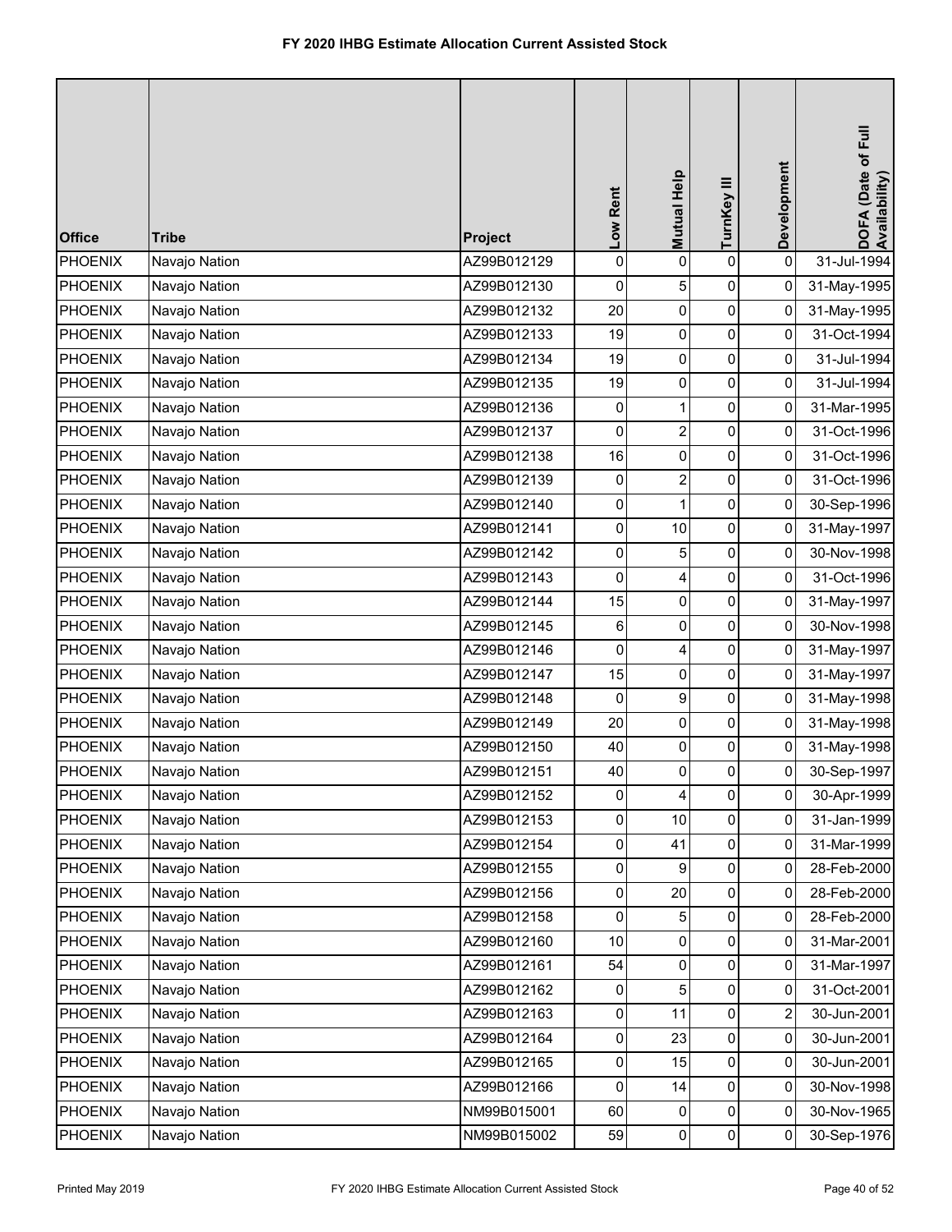# FY 2020 IHBG Estimate Allocation Current Assisted Stock

| Office | Tribe | Project | Low Rent | Mutual Help | TurnKey III | Development | DOFA (Date of Full Availability) |
|---|---|---|---|---|---|---|---|
| PHOENIX | Navajo Nation | AZ99B012129 | 0 | 0 | 0 | 0 | 31-Jul-1994 |
| PHOENIX | Navajo Nation | AZ99B012130 | 0 | 5 | 0 | 0 | 31-May-1995 |
| PHOENIX | Navajo Nation | AZ99B012132 | 20 | 0 | 0 | 0 | 31-May-1995 |
| PHOENIX | Navajo Nation | AZ99B012133 | 19 | 0 | 0 | 0 | 31-Oct-1994 |
| PHOENIX | Navajo Nation | AZ99B012134 | 19 | 0 | 0 | 0 | 31-Jul-1994 |
| PHOENIX | Navajo Nation | AZ99B012135 | 19 | 0 | 0 | 0 | 31-Jul-1994 |
| PHOENIX | Navajo Nation | AZ99B012136 | 0 | 1 | 0 | 0 | 31-Mar-1995 |
| PHOENIX | Navajo Nation | AZ99B012137 | 0 | 2 | 0 | 0 | 31-Oct-1996 |
| PHOENIX | Navajo Nation | AZ99B012138 | 16 | 0 | 0 | 0 | 31-Oct-1996 |
| PHOENIX | Navajo Nation | AZ99B012139 | 0 | 2 | 0 | 0 | 31-Oct-1996 |
| PHOENIX | Navajo Nation | AZ99B012140 | 0 | 1 | 0 | 0 | 30-Sep-1996 |
| PHOENIX | Navajo Nation | AZ99B012141 | 0 | 10 | 0 | 0 | 31-May-1997 |
| PHOENIX | Navajo Nation | AZ99B012142 | 0 | 5 | 0 | 0 | 30-Nov-1998 |
| PHOENIX | Navajo Nation | AZ99B012143 | 0 | 4 | 0 | 0 | 31-Oct-1996 |
| PHOENIX | Navajo Nation | AZ99B012144 | 15 | 0 | 0 | 0 | 31-May-1997 |
| PHOENIX | Navajo Nation | AZ99B012145 | 6 | 0 | 0 | 0 | 30-Nov-1998 |
| PHOENIX | Navajo Nation | AZ99B012146 | 0 | 4 | 0 | 0 | 31-May-1997 |
| PHOENIX | Navajo Nation | AZ99B012147 | 15 | 0 | 0 | 0 | 31-May-1997 |
| PHOENIX | Navajo Nation | AZ99B012148 | 0 | 9 | 0 | 0 | 31-May-1998 |
| PHOENIX | Navajo Nation | AZ99B012149 | 20 | 0 | 0 | 0 | 31-May-1998 |
| PHOENIX | Navajo Nation | AZ99B012150 | 40 | 0 | 0 | 0 | 31-May-1998 |
| PHOENIX | Navajo Nation | AZ99B012151 | 40 | 0 | 0 | 0 | 30-Sep-1997 |
| PHOENIX | Navajo Nation | AZ99B012152 | 0 | 4 | 0 | 0 | 30-Apr-1999 |
| PHOENIX | Navajo Nation | AZ99B012153 | 0 | 10 | 0 | 0 | 31-Jan-1999 |
| PHOENIX | Navajo Nation | AZ99B012154 | 0 | 41 | 0 | 0 | 31-Mar-1999 |
| PHOENIX | Navajo Nation | AZ99B012155 | 0 | 9 | 0 | 0 | 28-Feb-2000 |
| PHOENIX | Navajo Nation | AZ99B012156 | 0 | 20 | 0 | 0 | 28-Feb-2000 |
| PHOENIX | Navajo Nation | AZ99B012158 | 0 | 5 | 0 | 0 | 28-Feb-2000 |
| PHOENIX | Navajo Nation | AZ99B012160 | 10 | 0 | 0 | 0 | 31-Mar-2001 |
| PHOENIX | Navajo Nation | AZ99B012161 | 54 | 0 | 0 | 0 | 31-Mar-1997 |
| PHOENIX | Navajo Nation | AZ99B012162 | 0 | 5 | 0 | 0 | 31-Oct-2001 |
| PHOENIX | Navajo Nation | AZ99B012163 | 0 | 11 | 0 | 2 | 30-Jun-2001 |
| PHOENIX | Navajo Nation | AZ99B012164 | 0 | 23 | 0 | 0 | 30-Jun-2001 |
| PHOENIX | Navajo Nation | AZ99B012165 | 0 | 15 | 0 | 0 | 30-Jun-2001 |
| PHOENIX | Navajo Nation | AZ99B012166 | 0 | 14 | 0 | 0 | 30-Nov-1998 |
| PHOENIX | Navajo Nation | NM99B015001 | 60 | 0 | 0 | 0 | 30-Nov-1965 |
| PHOENIX | Navajo Nation | NM99B015002 | 59 | 0 | 0 | 0 | 30-Sep-1976 |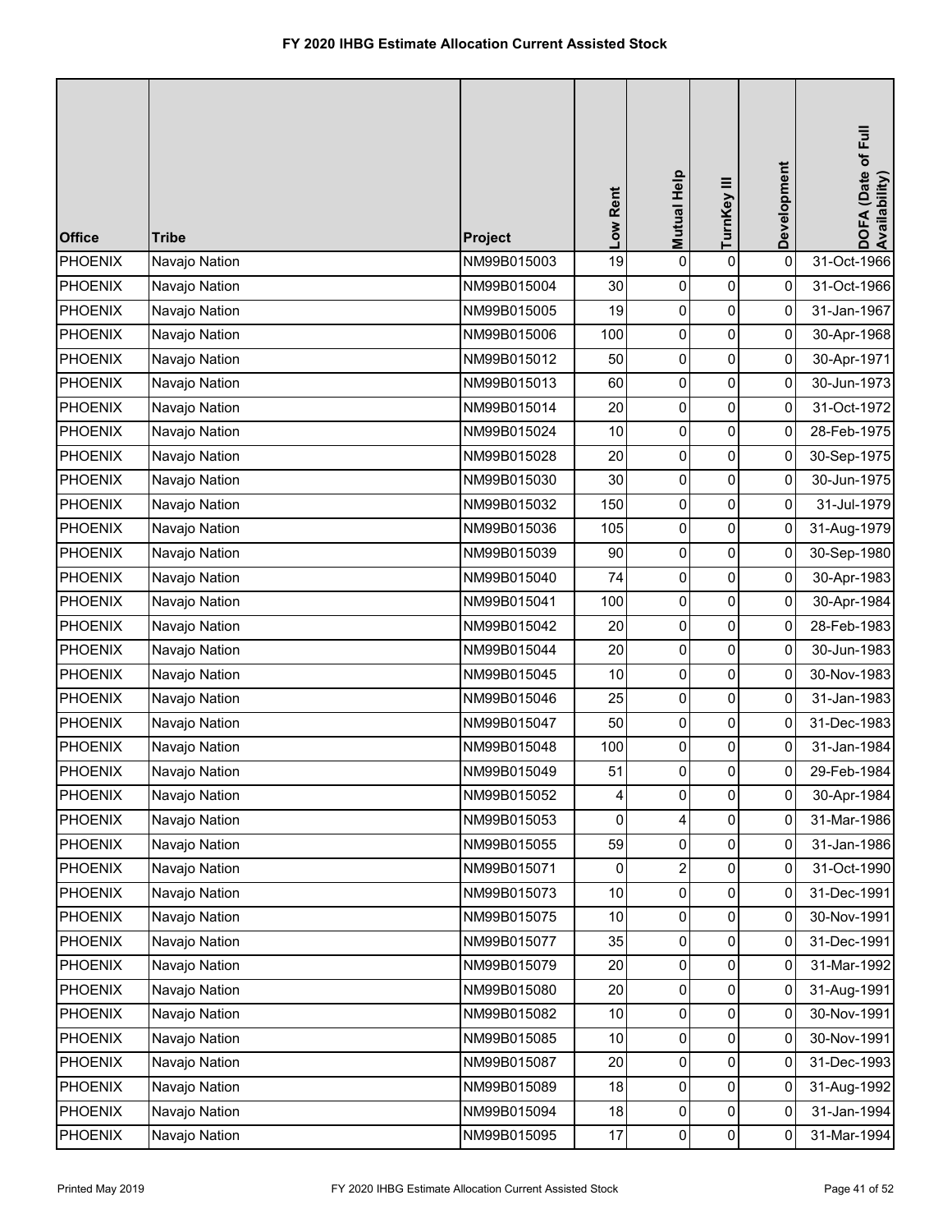# FY 2020 IHBG Estimate Allocation Current Assisted Stock

| Office | Tribe | Project | Low Rent | Mutual Help | TurnKey III | Development | DOFA (Date of Full Availability) |
|---|---|---|---|---|---|---|---|
| PHOENIX | Navajo Nation | NM99B015003 | 19 | 0 | 0 | 0 | 31-Oct-1966 |
| PHOENIX | Navajo Nation | NM99B015004 | 30 | 0 | 0 | 0 | 31-Oct-1966 |
| PHOENIX | Navajo Nation | NM99B015005 | 19 | 0 | 0 | 0 | 31-Jan-1967 |
| PHOENIX | Navajo Nation | NM99B015006 | 100 | 0 | 0 | 0 | 30-Apr-1968 |
| PHOENIX | Navajo Nation | NM99B015012 | 50 | 0 | 0 | 0 | 30-Apr-1971 |
| PHOENIX | Navajo Nation | NM99B015013 | 60 | 0 | 0 | 0 | 30-Jun-1973 |
| PHOENIX | Navajo Nation | NM99B015014 | 20 | 0 | 0 | 0 | 31-Oct-1972 |
| PHOENIX | Navajo Nation | NM99B015024 | 10 | 0 | 0 | 0 | 28-Feb-1975 |
| PHOENIX | Navajo Nation | NM99B015028 | 20 | 0 | 0 | 0 | 30-Sep-1975 |
| PHOENIX | Navajo Nation | NM99B015030 | 30 | 0 | 0 | 0 | 30-Jun-1975 |
| PHOENIX | Navajo Nation | NM99B015032 | 150 | 0 | 0 | 0 | 31-Jul-1979 |
| PHOENIX | Navajo Nation | NM99B015036 | 105 | 0 | 0 | 0 | 31-Aug-1979 |
| PHOENIX | Navajo Nation | NM99B015039 | 90 | 0 | 0 | 0 | 30-Sep-1980 |
| PHOENIX | Navajo Nation | NM99B015040 | 74 | 0 | 0 | 0 | 30-Apr-1983 |
| PHOENIX | Navajo Nation | NM99B015041 | 100 | 0 | 0 | 0 | 30-Apr-1984 |
| PHOENIX | Navajo Nation | NM99B015042 | 20 | 0 | 0 | 0 | 28-Feb-1983 |
| PHOENIX | Navajo Nation | NM99B015044 | 20 | 0 | 0 | 0 | 30-Jun-1983 |
| PHOENIX | Navajo Nation | NM99B015045 | 10 | 0 | 0 | 0 | 30-Nov-1983 |
| PHOENIX | Navajo Nation | NM99B015046 | 25 | 0 | 0 | 0 | 31-Jan-1983 |
| PHOENIX | Navajo Nation | NM99B015047 | 50 | 0 | 0 | 0 | 31-Dec-1983 |
| PHOENIX | Navajo Nation | NM99B015048 | 100 | 0 | 0 | 0 | 31-Jan-1984 |
| PHOENIX | Navajo Nation | NM99B015049 | 51 | 0 | 0 | 0 | 29-Feb-1984 |
| PHOENIX | Navajo Nation | NM99B015052 | 4 | 0 | 0 | 0 | 30-Apr-1984 |
| PHOENIX | Navajo Nation | NM99B015053 | 0 | 4 | 0 | 0 | 31-Mar-1986 |
| PHOENIX | Navajo Nation | NM99B015055 | 59 | 0 | 0 | 0 | 31-Jan-1986 |
| PHOENIX | Navajo Nation | NM99B015071 | 0 | 2 | 0 | 0 | 31-Oct-1990 |
| PHOENIX | Navajo Nation | NM99B015073 | 10 | 0 | 0 | 0 | 31-Dec-1991 |
| PHOENIX | Navajo Nation | NM99B015075 | 10 | 0 | 0 | 0 | 30-Nov-1991 |
| PHOENIX | Navajo Nation | NM99B015077 | 35 | 0 | 0 | 0 | 31-Dec-1991 |
| PHOENIX | Navajo Nation | NM99B015079 | 20 | 0 | 0 | 0 | 31-Mar-1992 |
| PHOENIX | Navajo Nation | NM99B015080 | 20 | 0 | 0 | 0 | 31-Aug-1991 |
| PHOENIX | Navajo Nation | NM99B015082 | 10 | 0 | 0 | 0 | 30-Nov-1991 |
| PHOENIX | Navajo Nation | NM99B015085 | 10 | 0 | 0 | 0 | 30-Nov-1991 |
| PHOENIX | Navajo Nation | NM99B015087 | 20 | 0 | 0 | 0 | 31-Dec-1993 |
| PHOENIX | Navajo Nation | NM99B015089 | 18 | 0 | 0 | 0 | 31-Aug-1992 |
| PHOENIX | Navajo Nation | NM99B015094 | 18 | 0 | 0 | 0 | 31-Jan-1994 |
| PHOENIX | Navajo Nation | NM99B015095 | 17 | 0 | 0 | 0 | 31-Mar-1994 |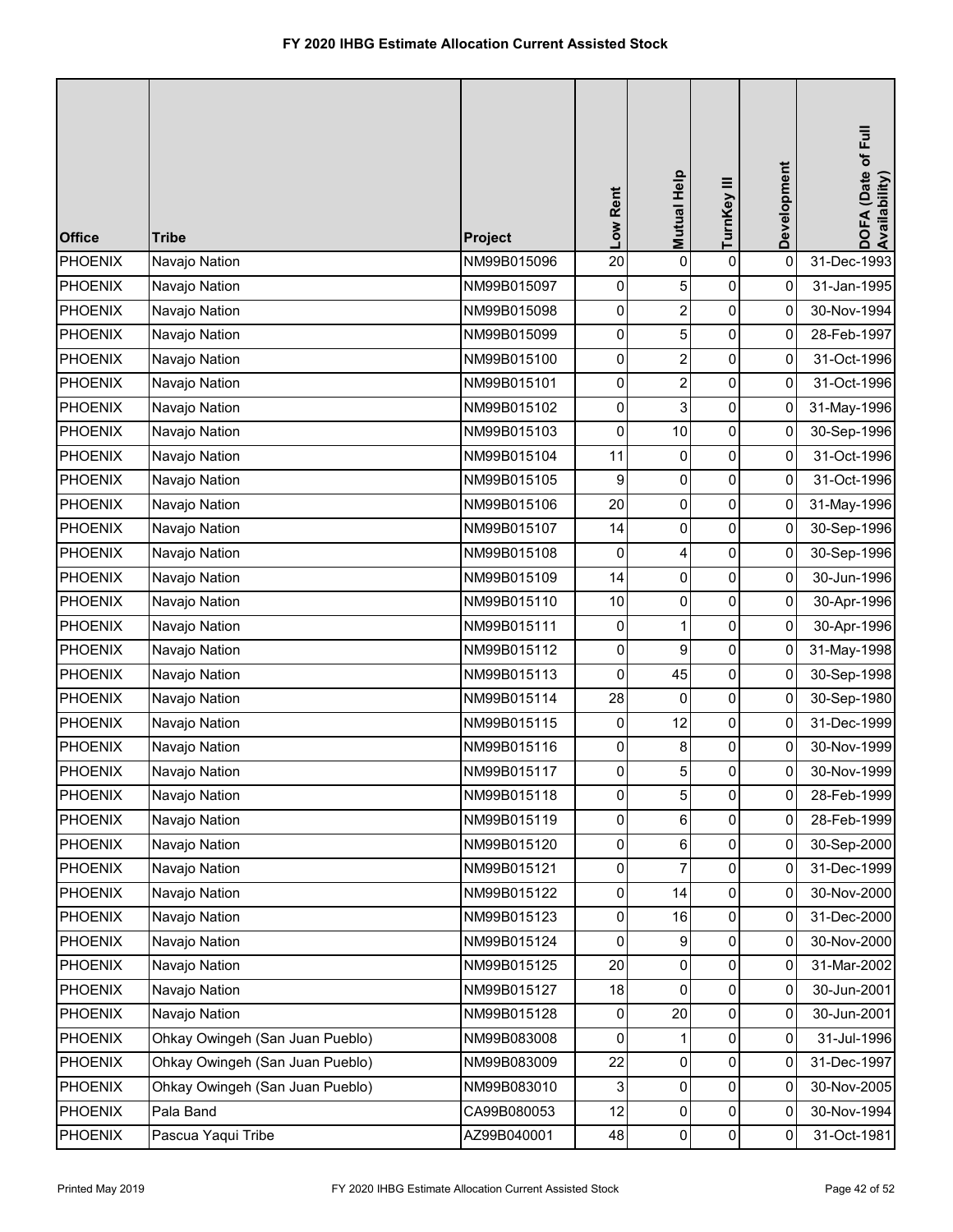# FY 2020 IHBG Estimate Allocation Current Assisted Stock

| Office | Tribe | Project | Low Rent | Mutual Help | TurnKey III | Development | DOFA (Date of Full Availability) |
|---|---|---|---|---|---|---|---|
| PHOENIX | Navajo Nation | NM99B015096 | 20 | 0 | 0 | 0 | 31-Dec-1993 |
| PHOENIX | Navajo Nation | NM99B015097 | 0 | 5 | 0 | 0 | 31-Jan-1995 |
| PHOENIX | Navajo Nation | NM99B015098 | 0 | 2 | 0 | 0 | 30-Nov-1994 |
| PHOENIX | Navajo Nation | NM99B015099 | 0 | 5 | 0 | 0 | 28-Feb-1997 |
| PHOENIX | Navajo Nation | NM99B015100 | 0 | 2 | 0 | 0 | 31-Oct-1996 |
| PHOENIX | Navajo Nation | NM99B015101 | 0 | 2 | 0 | 0 | 31-Oct-1996 |
| PHOENIX | Navajo Nation | NM99B015102 | 0 | 3 | 0 | 0 | 31-May-1996 |
| PHOENIX | Navajo Nation | NM99B015103 | 0 | 10 | 0 | 0 | 30-Sep-1996 |
| PHOENIX | Navajo Nation | NM99B015104 | 11 | 0 | 0 | 0 | 31-Oct-1996 |
| PHOENIX | Navajo Nation | NM99B015105 | 9 | 0 | 0 | 0 | 31-Oct-1996 |
| PHOENIX | Navajo Nation | NM99B015106 | 20 | 0 | 0 | 0 | 31-May-1996 |
| PHOENIX | Navajo Nation | NM99B015107 | 14 | 0 | 0 | 0 | 30-Sep-1996 |
| PHOENIX | Navajo Nation | NM99B015108 | 0 | 4 | 0 | 0 | 30-Sep-1996 |
| PHOENIX | Navajo Nation | NM99B015109 | 14 | 0 | 0 | 0 | 30-Jun-1996 |
| PHOENIX | Navajo Nation | NM99B015110 | 10 | 0 | 0 | 0 | 30-Apr-1996 |
| PHOENIX | Navajo Nation | NM99B015111 | 0 | 1 | 0 | 0 | 30-Apr-1996 |
| PHOENIX | Navajo Nation | NM99B015112 | 0 | 9 | 0 | 0 | 31-May-1998 |
| PHOENIX | Navajo Nation | NM99B015113 | 0 | 45 | 0 | 0 | 30-Sep-1998 |
| PHOENIX | Navajo Nation | NM99B015114 | 28 | 0 | 0 | 0 | 30-Sep-1980 |
| PHOENIX | Navajo Nation | NM99B015115 | 0 | 12 | 0 | 0 | 31-Dec-1999 |
| PHOENIX | Navajo Nation | NM99B015116 | 0 | 8 | 0 | 0 | 30-Nov-1999 |
| PHOENIX | Navajo Nation | NM99B015117 | 0 | 5 | 0 | 0 | 30-Nov-1999 |
| PHOENIX | Navajo Nation | NM99B015118 | 0 | 5 | 0 | 0 | 28-Feb-1999 |
| PHOENIX | Navajo Nation | NM99B015119 | 0 | 6 | 0 | 0 | 28-Feb-1999 |
| PHOENIX | Navajo Nation | NM99B015120 | 0 | 6 | 0 | 0 | 30-Sep-2000 |
| PHOENIX | Navajo Nation | NM99B015121 | 0 | 7 | 0 | 0 | 31-Dec-1999 |
| PHOENIX | Navajo Nation | NM99B015122 | 0 | 14 | 0 | 0 | 30-Nov-2000 |
| PHOENIX | Navajo Nation | NM99B015123 | 0 | 16 | 0 | 0 | 31-Dec-2000 |
| PHOENIX | Navajo Nation | NM99B015124 | 0 | 9 | 0 | 0 | 30-Nov-2000 |
| PHOENIX | Navajo Nation | NM99B015125 | 20 | 0 | 0 | 0 | 31-Mar-2002 |
| PHOENIX | Navajo Nation | NM99B015127 | 18 | 0 | 0 | 0 | 30-Jun-2001 |
| PHOENIX | Navajo Nation | NM99B015128 | 0 | 20 | 0 | 0 | 30-Jun-2001 |
| PHOENIX | Ohkay Owingeh (San Juan Pueblo) | NM99B083008 | 0 | 1 | 0 | 0 | 31-Jul-1996 |
| PHOENIX | Ohkay Owingeh (San Juan Pueblo) | NM99B083009 | 22 | 0 | 0 | 0 | 31-Dec-1997 |
| PHOENIX | Ohkay Owingeh (San Juan Pueblo) | NM99B083010 | 3 | 0 | 0 | 0 | 30-Nov-2005 |
| PHOENIX | Pala Band | CA99B080053 | 12 | 0 | 0 | 0 | 30-Nov-1994 |
| PHOENIX | Pascua Yaqui Tribe | AZ99B040001 | 48 | 0 | 0 | 0 | 31-Oct-1981 |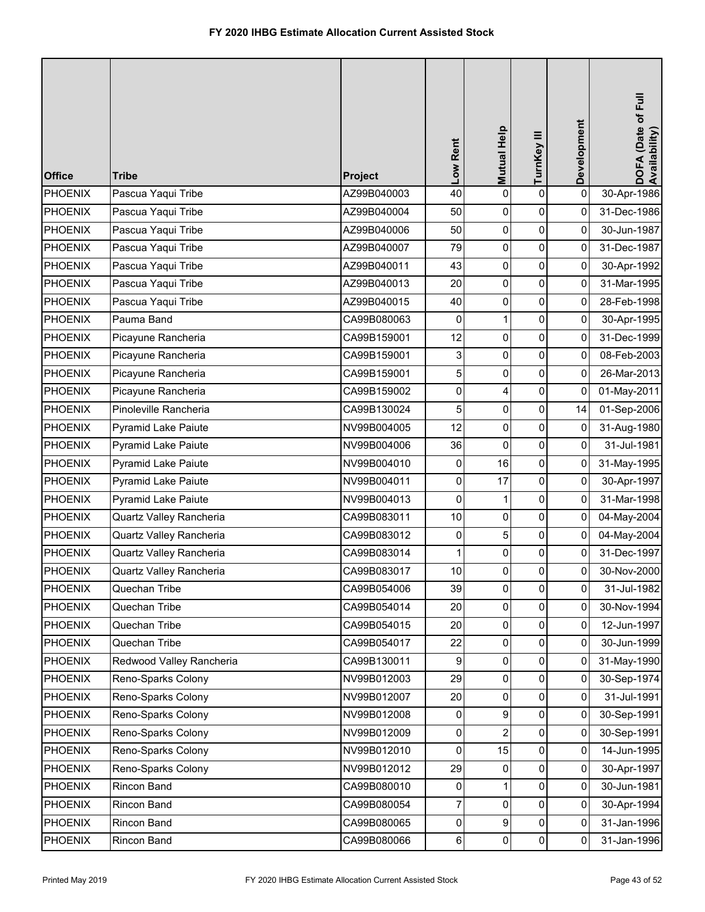# FY 2020 IHBG Estimate Allocation Current Assisted Stock

| Office | Tribe | Project | Low Rent | Mutual Help | TurnKey III | Development | DOFA (Date of Full Availability) |
|---|---|---|---|---|---|---|---|
| PHOENIX | Pascua Yaqui Tribe | AZ99B040003 | 40 | 0 | 0 | 0 | 30-Apr-1986 |
| PHOENIX | Pascua Yaqui Tribe | AZ99B040004 | 50 | 0 | 0 | 0 | 31-Dec-1986 |
| PHOENIX | Pascua Yaqui Tribe | AZ99B040006 | 50 | 0 | 0 | 0 | 30-Jun-1987 |
| PHOENIX | Pascua Yaqui Tribe | AZ99B040007 | 79 | 0 | 0 | 0 | 31-Dec-1987 |
| PHOENIX | Pascua Yaqui Tribe | AZ99B040011 | 43 | 0 | 0 | 0 | 30-Apr-1992 |
| PHOENIX | Pascua Yaqui Tribe | AZ99B040013 | 20 | 0 | 0 | 0 | 31-Mar-1995 |
| PHOENIX | Pascua Yaqui Tribe | AZ99B040015 | 40 | 0 | 0 | 0 | 28-Feb-1998 |
| PHOENIX | Pauma Band | CA99B080063 | 0 | 1 | 0 | 0 | 30-Apr-1995 |
| PHOENIX | Picayune Rancheria | CA99B159001 | 12 | 0 | 0 | 0 | 31-Dec-1999 |
| PHOENIX | Picayune Rancheria | CA99B159001 | 3 | 0 | 0 | 0 | 08-Feb-2003 |
| PHOENIX | Picayune Rancheria | CA99B159001 | 5 | 0 | 0 | 0 | 26-Mar-2013 |
| PHOENIX | Picayune Rancheria | CA99B159002 | 0 | 4 | 0 | 0 | 01-May-2011 |
| PHOENIX | Pinoleville Rancheria | CA99B130024 | 5 | 0 | 0 | 14 | 01-Sep-2006 |
| PHOENIX | Pyramid Lake Paiute | NV99B004005 | 12 | 0 | 0 | 0 | 31-Aug-1980 |
| PHOENIX | Pyramid Lake Paiute | NV99B004006 | 36 | 0 | 0 | 0 | 31-Jul-1981 |
| PHOENIX | Pyramid Lake Paiute | NV99B004010 | 0 | 16 | 0 | 0 | 31-May-1995 |
| PHOENIX | Pyramid Lake Paiute | NV99B004011 | 0 | 17 | 0 | 0 | 30-Apr-1997 |
| PHOENIX | Pyramid Lake Paiute | NV99B004013 | 0 | 1 | 0 | 0 | 31-Mar-1998 |
| PHOENIX | Quartz Valley Rancheria | CA99B083011 | 10 | 0 | 0 | 0 | 04-May-2004 |
| PHOENIX | Quartz Valley Rancheria | CA99B083012 | 0 | 5 | 0 | 0 | 04-May-2004 |
| PHOENIX | Quartz Valley Rancheria | CA99B083014 | 1 | 0 | 0 | 0 | 31-Dec-1997 |
| PHOENIX | Quartz Valley Rancheria | CA99B083017 | 10 | 0 | 0 | 0 | 30-Nov-2000 |
| PHOENIX | Quechan Tribe | CA99B054006 | 39 | 0 | 0 | 0 | 31-Jul-1982 |
| PHOENIX | Quechan Tribe | CA99B054014 | 20 | 0 | 0 | 0 | 30-Nov-1994 |
| PHOENIX | Quechan Tribe | CA99B054015 | 20 | 0 | 0 | 0 | 12-Jun-1997 |
| PHOENIX | Quechan Tribe | CA99B054017 | 22 | 0 | 0 | 0 | 30-Jun-1999 |
| PHOENIX | Redwood Valley Rancheria | CA99B130011 | 9 | 0 | 0 | 0 | 31-May-1990 |
| PHOENIX | Reno-Sparks Colony | NV99B012003 | 29 | 0 | 0 | 0 | 30-Sep-1974 |
| PHOENIX | Reno-Sparks Colony | NV99B012007 | 20 | 0 | 0 | 0 | 31-Jul-1991 |
| PHOENIX | Reno-Sparks Colony | NV99B012008 | 0 | 9 | 0 | 0 | 30-Sep-1991 |
| PHOENIX | Reno-Sparks Colony | NV99B012009 | 0 | 2 | 0 | 0 | 30-Sep-1991 |
| PHOENIX | Reno-Sparks Colony | NV99B012010 | 0 | 15 | 0 | 0 | 14-Jun-1995 |
| PHOENIX | Reno-Sparks Colony | NV99B012012 | 29 | 0 | 0 | 0 | 30-Apr-1997 |
| PHOENIX | Rincon Band | CA99B080010 | 0 | 1 | 0 | 0 | 30-Jun-1981 |
| PHOENIX | Rincon Band | CA99B080054 | 7 | 0 | 0 | 0 | 30-Apr-1994 |
| PHOENIX | Rincon Band | CA99B080065 | 0 | 9 | 0 | 0 | 31-Jan-1996 |
| PHOENIX | Rincon Band | CA99B080066 | 6 | 0 | 0 | 0 | 31-Jan-1996 |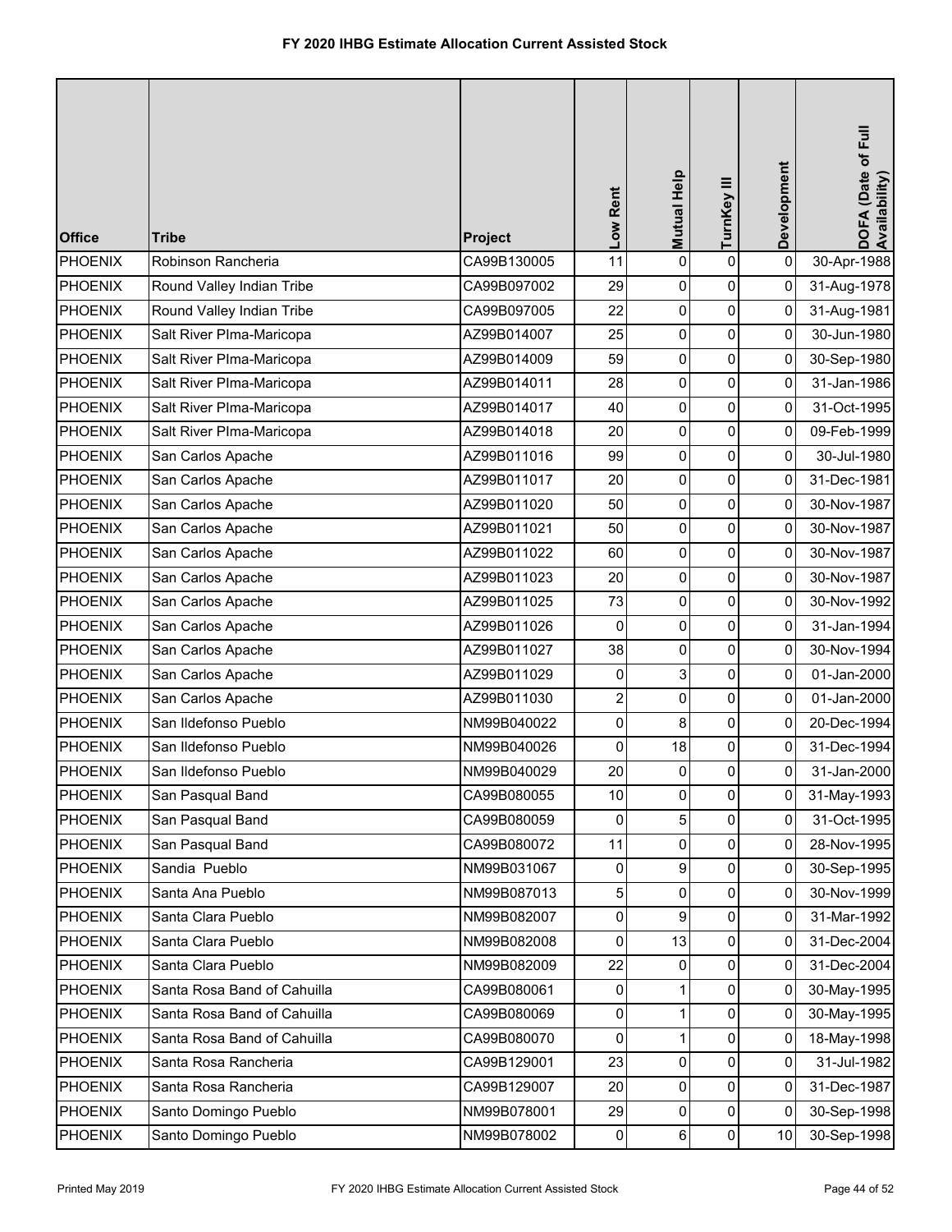# FY 2020 IHBG Estimate Allocation Current Assisted Stock

| Office | Tribe | Project | Low Rent | Mutual Help | TurnKey III | Development | DOFA (Date of Full Availability) |
|---|---|---|---|---|---|---|---|
| PHOENIX | Robinson Rancheria | CA99B130005 | 11 | 0 | 0 | 0 | 30-Apr-1988 |
| PHOENIX | Round Valley Indian Tribe | CA99B097002 | 29 | 0 | 0 | 0 | 31-Aug-1978 |
| PHOENIX | Round Valley Indian Tribe | CA99B097005 | 22 | 0 | 0 | 0 | 31-Aug-1981 |
| PHOENIX | Salt River PIma-Maricopa | AZ99B014007 | 25 | 0 | 0 | 0 | 30-Jun-1980 |
| PHOENIX | Salt River PIma-Maricopa | AZ99B014009 | 59 | 0 | 0 | 0 | 30-Sep-1980 |
| PHOENIX | Salt River PIma-Maricopa | AZ99B014011 | 28 | 0 | 0 | 0 | 31-Jan-1986 |
| PHOENIX | Salt River PIma-Maricopa | AZ99B014017 | 40 | 0 | 0 | 0 | 31-Oct-1995 |
| PHOENIX | Salt River PIma-Maricopa | AZ99B014018 | 20 | 0 | 0 | 0 | 09-Feb-1999 |
| PHOENIX | San Carlos Apache | AZ99B011016 | 99 | 0 | 0 | 0 | 30-Jul-1980 |
| PHOENIX | San Carlos Apache | AZ99B011017 | 20 | 0 | 0 | 0 | 31-Dec-1981 |
| PHOENIX | San Carlos Apache | AZ99B011020 | 50 | 0 | 0 | 0 | 30-Nov-1987 |
| PHOENIX | San Carlos Apache | AZ99B011021 | 50 | 0 | 0 | 0 | 30-Nov-1987 |
| PHOENIX | San Carlos Apache | AZ99B011022 | 60 | 0 | 0 | 0 | 30-Nov-1987 |
| PHOENIX | San Carlos Apache | AZ99B011023 | 20 | 0 | 0 | 0 | 30-Nov-1987 |
| PHOENIX | San Carlos Apache | AZ99B011025 | 73 | 0 | 0 | 0 | 30-Nov-1992 |
| PHOENIX | San Carlos Apache | AZ99B011026 | 0 | 0 | 0 | 0 | 31-Jan-1994 |
| PHOENIX | San Carlos Apache | AZ99B011027 | 38 | 0 | 0 | 0 | 30-Nov-1994 |
| PHOENIX | San Carlos Apache | AZ99B011029 | 0 | 3 | 0 | 0 | 01-Jan-2000 |
| PHOENIX | San Carlos Apache | AZ99B011030 | 2 | 0 | 0 | 0 | 01-Jan-2000 |
| PHOENIX | San Ildefonso Pueblo | NM99B040022 | 0 | 8 | 0 | 0 | 20-Dec-1994 |
| PHOENIX | San Ildefonso Pueblo | NM99B040026 | 0 | 18 | 0 | 0 | 31-Dec-1994 |
| PHOENIX | San Ildefonso Pueblo | NM99B040029 | 20 | 0 | 0 | 0 | 31-Jan-2000 |
| PHOENIX | San Pasqual Band | CA99B080055 | 10 | 0 | 0 | 0 | 31-May-1993 |
| PHOENIX | San Pasqual Band | CA99B080059 | 0 | 5 | 0 | 0 | 31-Oct-1995 |
| PHOENIX | San Pasqual Band | CA99B080072 | 11 | 0 | 0 | 0 | 28-Nov-1995 |
| PHOENIX | Sandia Pueblo | NM99B031067 | 0 | 9 | 0 | 0 | 30-Sep-1995 |
| PHOENIX | Santa Ana Pueblo | NM99B087013 | 5 | 0 | 0 | 0 | 30-Nov-1999 |
| PHOENIX | Santa Clara Pueblo | NM99B082007 | 0 | 9 | 0 | 0 | 31-Mar-1992 |
| PHOENIX | Santa Clara Pueblo | NM99B082008 | 0 | 13 | 0 | 0 | 31-Dec-2004 |
| PHOENIX | Santa Clara Pueblo | NM99B082009 | 22 | 0 | 0 | 0 | 31-Dec-2004 |
| PHOENIX | Santa Rosa Band of Cahuilla | CA99B080061 | 0 | 1 | 0 | 0 | 30-May-1995 |
| PHOENIX | Santa Rosa Band of Cahuilla | CA99B080069 | 0 | 1 | 0 | 0 | 30-May-1995 |
| PHOENIX | Santa Rosa Band of Cahuilla | CA99B080070 | 0 | 1 | 0 | 0 | 18-May-1998 |
| PHOENIX | Santa Rosa Rancheria | CA99B129001 | 23 | 0 | 0 | 0 | 31-Jul-1982 |
| PHOENIX | Santa Rosa Rancheria | CA99B129007 | 20 | 0 | 0 | 0 | 31-Dec-1987 |
| PHOENIX | Santo Domingo Pueblo | NM99B078001 | 29 | 0 | 0 | 0 | 30-Sep-1998 |
| PHOENIX | Santo Domingo Pueblo | NM99B078002 | 0 | 6 | 0 | 10 | 30-Sep-1998 |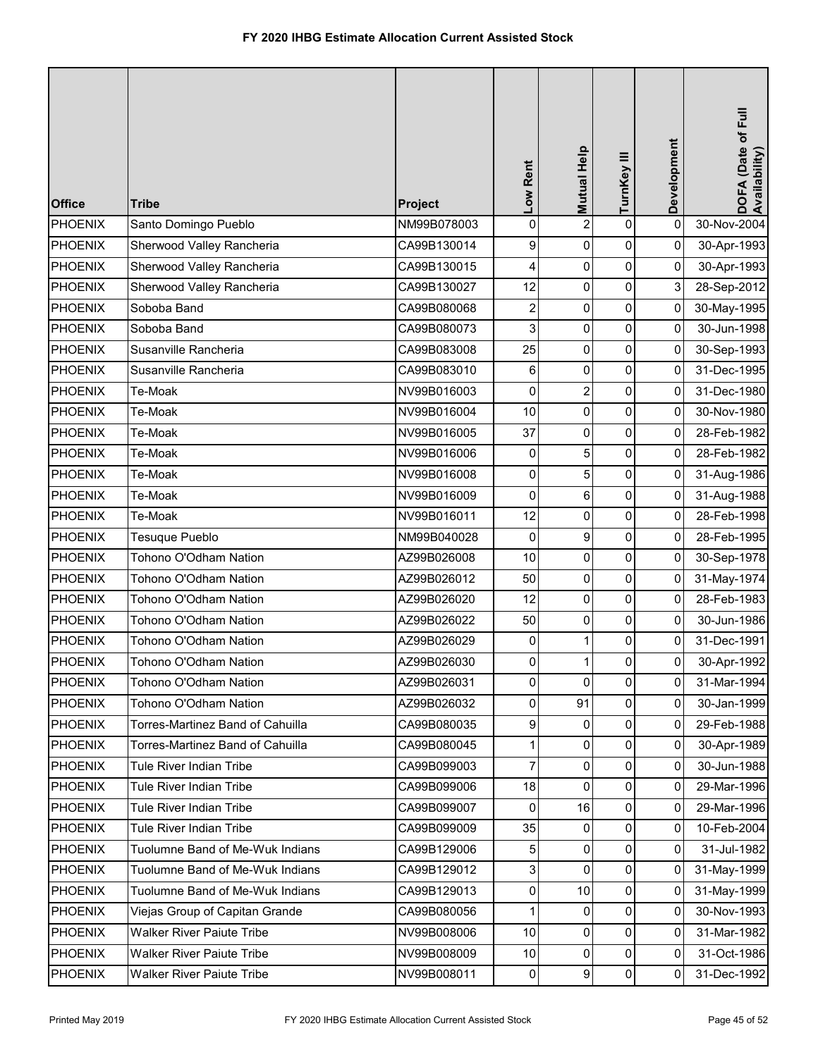# FY 2020 IHBG Estimate Allocation Current Assisted Stock

| Office | Tribe | Project | Low Rent | Mutual Help | TurnKey III | Development | DOFA (Date of Full Availability) |
|---|---|---|---|---|---|---|---|
| PHOENIX | Santo Domingo Pueblo | NM99B078003 | 0 | 2 | 0 | 0 | 30-Nov-2004 |
| PHOENIX | Sherwood Valley Rancheria | CA99B130014 | 9 | 0 | 0 | 0 | 30-Apr-1993 |
| PHOENIX | Sherwood Valley Rancheria | CA99B130015 | 4 | 0 | 0 | 0 | 30-Apr-1993 |
| PHOENIX | Sherwood Valley Rancheria | CA99B130027 | 12 | 0 | 0 | 3 | 28-Sep-2012 |
| PHOENIX | Soboba Band | CA99B080068 | 2 | 0 | 0 | 0 | 30-May-1995 |
| PHOENIX | Soboba Band | CA99B080073 | 3 | 0 | 0 | 0 | 30-Jun-1998 |
| PHOENIX | Susanville Rancheria | CA99B083008 | 25 | 0 | 0 | 0 | 30-Sep-1993 |
| PHOENIX | Susanville Rancheria | CA99B083010 | 6 | 0 | 0 | 0 | 31-Dec-1995 |
| PHOENIX | Te-Moak | NV99B016003 | 0 | 2 | 0 | 0 | 31-Dec-1980 |
| PHOENIX | Te-Moak | NV99B016004 | 10 | 0 | 0 | 0 | 30-Nov-1980 |
| PHOENIX | Te-Moak | NV99B016005 | 37 | 0 | 0 | 0 | 28-Feb-1982 |
| PHOENIX | Te-Moak | NV99B016006 | 0 | 5 | 0 | 0 | 28-Feb-1982 |
| PHOENIX | Te-Moak | NV99B016008 | 0 | 5 | 0 | 0 | 31-Aug-1986 |
| PHOENIX | Te-Moak | NV99B016009 | 0 | 6 | 0 | 0 | 31-Aug-1988 |
| PHOENIX | Te-Moak | NV99B016011 | 12 | 0 | 0 | 0 | 28-Feb-1998 |
| PHOENIX | Tesuque Pueblo | NM99B040028 | 0 | 9 | 0 | 0 | 28-Feb-1995 |
| PHOENIX | Tohono O'Odham Nation | AZ99B026008 | 10 | 0 | 0 | 0 | 30-Sep-1978 |
| PHOENIX | Tohono O'Odham Nation | AZ99B026012 | 50 | 0 | 0 | 0 | 31-May-1974 |
| PHOENIX | Tohono O'Odham Nation | AZ99B026020 | 12 | 0 | 0 | 0 | 28-Feb-1983 |
| PHOENIX | Tohono O'Odham Nation | AZ99B026022 | 50 | 0 | 0 | 0 | 30-Jun-1986 |
| PHOENIX | Tohono O'Odham Nation | AZ99B026029 | 0 | 1 | 0 | 0 | 31-Dec-1991 |
| PHOENIX | Tohono O'Odham Nation | AZ99B026030 | 0 | 1 | 0 | 0 | 30-Apr-1992 |
| PHOENIX | Tohono O'Odham Nation | AZ99B026031 | 0 | 0 | 0 | 0 | 31-Mar-1994 |
| PHOENIX | Tohono O'Odham Nation | AZ99B026032 | 0 | 91 | 0 | 0 | 30-Jan-1999 |
| PHOENIX | Torres-Martinez Band of Cahuilla | CA99B080035 | 9 | 0 | 0 | 0 | 29-Feb-1988 |
| PHOENIX | Torres-Martinez Band of Cahuilla | CA99B080045 | 1 | 0 | 0 | 0 | 30-Apr-1989 |
| PHOENIX | Tule River Indian Tribe | CA99B099003 | 7 | 0 | 0 | 0 | 30-Jun-1988 |
| PHOENIX | Tule River Indian Tribe | CA99B099006 | 18 | 0 | 0 | 0 | 29-Mar-1996 |
| PHOENIX | Tule River Indian Tribe | CA99B099007 | 0 | 16 | 0 | 0 | 29-Mar-1996 |
| PHOENIX | Tule River Indian Tribe | CA99B099009 | 35 | 0 | 0 | 0 | 10-Feb-2004 |
| PHOENIX | Tuolumne Band of Me-Wuk Indians | CA99B129006 | 5 | 0 | 0 | 0 | 31-Jul-1982 |
| PHOENIX | Tuolumne Band of Me-Wuk Indians | CA99B129012 | 3 | 0 | 0 | 0 | 31-May-1999 |
| PHOENIX | Tuolumne Band of Me-Wuk Indians | CA99B129013 | 0 | 10 | 0 | 0 | 31-May-1999 |
| PHOENIX | Viejas Group of Capitan Grande | CA99B080056 | 1 | 0 | 0 | 0 | 30-Nov-1993 |
| PHOENIX | Walker River Paiute Tribe | NV99B008006 | 10 | 0 | 0 | 0 | 31-Mar-1982 |
| PHOENIX | Walker River Paiute Tribe | NV99B008009 | 10 | 0 | 0 | 0 | 31-Oct-1986 |
| PHOENIX | Walker River Paiute Tribe | NV99B008011 | 0 | 9 | 0 | 0 | 31-Dec-1992 |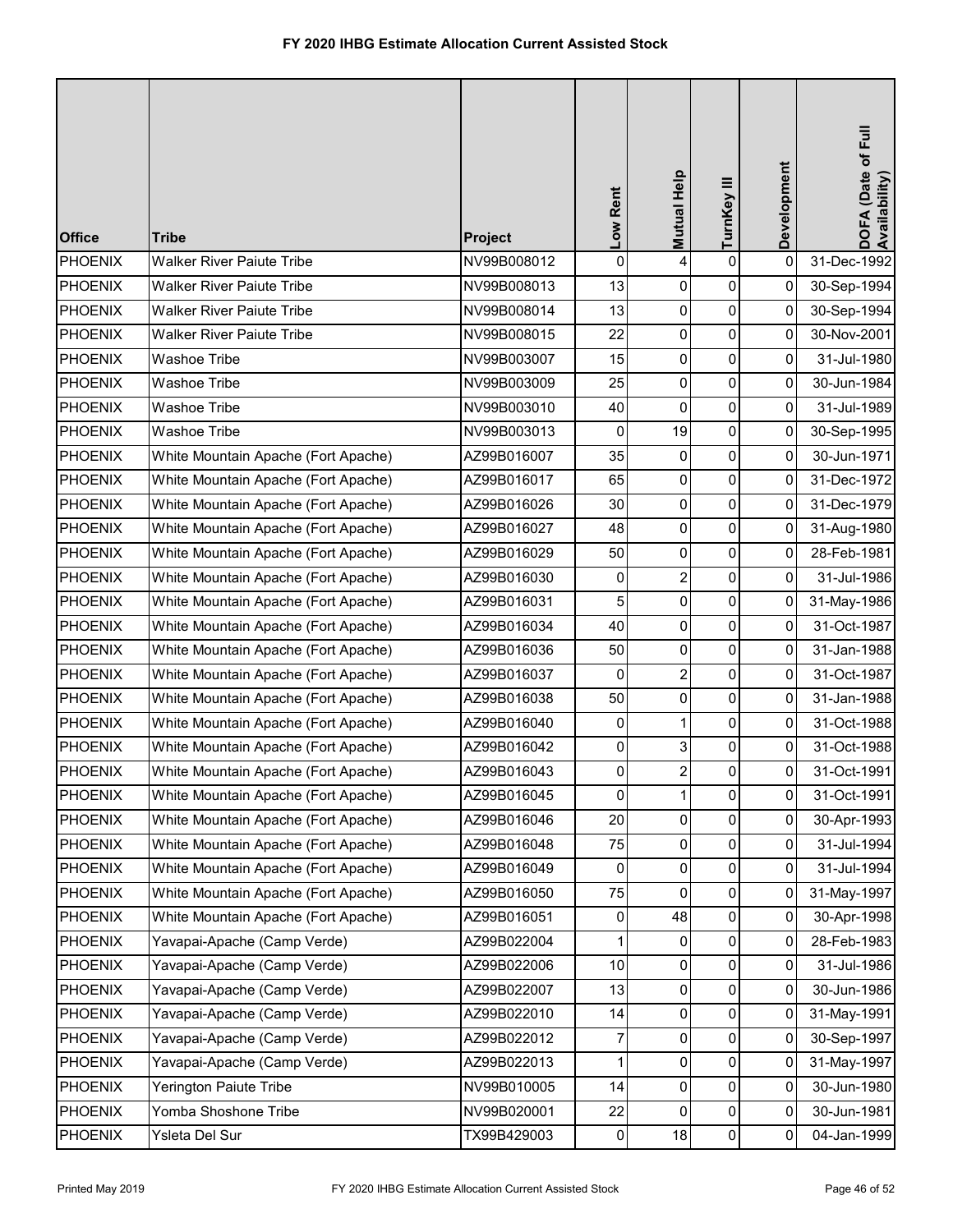# FY 2020 IHBG Estimate Allocation Current Assisted Stock

| Office | Tribe | Project | Low Rent | Mutual Help | TurnKey III | Development | DOFA (Date of Full Availability) |
|---|---|---|---|---|---|---|---|
| PHOENIX | Walker River Paiute Tribe | NV99B008012 | 0 | 4 | 0 | 0 | 31-Dec-1992 |
| PHOENIX | Walker River Paiute Tribe | NV99B008013 | 13 | 0 | 0 | 0 | 30-Sep-1994 |
| PHOENIX | Walker River Paiute Tribe | NV99B008014 | 13 | 0 | 0 | 0 | 30-Sep-1994 |
| PHOENIX | Walker River Paiute Tribe | NV99B008015 | 22 | 0 | 0 | 0 | 30-Nov-2001 |
| PHOENIX | Washoe Tribe | NV99B003007 | 15 | 0 | 0 | 0 | 31-Jul-1980 |
| PHOENIX | Washoe Tribe | NV99B003009 | 25 | 0 | 0 | 0 | 30-Jun-1984 |
| PHOENIX | Washoe Tribe | NV99B003010 | 40 | 0 | 0 | 0 | 31-Jul-1989 |
| PHOENIX | Washoe Tribe | NV99B003013 | 0 | 19 | 0 | 0 | 30-Sep-1995 |
| PHOENIX | White Mountain Apache (Fort Apache) | AZ99B016007 | 35 | 0 | 0 | 0 | 30-Jun-1971 |
| PHOENIX | White Mountain Apache (Fort Apache) | AZ99B016017 | 65 | 0 | 0 | 0 | 31-Dec-1972 |
| PHOENIX | White Mountain Apache (Fort Apache) | AZ99B016026 | 30 | 0 | 0 | 0 | 31-Dec-1979 |
| PHOENIX | White Mountain Apache (Fort Apache) | AZ99B016027 | 48 | 0 | 0 | 0 | 31-Aug-1980 |
| PHOENIX | White Mountain Apache (Fort Apache) | AZ99B016029 | 50 | 0 | 0 | 0 | 28-Feb-1981 |
| PHOENIX | White Mountain Apache (Fort Apache) | AZ99B016030 | 0 | 2 | 0 | 0 | 31-Jul-1986 |
| PHOENIX | White Mountain Apache (Fort Apache) | AZ99B016031 | 5 | 0 | 0 | 0 | 31-May-1986 |
| PHOENIX | White Mountain Apache (Fort Apache) | AZ99B016034 | 40 | 0 | 0 | 0 | 31-Oct-1987 |
| PHOENIX | White Mountain Apache (Fort Apache) | AZ99B016036 | 50 | 0 | 0 | 0 | 31-Jan-1988 |
| PHOENIX | White Mountain Apache (Fort Apache) | AZ99B016037 | 0 | 2 | 0 | 0 | 31-Oct-1987 |
| PHOENIX | White Mountain Apache (Fort Apache) | AZ99B016038 | 50 | 0 | 0 | 0 | 31-Jan-1988 |
| PHOENIX | White Mountain Apache (Fort Apache) | AZ99B016040 | 0 | 1 | 0 | 0 | 31-Oct-1988 |
| PHOENIX | White Mountain Apache (Fort Apache) | AZ99B016042 | 0 | 3 | 0 | 0 | 31-Oct-1988 |
| PHOENIX | White Mountain Apache (Fort Apache) | AZ99B016043 | 0 | 2 | 0 | 0 | 31-Oct-1991 |
| PHOENIX | White Mountain Apache (Fort Apache) | AZ99B016045 | 0 | 1 | 0 | 0 | 31-Oct-1991 |
| PHOENIX | White Mountain Apache (Fort Apache) | AZ99B016046 | 20 | 0 | 0 | 0 | 30-Apr-1993 |
| PHOENIX | White Mountain Apache (Fort Apache) | AZ99B016048 | 75 | 0 | 0 | 0 | 31-Jul-1994 |
| PHOENIX | White Mountain Apache (Fort Apache) | AZ99B016049 | 0 | 0 | 0 | 0 | 31-Jul-1994 |
| PHOENIX | White Mountain Apache (Fort Apache) | AZ99B016050 | 75 | 0 | 0 | 0 | 31-May-1997 |
| PHOENIX | White Mountain Apache (Fort Apache) | AZ99B016051 | 0 | 48 | 0 | 0 | 30-Apr-1998 |
| PHOENIX | Yavapai-Apache (Camp Verde) | AZ99B022004 | 1 | 0 | 0 | 0 | 28-Feb-1983 |
| PHOENIX | Yavapai-Apache (Camp Verde) | AZ99B022006 | 10 | 0 | 0 | 0 | 31-Jul-1986 |
| PHOENIX | Yavapai-Apache (Camp Verde) | AZ99B022007 | 13 | 0 | 0 | 0 | 30-Jun-1986 |
| PHOENIX | Yavapai-Apache (Camp Verde) | AZ99B022010 | 14 | 0 | 0 | 0 | 31-May-1991 |
| PHOENIX | Yavapai-Apache (Camp Verde) | AZ99B022012 | 7 | 0 | 0 | 0 | 30-Sep-1997 |
| PHOENIX | Yavapai-Apache (Camp Verde) | AZ99B022013 | 1 | 0 | 0 | 0 | 31-May-1997 |
| PHOENIX | Yerington Paiute Tribe | NV99B010005 | 14 | 0 | 0 | 0 | 30-Jun-1980 |
| PHOENIX | Yomba Shoshone Tribe | NV99B020001 | 22 | 0 | 0 | 0 | 30-Jun-1981 |
| PHOENIX | Ysleta Del Sur | TX99B429003 | 0 | 18 | 0 | 0 | 04-Jan-1999 |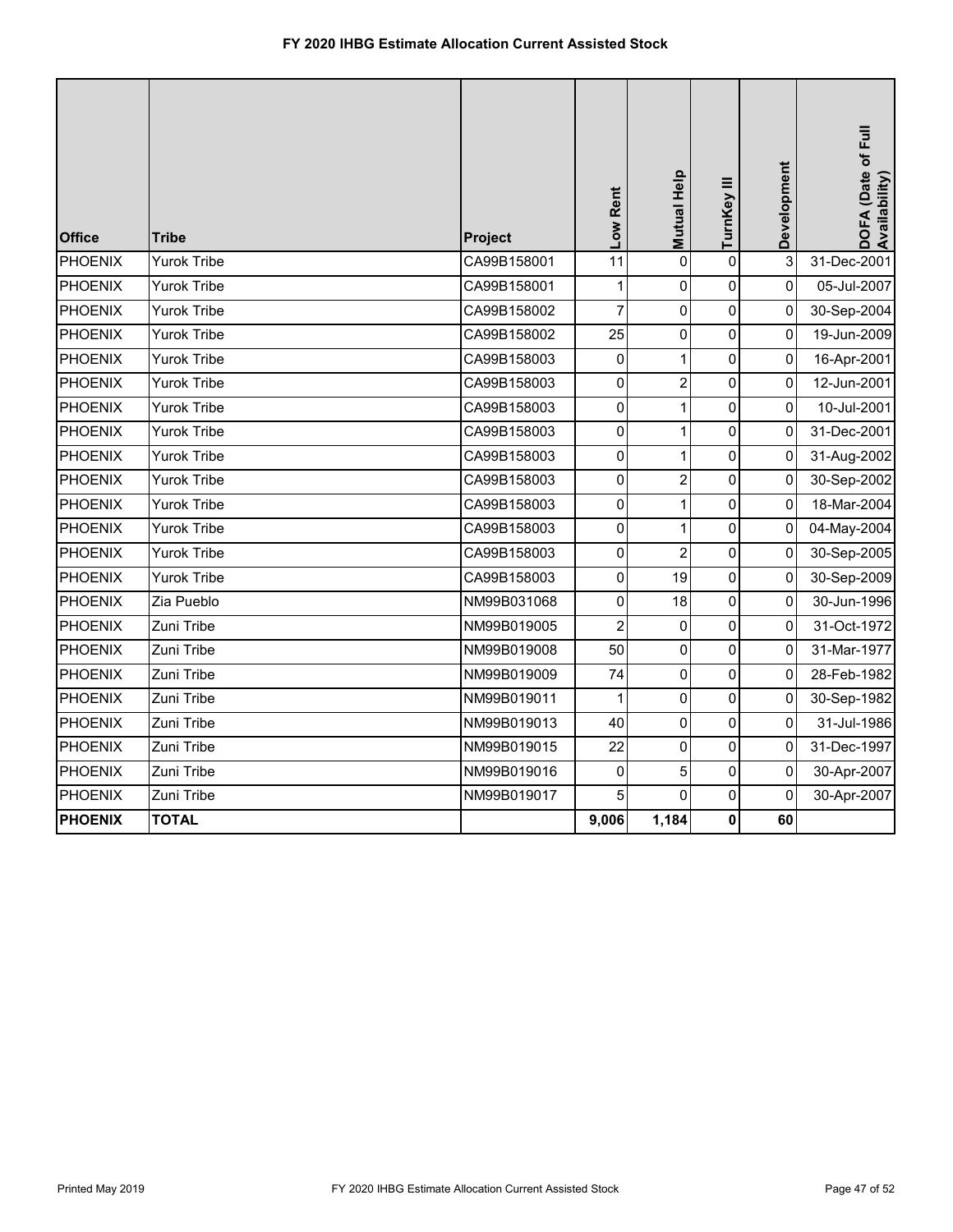# FY 2020 IHBG Estimate Allocation Current Assisted Stock

| Office | Tribe | Project | Low Rent | Mutual Help | TurnKey III | Development | DOFA (Date of Full Availability) |
|---|---|---|---|---|---|---|---|
| PHOENIX | Yurok Tribe | CA99B158001 | 11 | 0 | 0 | 3 | 31-Dec-2001 |
| PHOENIX | Yurok Tribe | CA99B158001 | 1 | 0 | 0 | 0 | 05-Jul-2007 |
| PHOENIX | Yurok Tribe | CA99B158002 | 7 | 0 | 0 | 0 | 30-Sep-2004 |
| PHOENIX | Yurok Tribe | CA99B158002 | 25 | 0 | 0 | 0 | 19-Jun-2009 |
| PHOENIX | Yurok Tribe | CA99B158003 | 0 | 1 | 0 | 0 | 16-Apr-2001 |
| PHOENIX | Yurok Tribe | CA99B158003 | 0 | 2 | 0 | 0 | 12-Jun-2001 |
| PHOENIX | Yurok Tribe | CA99B158003 | 0 | 1 | 0 | 0 | 10-Jul-2001 |
| PHOENIX | Yurok Tribe | CA99B158003 | 0 | 1 | 0 | 0 | 31-Dec-2001 |
| PHOENIX | Yurok Tribe | CA99B158003 | 0 | 1 | 0 | 0 | 31-Aug-2002 |
| PHOENIX | Yurok Tribe | CA99B158003 | 0 | 2 | 0 | 0 | 30-Sep-2002 |
| PHOENIX | Yurok Tribe | CA99B158003 | 0 | 1 | 0 | 0 | 18-Mar-2004 |
| PHOENIX | Yurok Tribe | CA99B158003 | 0 | 1 | 0 | 0 | 04-May-2004 |
| PHOENIX | Yurok Tribe | CA99B158003 | 0 | 2 | 0 | 0 | 30-Sep-2005 |
| PHOENIX | Yurok Tribe | CA99B158003 | 0 | 19 | 0 | 0 | 30-Sep-2009 |
| PHOENIX | Zia Pueblo | NM99B031068 | 0 | 18 | 0 | 0 | 30-Jun-1996 |
| PHOENIX | Zuni Tribe | NM99B019005 | 2 | 0 | 0 | 0 | 31-Oct-1972 |
| PHOENIX | Zuni Tribe | NM99B019008 | 50 | 0 | 0 | 0 | 31-Mar-1977 |
| PHOENIX | Zuni Tribe | NM99B019009 | 74 | 0 | 0 | 0 | 28-Feb-1982 |
| PHOENIX | Zuni Tribe | NM99B019011 | 1 | 0 | 0 | 0 | 30-Sep-1982 |
| PHOENIX | Zuni Tribe | NM99B019013 | 40 | 0 | 0 | 0 | 31-Jul-1986 |
| PHOENIX | Zuni Tribe | NM99B019015 | 22 | 0 | 0 | 0 | 31-Dec-1997 |
| PHOENIX | Zuni Tribe | NM99B019016 | 0 | 5 | 0 | 0 | 30-Apr-2007 |
| PHOENIX | Zuni Tribe | NM99B019017 | 5 | 0 | 0 | 0 | 30-Apr-2007 |
| **PHOENIX** | **TOTAL** | | **9,006** | **1,184** | **0** | **60** | |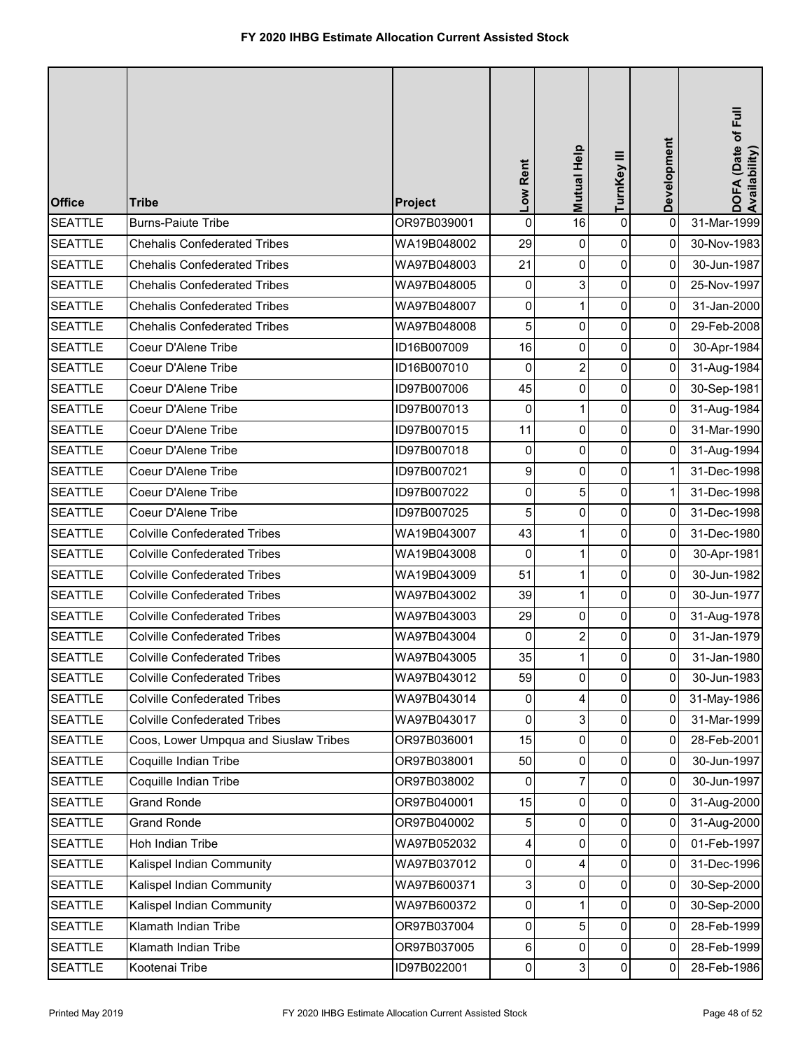# FY 2020 IHBG Estimate Allocation Current Assisted Stock

| Office | Tribe | Project | Low Rent | Mutual Help | TurnKey III | Development | DOFA (Date of Full Availability) |
|---|---|---|---|---|---|---|---|
| SEATTLE | Burns-Paiute Tribe | OR97B039001 | 0 | 16 | 0 | 0 | 31-Mar-1999 |
| SEATTLE | Chehalis Confederated Tribes | WA19B048002 | 29 | 0 | 0 | 0 | 30-Nov-1983 |
| SEATTLE | Chehalis Confederated Tribes | WA97B048003 | 21 | 0 | 0 | 0 | 30-Jun-1987 |
| SEATTLE | Chehalis Confederated Tribes | WA97B048005 | 0 | 3 | 0 | 0 | 25-Nov-1997 |
| SEATTLE | Chehalis Confederated Tribes | WA97B048007 | 0 | 1 | 0 | 0 | 31-Jan-2000 |
| SEATTLE | Chehalis Confederated Tribes | WA97B048008 | 5 | 0 | 0 | 0 | 29-Feb-2008 |
| SEATTLE | Coeur D'Alene Tribe | ID16B007009 | 16 | 0 | 0 | 0 | 30-Apr-1984 |
| SEATTLE | Coeur D'Alene Tribe | ID16B007010 | 0 | 2 | 0 | 0 | 31-Aug-1984 |
| SEATTLE | Coeur D'Alene Tribe | ID97B007006 | 45 | 0 | 0 | 0 | 30-Sep-1981 |
| SEATTLE | Coeur D'Alene Tribe | ID97B007013 | 0 | 1 | 0 | 0 | 31-Aug-1984 |
| SEATTLE | Coeur D'Alene Tribe | ID97B007015 | 11 | 0 | 0 | 0 | 31-Mar-1990 |
| SEATTLE | Coeur D'Alene Tribe | ID97B007018 | 0 | 0 | 0 | 0 | 31-Aug-1994 |
| SEATTLE | Coeur D'Alene Tribe | ID97B007021 | 9 | 0 | 0 | 1 | 31-Dec-1998 |
| SEATTLE | Coeur D'Alene Tribe | ID97B007022 | 0 | 5 | 0 | 1 | 31-Dec-1998 |
| SEATTLE | Coeur D'Alene Tribe | ID97B007025 | 5 | 0 | 0 | 0 | 31-Dec-1998 |
| SEATTLE | Colville Confederated Tribes | WA19B043007 | 43 | 1 | 0 | 0 | 31-Dec-1980 |
| SEATTLE | Colville Confederated Tribes | WA19B043008 | 0 | 1 | 0 | 0 | 30-Apr-1981 |
| SEATTLE | Colville Confederated Tribes | WA19B043009 | 51 | 1 | 0 | 0 | 30-Jun-1982 |
| SEATTLE | Colville Confederated Tribes | WA97B043002 | 39 | 1 | 0 | 0 | 30-Jun-1977 |
| SEATTLE | Colville Confederated Tribes | WA97B043003 | 29 | 0 | 0 | 0 | 31-Aug-1978 |
| SEATTLE | Colville Confederated Tribes | WA97B043004 | 0 | 2 | 0 | 0 | 31-Jan-1979 |
| SEATTLE | Colville Confederated Tribes | WA97B043005 | 35 | 1 | 0 | 0 | 31-Jan-1980 |
| SEATTLE | Colville Confederated Tribes | WA97B043012 | 59 | 0 | 0 | 0 | 30-Jun-1983 |
| SEATTLE | Colville Confederated Tribes | WA97B043014 | 0 | 4 | 0 | 0 | 31-May-1986 |
| SEATTLE | Colville Confederated Tribes | WA97B043017 | 0 | 3 | 0 | 0 | 31-Mar-1999 |
| SEATTLE | Coos, Lower Umpqua and Siuslaw Tribes | OR97B036001 | 15 | 0 | 0 | 0 | 28-Feb-2001 |
| SEATTLE | Coquille Indian Tribe | OR97B038001 | 50 | 0 | 0 | 0 | 30-Jun-1997 |
| SEATTLE | Coquille Indian Tribe | OR97B038002 | 0 | 7 | 0 | 0 | 30-Jun-1997 |
| SEATTLE | Grand Ronde | OR97B040001 | 15 | 0 | 0 | 0 | 31-Aug-2000 |
| SEATTLE | Grand Ronde | OR97B040002 | 5 | 0 | 0 | 0 | 31-Aug-2000 |
| SEATTLE | Hoh Indian Tribe | WA97B052032 | 4 | 0 | 0 | 0 | 01-Feb-1997 |
| SEATTLE | Kalispel Indian Community | WA97B037012 | 0 | 4 | 0 | 0 | 31-Dec-1996 |
| SEATTLE | Kalispel Indian Community | WA97B600371 | 3 | 0 | 0 | 0 | 30-Sep-2000 |
| SEATTLE | Kalispel Indian Community | WA97B600372 | 0 | 1 | 0 | 0 | 30-Sep-2000 |
| SEATTLE | Klamath Indian Tribe | OR97B037004 | 0 | 5 | 0 | 0 | 28-Feb-1999 |
| SEATTLE | Klamath Indian Tribe | OR97B037005 | 6 | 0 | 0 | 0 | 28-Feb-1999 |
| SEATTLE | Kootenai Tribe | ID97B022001 | 0 | 3 | 0 | 0 | 28-Feb-1986 |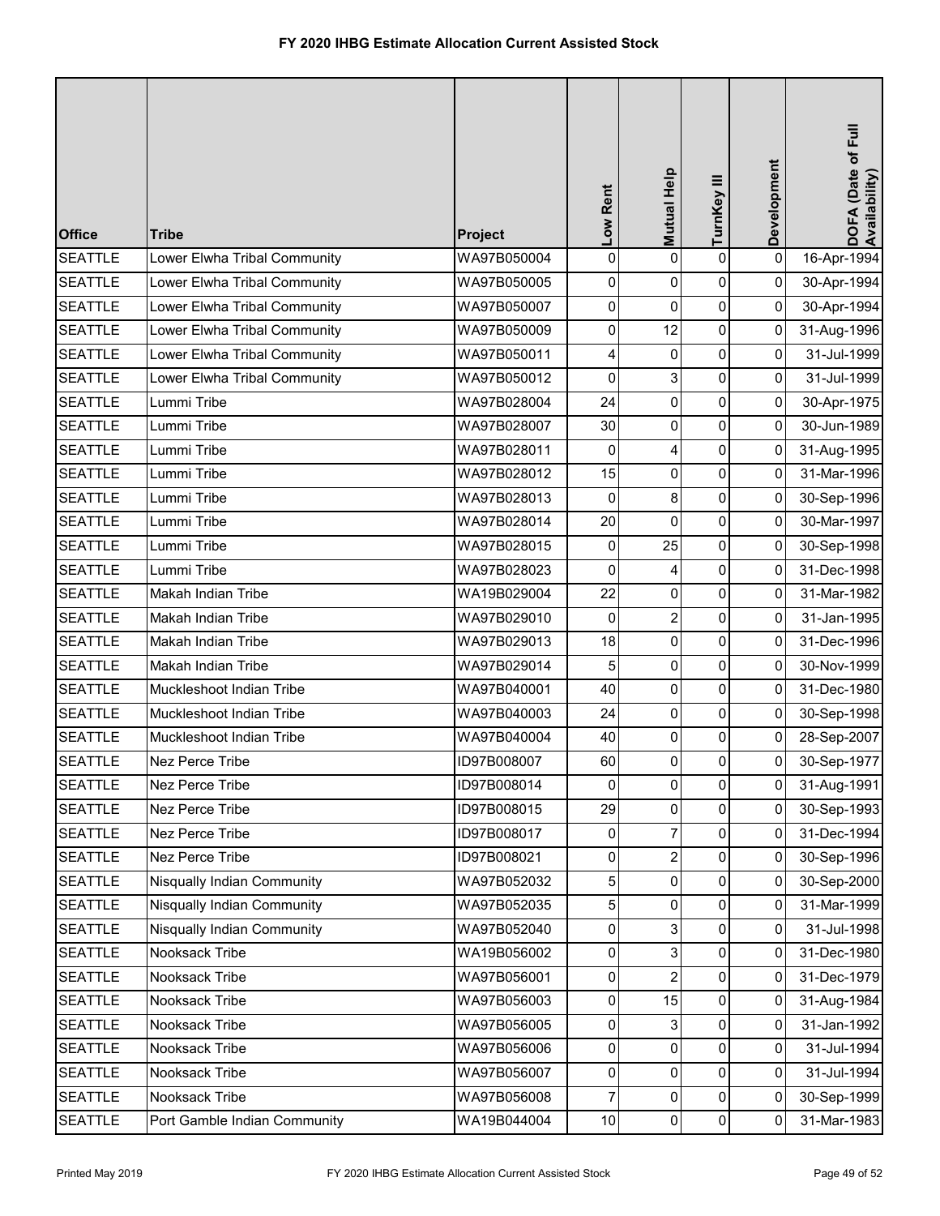# FY 2020 IHBG Estimate Allocation Current Assisted Stock

| Office | Tribe | Project | Low Rent | Mutual Help | TurnKey III | Development | DOFA (Date of Full Availability) |
|---|---|---|---|---|---|---|---|
| SEATTLE | Lower Elwha Tribal Community | WA97B050004 | 0 | 0 | 0 | 0 | 16-Apr-1994 |
| SEATTLE | Lower Elwha Tribal Community | WA97B050005 | 0 | 0 | 0 | 0 | 30-Apr-1994 |
| SEATTLE | Lower Elwha Tribal Community | WA97B050007 | 0 | 0 | 0 | 0 | 30-Apr-1994 |
| SEATTLE | Lower Elwha Tribal Community | WA97B050009 | 0 | 12 | 0 | 0 | 31-Aug-1996 |
| SEATTLE | Lower Elwha Tribal Community | WA97B050011 | 4 | 0 | 0 | 0 | 31-Jul-1999 |
| SEATTLE | Lower Elwha Tribal Community | WA97B050012 | 0 | 3 | 0 | 0 | 31-Jul-1999 |
| SEATTLE | Lummi Tribe | WA97B028004 | 24 | 0 | 0 | 0 | 30-Apr-1975 |
| SEATTLE | Lummi Tribe | WA97B028007 | 30 | 0 | 0 | 0 | 30-Jun-1989 |
| SEATTLE | Lummi Tribe | WA97B028011 | 0 | 4 | 0 | 0 | 31-Aug-1995 |
| SEATTLE | Lummi Tribe | WA97B028012 | 15 | 0 | 0 | 0 | 31-Mar-1996 |
| SEATTLE | Lummi Tribe | WA97B028013 | 0 | 8 | 0 | 0 | 30-Sep-1996 |
| SEATTLE | Lummi Tribe | WA97B028014 | 20 | 0 | 0 | 0 | 30-Mar-1997 |
| SEATTLE | Lummi Tribe | WA97B028015 | 0 | 25 | 0 | 0 | 30-Sep-1998 |
| SEATTLE | Lummi Tribe | WA97B028023 | 0 | 4 | 0 | 0 | 31-Dec-1998 |
| SEATTLE | Makah Indian Tribe | WA19B029004 | 22 | 0 | 0 | 0 | 31-Mar-1982 |
| SEATTLE | Makah Indian Tribe | WA97B029010 | 0 | 2 | 0 | 0 | 31-Jan-1995 |
| SEATTLE | Makah Indian Tribe | WA97B029013 | 18 | 0 | 0 | 0 | 31-Dec-1996 |
| SEATTLE | Makah Indian Tribe | WA97B029014 | 5 | 0 | 0 | 0 | 30-Nov-1999 |
| SEATTLE | Muckleshoot Indian Tribe | WA97B040001 | 40 | 0 | 0 | 0 | 31-Dec-1980 |
| SEATTLE | Muckleshoot Indian Tribe | WA97B040003 | 24 | 0 | 0 | 0 | 30-Sep-1998 |
| SEATTLE | Muckleshoot Indian Tribe | WA97B040004 | 40 | 0 | 0 | 0 | 28-Sep-2007 |
| SEATTLE | Nez Perce Tribe | ID97B008007 | 60 | 0 | 0 | 0 | 30-Sep-1977 |
| SEATTLE | Nez Perce Tribe | ID97B008014 | 0 | 0 | 0 | 0 | 31-Aug-1991 |
| SEATTLE | Nez Perce Tribe | ID97B008015 | 29 | 0 | 0 | 0 | 30-Sep-1993 |
| SEATTLE | Nez Perce Tribe | ID97B008017 | 0 | 7 | 0 | 0 | 31-Dec-1994 |
| SEATTLE | Nez Perce Tribe | ID97B008021 | 0 | 2 | 0 | 0 | 30-Sep-1996 |
| SEATTLE | Nisqually Indian Community | WA97B052032 | 5 | 0 | 0 | 0 | 30-Sep-2000 |
| SEATTLE | Nisqually Indian Community | WA97B052035 | 5 | 0 | 0 | 0 | 31-Mar-1999 |
| SEATTLE | Nisqually Indian Community | WA97B052040 | 0 | 3 | 0 | 0 | 31-Jul-1998 |
| SEATTLE | Nooksack Tribe | WA19B056002 | 0 | 3 | 0 | 0 | 31-Dec-1980 |
| SEATTLE | Nooksack Tribe | WA97B056001 | 0 | 2 | 0 | 0 | 31-Dec-1979 |
| SEATTLE | Nooksack Tribe | WA97B056003 | 0 | 15 | 0 | 0 | 31-Aug-1984 |
| SEATTLE | Nooksack Tribe | WA97B056005 | 0 | 3 | 0 | 0 | 31-Jan-1992 |
| SEATTLE | Nooksack Tribe | WA97B056006 | 0 | 0 | 0 | 0 | 31-Jul-1994 |
| SEATTLE | Nooksack Tribe | WA97B056007 | 0 | 0 | 0 | 0 | 31-Jul-1994 |
| SEATTLE | Nooksack Tribe | WA97B056008 | 7 | 0 | 0 | 0 | 30-Sep-1999 |
| SEATTLE | Port Gamble Indian Community | WA19B044004 | 10 | 0 | 0 | 0 | 31-Mar-1983 |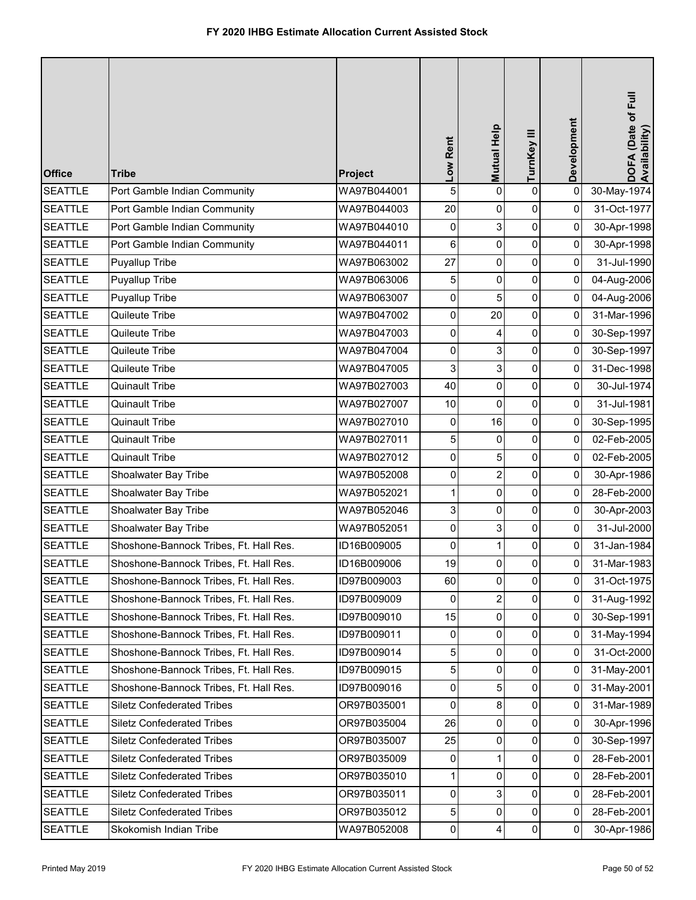# FY 2020 IHBG Estimate Allocation Current Assisted Stock

| Office | Tribe | Project | Low Rent | Mutual Help | TurnKey III | Development | DOFA (Date of Full Availability) |
|---|---|---|---|---|---|---|---|
| SEATTLE | Port Gamble Indian Community | WA97B044001 | 5 | 0 | 0 | 0 | 30-May-1974 |
| SEATTLE | Port Gamble Indian Community | WA97B044003 | 20 | 0 | 0 | 0 | 31-Oct-1977 |
| SEATTLE | Port Gamble Indian Community | WA97B044010 | 0 | 3 | 0 | 0 | 30-Apr-1998 |
| SEATTLE | Port Gamble Indian Community | WA97B044011 | 6 | 0 | 0 | 0 | 30-Apr-1998 |
| SEATTLE | Puyallup Tribe | WA97B063002 | 27 | 0 | 0 | 0 | 31-Jul-1990 |
| SEATTLE | Puyallup Tribe | WA97B063006 | 5 | 0 | 0 | 0 | 04-Aug-2006 |
| SEATTLE | Puyallup Tribe | WA97B063007 | 0 | 5 | 0 | 0 | 04-Aug-2006 |
| SEATTLE | Quileute Tribe | WA97B047002 | 0 | 20 | 0 | 0 | 31-Mar-1996 |
| SEATTLE | Quileute Tribe | WA97B047003 | 0 | 4 | 0 | 0 | 30-Sep-1997 |
| SEATTLE | Quileute Tribe | WA97B047004 | 0 | 3 | 0 | 0 | 30-Sep-1997 |
| SEATTLE | Quileute Tribe | WA97B047005 | 3 | 3 | 0 | 0 | 31-Dec-1998 |
| SEATTLE | Quinault Tribe | WA97B027003 | 40 | 0 | 0 | 0 | 30-Jul-1974 |
| SEATTLE | Quinault Tribe | WA97B027007 | 10 | 0 | 0 | 0 | 31-Jul-1981 |
| SEATTLE | Quinault Tribe | WA97B027010 | 0 | 16 | 0 | 0 | 30-Sep-1995 |
| SEATTLE | Quinault Tribe | WA97B027011 | 5 | 0 | 0 | 0 | 02-Feb-2005 |
| SEATTLE | Quinault Tribe | WA97B027012 | 0 | 5 | 0 | 0 | 02-Feb-2005 |
| SEATTLE | Shoalwater Bay Tribe | WA97B052008 | 0 | 2 | 0 | 0 | 30-Apr-1986 |
| SEATTLE | Shoalwater Bay Tribe | WA97B052021 | 1 | 0 | 0 | 0 | 28-Feb-2000 |
| SEATTLE | Shoalwater Bay Tribe | WA97B052046 | 3 | 0 | 0 | 0 | 30-Apr-2003 |
| SEATTLE | Shoalwater Bay Tribe | WA97B052051 | 0 | 3 | 0 | 0 | 31-Jul-2000 |
| SEATTLE | Shoshone-Bannock Tribes, Ft. Hall Res. | ID16B009005 | 0 | 1 | 0 | 0 | 31-Jan-1984 |
| SEATTLE | Shoshone-Bannock Tribes, Ft. Hall Res. | ID16B009006 | 19 | 0 | 0 | 0 | 31-Mar-1983 |
| SEATTLE | Shoshone-Bannock Tribes, Ft. Hall Res. | ID97B009003 | 60 | 0 | 0 | 0 | 31-Oct-1975 |
| SEATTLE | Shoshone-Bannock Tribes, Ft. Hall Res. | ID97B009009 | 0 | 2 | 0 | 0 | 31-Aug-1992 |
| SEATTLE | Shoshone-Bannock Tribes, Ft. Hall Res. | ID97B009010 | 15 | 0 | 0 | 0 | 30-Sep-1991 |
| SEATTLE | Shoshone-Bannock Tribes, Ft. Hall Res. | ID97B009011 | 0 | 0 | 0 | 0 | 31-May-1994 |
| SEATTLE | Shoshone-Bannock Tribes, Ft. Hall Res. | ID97B009014 | 5 | 0 | 0 | 0 | 31-Oct-2000 |
| SEATTLE | Shoshone-Bannock Tribes, Ft. Hall Res. | ID97B009015 | 5 | 0 | 0 | 0 | 31-May-2001 |
| SEATTLE | Shoshone-Bannock Tribes, Ft. Hall Res. | ID97B009016 | 0 | 5 | 0 | 0 | 31-May-2001 |
| SEATTLE | Siletz Confederated Tribes | OR97B035001 | 0 | 8 | 0 | 0 | 31-Mar-1989 |
| SEATTLE | Siletz Confederated Tribes | OR97B035004 | 26 | 0 | 0 | 0 | 30-Apr-1996 |
| SEATTLE | Siletz Confederated Tribes | OR97B035007 | 25 | 0 | 0 | 0 | 30-Sep-1997 |
| SEATTLE | Siletz Confederated Tribes | OR97B035009 | 0 | 1 | 0 | 0 | 28-Feb-2001 |
| SEATTLE | Siletz Confederated Tribes | OR97B035010 | 1 | 0 | 0 | 0 | 28-Feb-2001 |
| SEATTLE | Siletz Confederated Tribes | OR97B035011 | 0 | 3 | 0 | 0 | 28-Feb-2001 |
| SEATTLE | Siletz Confederated Tribes | OR97B035012 | 5 | 0 | 0 | 0 | 28-Feb-2001 |
| SEATTLE | Skokomish Indian Tribe | WA97B052008 | 0 | 4 | 0 | 0 | 30-Apr-1986 |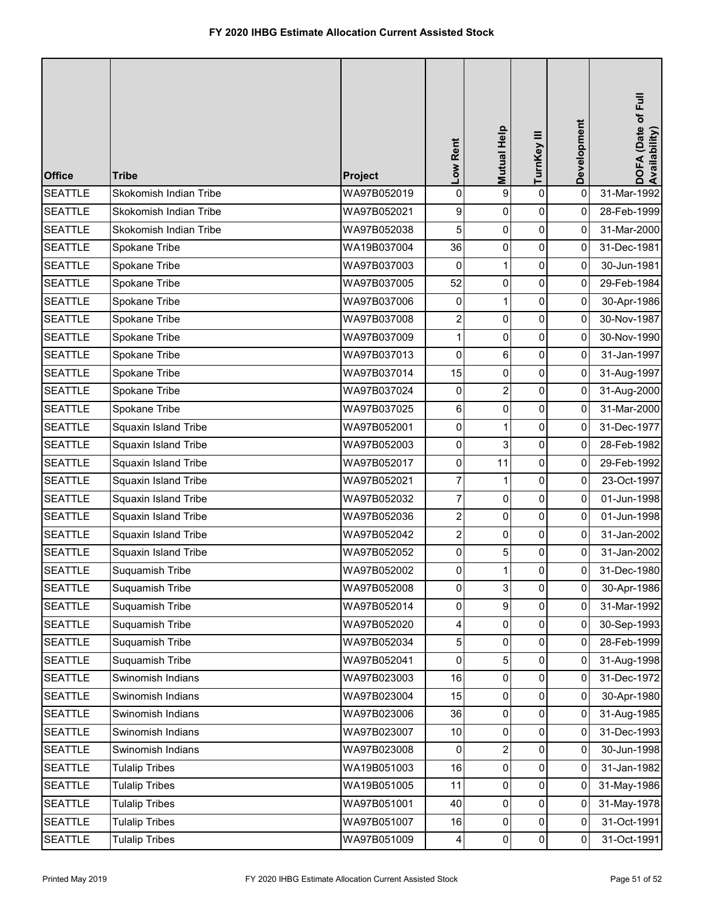# FY 2020 IHBG Estimate Allocation Current Assisted Stock

| Office | Tribe | Project | Low Rent | Mutual Help | TurnKey III | Development | DOFA (Date of Full Availability) |
|---|---|---|---|---|---|---|---|
| SEATTLE | Skokomish Indian Tribe | WA97B052019 | 0 | 9 | 0 | 0 | 31-Mar-1992 |
| SEATTLE | Skokomish Indian Tribe | WA97B052021 | 9 | 0 | 0 | 0 | 28-Feb-1999 |
| SEATTLE | Skokomish Indian Tribe | WA97B052038 | 5 | 0 | 0 | 0 | 31-Mar-2000 |
| SEATTLE | Spokane Tribe | WA19B037004 | 36 | 0 | 0 | 0 | 31-Dec-1981 |
| SEATTLE | Spokane Tribe | WA97B037003 | 0 | 1 | 0 | 0 | 30-Jun-1981 |
| SEATTLE | Spokane Tribe | WA97B037005 | 52 | 0 | 0 | 0 | 29-Feb-1984 |
| SEATTLE | Spokane Tribe | WA97B037006 | 0 | 1 | 0 | 0 | 30-Apr-1986 |
| SEATTLE | Spokane Tribe | WA97B037008 | 2 | 0 | 0 | 0 | 30-Nov-1987 |
| SEATTLE | Spokane Tribe | WA97B037009 | 1 | 0 | 0 | 0 | 30-Nov-1990 |
| SEATTLE | Spokane Tribe | WA97B037013 | 0 | 6 | 0 | 0 | 31-Jan-1997 |
| SEATTLE | Spokane Tribe | WA97B037014 | 15 | 0 | 0 | 0 | 31-Aug-1997 |
| SEATTLE | Spokane Tribe | WA97B037024 | 0 | 2 | 0 | 0 | 31-Aug-2000 |
| SEATTLE | Spokane Tribe | WA97B037025 | 6 | 0 | 0 | 0 | 31-Mar-2000 |
| SEATTLE | Squaxin Island Tribe | WA97B052001 | 0 | 1 | 0 | 0 | 31-Dec-1977 |
| SEATTLE | Squaxin Island Tribe | WA97B052003 | 0 | 3 | 0 | 0 | 28-Feb-1982 |
| SEATTLE | Squaxin Island Tribe | WA97B052017 | 0 | 11 | 0 | 0 | 29-Feb-1992 |
| SEATTLE | Squaxin Island Tribe | WA97B052021 | 7 | 1 | 0 | 0 | 23-Oct-1997 |
| SEATTLE | Squaxin Island Tribe | WA97B052032 | 7 | 0 | 0 | 0 | 01-Jun-1998 |
| SEATTLE | Squaxin Island Tribe | WA97B052036 | 2 | 0 | 0 | 0 | 01-Jun-1998 |
| SEATTLE | Squaxin Island Tribe | WA97B052042 | 2 | 0 | 0 | 0 | 31-Jan-2002 |
| SEATTLE | Squaxin Island Tribe | WA97B052052 | 0 | 5 | 0 | 0 | 31-Jan-2002 |
| SEATTLE | Suquamish Tribe | WA97B052002 | 0 | 1 | 0 | 0 | 31-Dec-1980 |
| SEATTLE | Suquamish Tribe | WA97B052008 | 0 | 3 | 0 | 0 | 30-Apr-1986 |
| SEATTLE | Suquamish Tribe | WA97B052014 | 0 | 9 | 0 | 0 | 31-Mar-1992 |
| SEATTLE | Suquamish Tribe | WA97B052020 | 4 | 0 | 0 | 0 | 30-Sep-1993 |
| SEATTLE | Suquamish Tribe | WA97B052034 | 5 | 0 | 0 | 0 | 28-Feb-1999 |
| SEATTLE | Suquamish Tribe | WA97B052041 | 0 | 5 | 0 | 0 | 31-Aug-1998 |
| SEATTLE | Swinomish Indians | WA97B023003 | 16 | 0 | 0 | 0 | 31-Dec-1972 |
| SEATTLE | Swinomish Indians | WA97B023004 | 15 | 0 | 0 | 0 | 30-Apr-1980 |
| SEATTLE | Swinomish Indians | WA97B023006 | 36 | 0 | 0 | 0 | 31-Aug-1985 |
| SEATTLE | Swinomish Indians | WA97B023007 | 10 | 0 | 0 | 0 | 31-Dec-1993 |
| SEATTLE | Swinomish Indians | WA97B023008 | 0 | 2 | 0 | 0 | 30-Jun-1998 |
| SEATTLE | Tulalip Tribes | WA19B051003 | 16 | 0 | 0 | 0 | 31-Jan-1982 |
| SEATTLE | Tulalip Tribes | WA19B051005 | 11 | 0 | 0 | 0 | 31-May-1986 |
| SEATTLE | Tulalip Tribes | WA97B051001 | 40 | 0 | 0 | 0 | 31-May-1978 |
| SEATTLE | Tulalip Tribes | WA97B051007 | 16 | 0 | 0 | 0 | 31-Oct-1991 |
| SEATTLE | Tulalip Tribes | WA97B051009 | 4 | 0 | 0 | 0 | 31-Oct-1991 |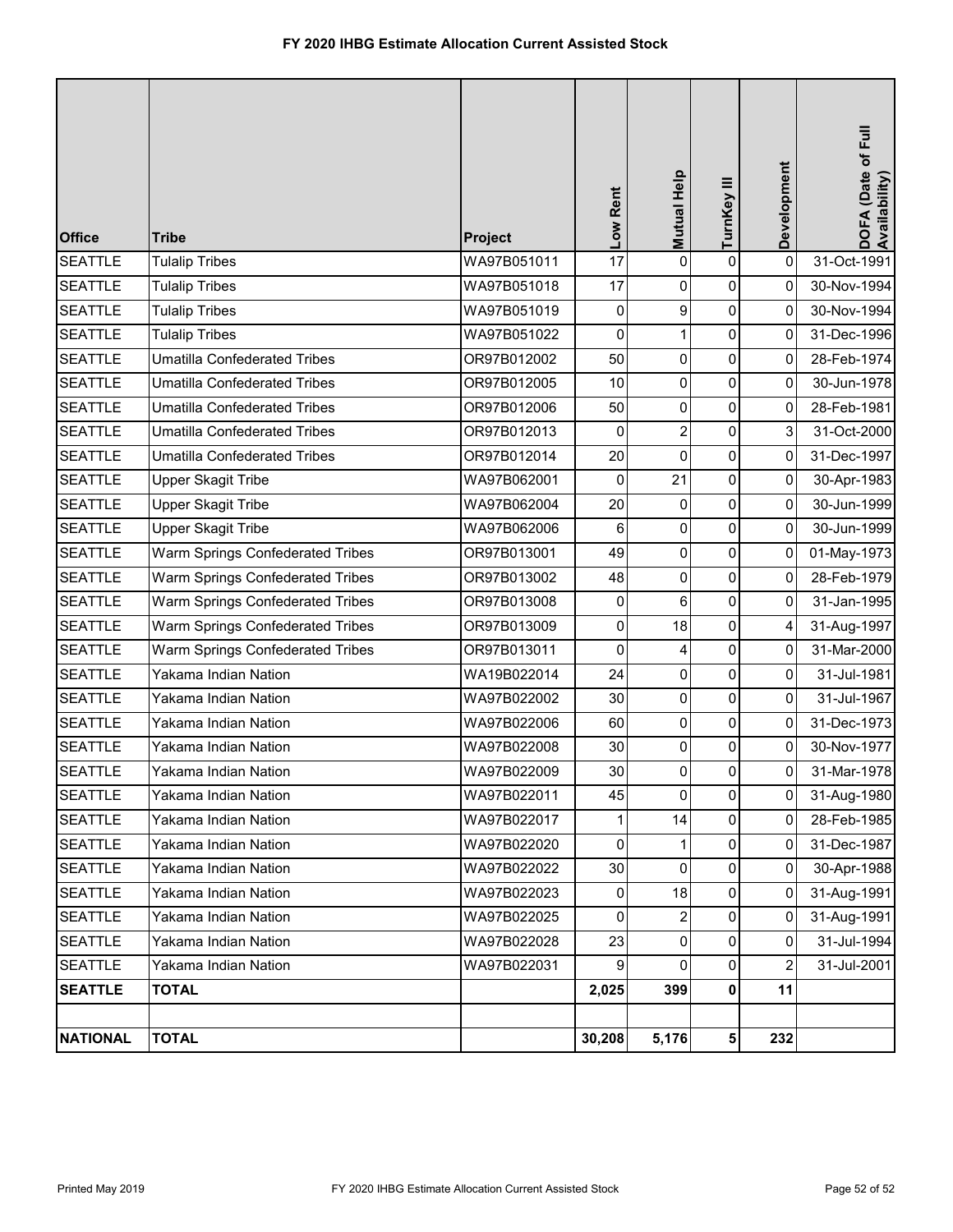# FY 2020 IHBG Estimate Allocation Current Assisted Stock

| Office | Tribe | Project | Low Rent | Mutual Help | TurnKey III | Development | DOFA (Date of Full Availability) |
|---|---|---|---|---|---|---|---|
| SEATTLE | Tulalip Tribes | WA97B051011 | 17 | 0 | 0 | 0 | 31-Oct-1991 |
| SEATTLE | Tulalip Tribes | WA97B051018 | 17 | 0 | 0 | 0 | 30-Nov-1994 |
| SEATTLE | Tulalip Tribes | WA97B051019 | 0 | 9 | 0 | 0 | 30-Nov-1994 |
| SEATTLE | Tulalip Tribes | WA97B051022 | 0 | 1 | 0 | 0 | 31-Dec-1996 |
| SEATTLE | Umatilla Confederated Tribes | OR97B012002 | 50 | 0 | 0 | 0 | 28-Feb-1974 |
| SEATTLE | Umatilla Confederated Tribes | OR97B012005 | 10 | 0 | 0 | 0 | 30-Jun-1978 |
| SEATTLE | Umatilla Confederated Tribes | OR97B012006 | 50 | 0 | 0 | 0 | 28-Feb-1981 |
| SEATTLE | Umatilla Confederated Tribes | OR97B012013 | 0 | 2 | 0 | 3 | 31-Oct-2000 |
| SEATTLE | Umatilla Confederated Tribes | OR97B012014 | 20 | 0 | 0 | 0 | 31-Dec-1997 |
| SEATTLE | Upper Skagit Tribe | WA97B062001 | 0 | 21 | 0 | 0 | 30-Apr-1983 |
| SEATTLE | Upper Skagit Tribe | WA97B062004 | 20 | 0 | 0 | 0 | 30-Jun-1999 |
| SEATTLE | Upper Skagit Tribe | WA97B062006 | 6 | 0 | 0 | 0 | 30-Jun-1999 |
| SEATTLE | Warm Springs Confederated Tribes | OR97B013001 | 49 | 0 | 0 | 0 | 01-May-1973 |
| SEATTLE | Warm Springs Confederated Tribes | OR97B013002 | 48 | 0 | 0 | 0 | 28-Feb-1979 |
| SEATTLE | Warm Springs Confederated Tribes | OR97B013008 | 0 | 6 | 0 | 0 | 31-Jan-1995 |
| SEATTLE | Warm Springs Confederated Tribes | OR97B013009 | 0 | 18 | 0 | 4 | 31-Aug-1997 |
| SEATTLE | Warm Springs Confederated Tribes | OR97B013011 | 0 | 4 | 0 | 0 | 31-Mar-2000 |
| SEATTLE | Yakama Indian Nation | WA19B022014 | 24 | 0 | 0 | 0 | 31-Jul-1981 |
| SEATTLE | Yakama Indian Nation | WA97B022002 | 30 | 0 | 0 | 0 | 31-Jul-1967 |
| SEATTLE | Yakama Indian Nation | WA97B022006 | 60 | 0 | 0 | 0 | 31-Dec-1973 |
| SEATTLE | Yakama Indian Nation | WA97B022008 | 30 | 0 | 0 | 0 | 30-Nov-1977 |
| SEATTLE | Yakama Indian Nation | WA97B022009 | 30 | 0 | 0 | 0 | 31-Mar-1978 |
| SEATTLE | Yakama Indian Nation | WA97B022011 | 45 | 0 | 0 | 0 | 31-Aug-1980 |
| SEATTLE | Yakama Indian Nation | WA97B022017 | 1 | 14 | 0 | 0 | 28-Feb-1985 |
| SEATTLE | Yakama Indian Nation | WA97B022020 | 0 | 1 | 0 | 0 | 31-Dec-1987 |
| SEATTLE | Yakama Indian Nation | WA97B022022 | 30 | 0 | 0 | 0 | 30-Apr-1988 |
| SEATTLE | Yakama Indian Nation | WA97B022023 | 0 | 18 | 0 | 0 | 31-Aug-1991 |
| SEATTLE | Yakama Indian Nation | WA97B022025 | 0 | 2 | 0 | 0 | 31-Aug-1991 |
| SEATTLE | Yakama Indian Nation | WA97B022028 | 23 | 0 | 0 | 0 | 31-Jul-1994 |
| SEATTLE | Yakama Indian Nation | WA97B022031 | 9 | 0 | 0 | 2 | 31-Jul-2001 |
| **SEATTLE** | **TOTAL** | | **2,025** | **399** | **0** | **11** | |
| | | | | | | | |
| **NATIONAL** | **TOTAL** | | **30,208** | **5,176** | **5** | **232** | |

Printed May 2019